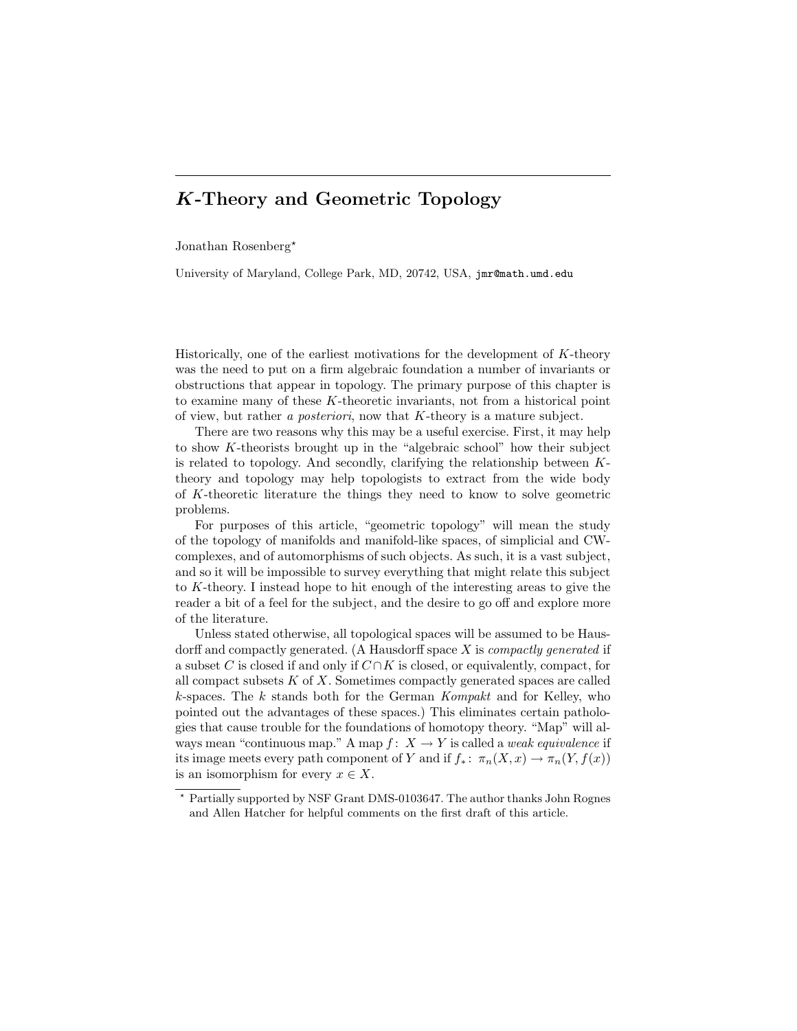# $K$-Theory and Geometric Topology

Jonathan Rosenberg*

University of Maryland, College Park, MD, 20742, USA, jmr@math.umd.edu

Historically, one of the earliest motivations for the development of $K$-theory was the need to put on a firm algebraic foundation a number of invariants or obstructions that appear in topology. The primary purpose of this chapter is to examine many of these $K$-theoretic invariants, not from a historical point of view, but rather *a posteriori*, now that $K$-theory is a mature subject.

There are two reasons why this may be a useful exercise. First, it may help to show $K$-theorists brought up in the "algebraic school" how their subject is related to topology. And secondly, clarifying the relationship between $K$-theory and topology may help topologists to extract from the wide body of $K$-theoretic literature the things they need to know to solve geometric problems.

For purposes of this article, "geometric topology" will mean the study of the topology of manifolds and manifold-like spaces, of simplicial and CW-complexes, and of automorphisms of such objects. As such, it is a vast subject, and so it will be impossible to survey everything that might relate this subject to $K$-theory. I instead hope to hit enough of the interesting areas to give the reader a bit of a feel for the subject, and the desire to go off and explore more of the literature.

Unless stated otherwise, all topological spaces will be assumed to be Hausdorff and compactly generated. (A Hausdorff space $X$ is *compactly generated* if a subset $C$ is closed if and only if $C \cap K$ is closed, or equivalently, compact, for all compact subsets $K$ of $X$. Sometimes compactly generated spaces are called $k$-spaces. The $k$ stands both for the German *Kompakt* and for Kelley, who pointed out the advantages of these spaces.) This eliminates certain pathologies that cause trouble for the foundations of homotopy theory. "Map" will always mean "continuous map." A map $f\colon X \to Y$ is called a *weak equivalence* if its image meets every path component of $Y$ and if $f_*\colon \pi_n(X, x) \to \pi_n(Y, f(x))$ is an isomorphism for every $x \in X$.

* Partially supported by NSF Grant DMS-0103647. The author thanks John Rognes and Allen Hatcher for helpful comments on the first draft of this article.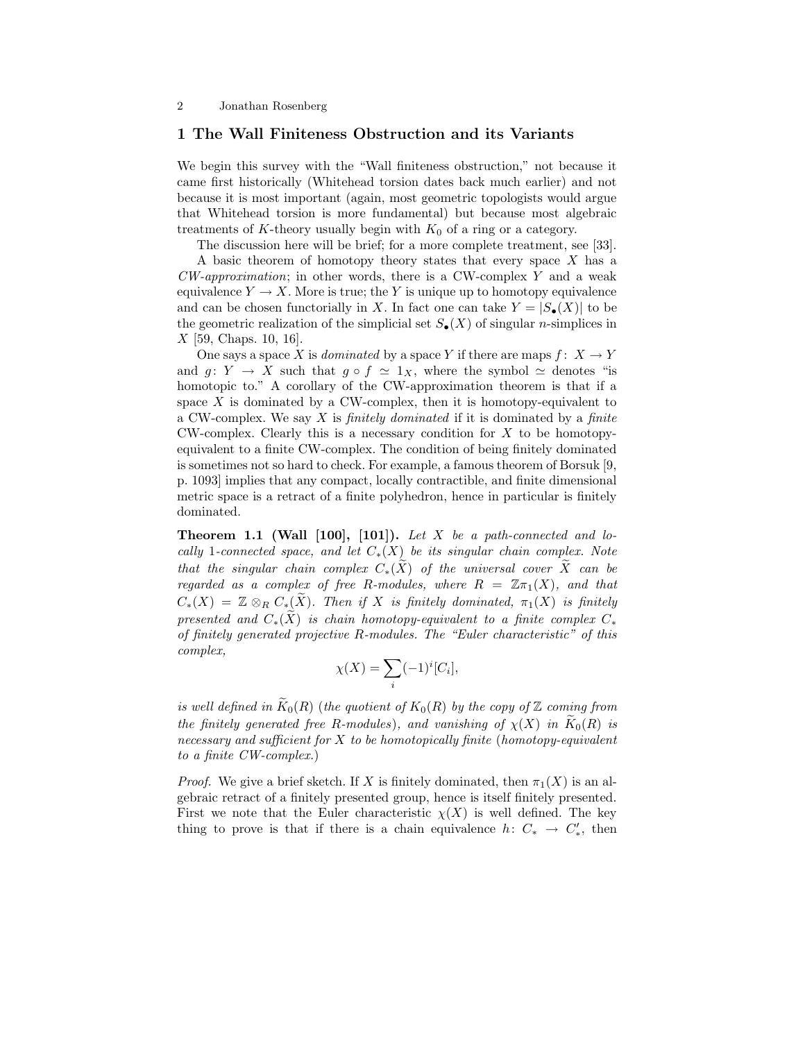## 1 The Wall Finiteness Obstruction and its Variants

We begin this survey with the "Wall finiteness obstruction," not because it came first historically (Whitehead torsion dates back much earlier) and not because it is most important (again, most geometric topologists would argue that Whitehead torsion is more fundamental) but because most algebraic treatments of $K$-theory usually begin with $K_0$ of a ring or a category.

The discussion here will be brief; for a more complete treatment, see [33].

A basic theorem of homotopy theory states that every space $X$ has a *CW-approximation*; in other words, there is a CW-complex $Y$ and a weak equivalence $Y \to X$. More is true; the $Y$ is unique up to homotopy equivalence and can be chosen functorially in $X$. In fact one can take $Y = |S_\bullet(X)|$ to be the geometric realization of the simplicial set $S_\bullet(X)$ of singular $n$-simplices in $X$ [59, Chaps. 10, 16].

One says a space $X$ is *dominated* by a space $Y$ if there are maps $f\colon X \to Y$ and $g\colon Y \to X$ such that $g \circ f \simeq 1_X$, where the symbol $\simeq$ denotes "is homotopic to." A corollary of the CW-approximation theorem is that if a space $X$ is dominated by a CW-complex, then it is homotopy-equivalent to a CW-complex. We say $X$ is *finitely dominated* if it is dominated by a *finite* CW-complex. Clearly this is a necessary condition for $X$ to be homotopy-equivalent to a finite CW-complex. The condition of being finitely dominated is sometimes not so hard to check. For example, a famous theorem of Borsuk [9, p. 1093] implies that any compact, locally contractible, and finite dimensional metric space is a retract of a finite polyhedron, hence in particular is finitely dominated.

**Theorem 1.1 (Wall [100], [101]).** *Let $X$ be a path-connected and locally 1-connected space, and let $C_*(X)$ be its singular chain complex. Note that the singular chain complex $C_*(\widetilde{X})$ of the universal cover $\widetilde{X}$ can be regarded as a complex of free $R$-modules, where $R = \mathbb{Z}\pi_1(X)$, and that $C_*(X) = \mathbb{Z} \otimes_R C_*(\widetilde{X})$. Then if $X$ is finitely dominated, $\pi_1(X)$ is finitely presented and $C_*(\widetilde{X})$ is chain homotopy-equivalent to a finite complex $C_*$ of finitely generated projective $R$-modules. The "Euler characteristic" of this complex,*

$$\chi(X) = \sum_i (-1)^i [C_i],$$

*is well defined in $\widetilde{K}_0(R)$ (the quotient of $K_0(R)$ by the copy of $\mathbb{Z}$ coming from the finitely generated free $R$-modules), and vanishing of $\chi(X)$ in $\widetilde{K}_0(R)$ is necessary and sufficient for $X$ to be homotopically finite (homotopy-equivalent to a finite CW-complex.)*

*Proof.* We give a brief sketch. If $X$ is finitely dominated, then $\pi_1(X)$ is an algebraic retract of a finitely presented group, hence is itself finitely presented. First we note that the Euler characteristic $\chi(X)$ is well defined. The key thing to prove is that if there is a chain equivalence $h\colon C_* \to C'_*$, then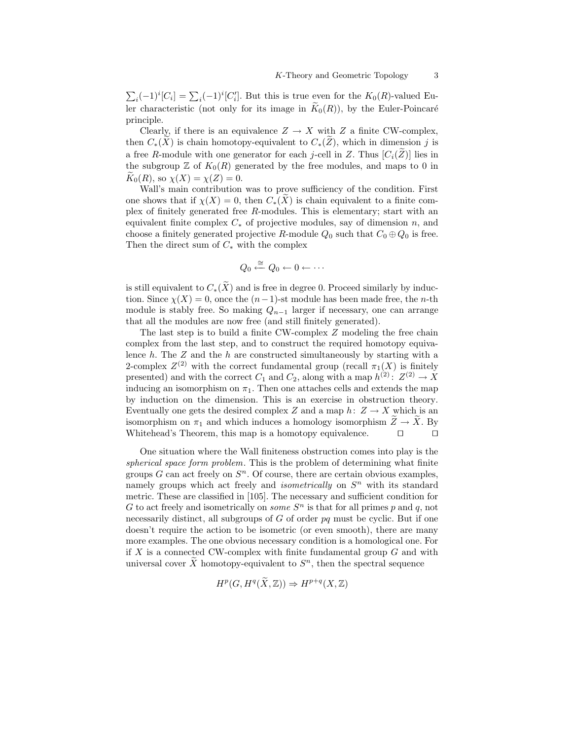$\sum_i (-1)^i [C_i] = \sum_i (-1)^i [C'_i]$. But this is true even for the $K_0(R)$-valued Euler characteristic (not only for its image in $\widetilde{K}_0(R)$), by the Euler-Poincaré principle.

Clearly, if there is an equivalence $Z \to X$ with $Z$ a finite CW-complex, then $C_*(\widetilde{X})$ is chain homotopy-equivalent to $C_*(\widetilde{Z})$, which in dimension $j$ is a free $R$-module with one generator for each $j$-cell in $Z$. Thus $[C_i(\widetilde{Z})]$ lies in the subgroup $\mathbb{Z}$ of $K_0(R)$ generated by the free modules, and maps to 0 in $\widetilde{K}_0(R)$, so $\chi(X) = \chi(Z) = 0$.

Wall's main contribution was to prove sufficiency of the condition. First one shows that if $\chi(X) = 0$, then $C_*(\widetilde{X})$ is chain equivalent to a finite complex of finitely generated free $R$-modules. This is elementary; start with an equivalent finite complex $C_*$ of projective modules, say of dimension $n$, and choose a finitely generated projective $R$-module $Q_0$ such that $C_0 \oplus Q_0$ is free. Then the direct sum of $C_*$ with the complex

$$Q_0 \overset{\cong}{\longleftarrow} Q_0 \leftarrow 0 \leftarrow \cdots$$

is still equivalent to $C_*(\widetilde{X})$ and is free in degree 0. Proceed similarly by induction. Since $\chi(X) = 0$, once the $(n-1)$-st module has been made free, the $n$-th module is stably free. So making $Q_{n-1}$ larger if necessary, one can arrange that all the modules are now free (and still finitely generated).

The last step is to build a finite CW-complex $Z$ modeling the free chain complex from the last step, and to construct the required homotopy equivalence $h$. The $Z$ and the $h$ are constructed simultaneously by starting with a 2-complex $Z^{(2)}$ with the correct fundamental group (recall $\pi_1(X)$ is finitely presented) and with the correct $C_1$ and $C_2$, along with a map $h^{(2)} \colon Z^{(2)} \to X$ inducing an isomorphism on $\pi_1$. Then one attaches cells and extends the map by induction on the dimension. This is an exercise in obstruction theory. Eventually one gets the desired complex $Z$ and a map $h \colon Z \to X$ which is an isomorphism on $\pi_1$ and which induces a homology isomorphism $\widetilde{Z} \to \widetilde{X}$. By Whitehead's Theorem, this map is a homotopy equivalence. ◻ ◻

One situation where the Wall finiteness obstruction comes into play is the *spherical space form problem*. This is the problem of determining what finite groups $G$ can act freely on $S^n$. Of course, there are certain obvious examples, namely groups which act freely and *isometrically* on $S^n$ with its standard metric. These are classified in [105]. The necessary and sufficient condition for $G$ to act freely and isometrically on *some* $S^n$ is that for all primes $p$ and $q$, not necessarily distinct, all subgroups of $G$ of order $pq$ must be cyclic. But if one doesn't require the action to be isometric (or even smooth), there are many more examples. The one obvious necessary condition is a homological one. For if $X$ is a connected CW-complex with finite fundamental group $G$ and with universal cover $\widetilde{X}$ homotopy-equivalent to $S^n$, then the spectral sequence

$$H^p(G, H^q(\widetilde{X}, \mathbb{Z})) \Rightarrow H^{p+q}(X, \mathbb{Z})$$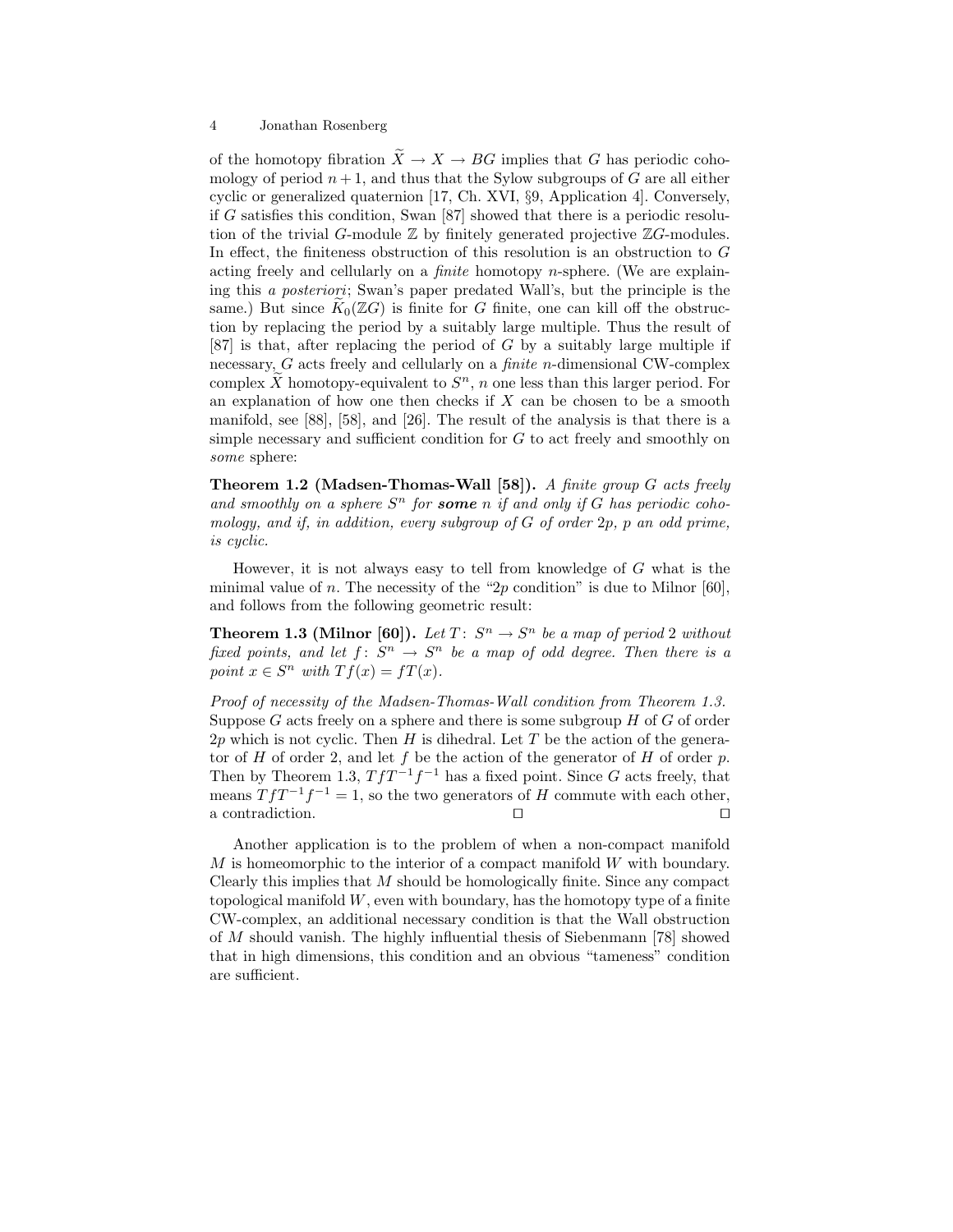of the homotopy fibration $\widetilde{X} \to X \to BG$ implies that $G$ has periodic cohomology of period $n+1$, and thus that the Sylow subgroups of $G$ are all either cyclic or generalized quaternion [17, Ch. XVI, §9, Application 4]. Conversely, if $G$ satisfies this condition, Swan [87] showed that there is a periodic resolution of the trivial $G$-module $\mathbb{Z}$ by finitely generated projective $\mathbb{Z}G$-modules. In effect, the finiteness obstruction of this resolution is an obstruction to $G$ acting freely and cellularly on a *finite* homotopy $n$-sphere. (We are explaining this *a posteriori*; Swan's paper predated Wall's, but the principle is the same.) But since $\widetilde{K}_0(\mathbb{Z}G)$ is finite for $G$ finite, one can kill off the obstruction by replacing the period by a suitably large multiple. Thus the result of [87] is that, after replacing the period of $G$ by a suitably large multiple if necessary, $G$ acts freely and cellularly on a *finite* $n$-dimensional CW-complex complex $\widetilde{X}$ homotopy-equivalent to $S^n$, $n$ one less than this larger period. For an explanation of how one then checks if $X$ can be chosen to be a smooth manifold, see [88], [58], and [26]. The result of the analysis is that there is a simple necessary and sufficient condition for $G$ to act freely and smoothly on *some* sphere:

**Theorem 1.2 (Madsen-Thomas-Wall [58]).** *A finite group $G$ acts freely and smoothly on a sphere $S^n$ for* ***some*** *$n$ if and only if $G$ has periodic cohomology, and if, in addition, every subgroup of $G$ of order $2p$, $p$ an odd prime, is cyclic.*

However, it is not always easy to tell from knowledge of $G$ what is the minimal value of $n$. The necessity of the "$2p$ condition" is due to Milnor [60], and follows from the following geometric result:

**Theorem 1.3 (Milnor [60]).** *Let $T\colon S^n \to S^n$ be a map of period 2 without fixed points, and let $f\colon S^n \to S^n$ be a map of odd degree. Then there is a point $x \in S^n$ with $Tf(x) = fT(x)$.*

*Proof of necessity of the Madsen-Thomas-Wall condition from Theorem 1.3.* Suppose $G$ acts freely on a sphere and there is some subgroup $H$ of $G$ of order $2p$ which is not cyclic. Then $H$ is dihedral. Let $T$ be the action of the generator of $H$ of order 2, and let $f$ be the action of the generator of $H$ of order $p$. Then by Theorem 1.3, $TfT^{-1}f^{-1}$ has a fixed point. Since $G$ acts freely, that means $TfT^{-1}f^{-1} = 1$, so the two generators of $H$ commute with each other, a contradiction. □ □

Another application is to the problem of when a non-compact manifold $M$ is homeomorphic to the interior of a compact manifold $W$ with boundary. Clearly this implies that $M$ should be homologically finite. Since any compact topological manifold $W$, even with boundary, has the homotopy type of a finite CW-complex, an additional necessary condition is that the Wall obstruction of $M$ should vanish. The highly influential thesis of Siebenmann [78] showed that in high dimensions, this condition and an obvious "tameness" condition are sufficient.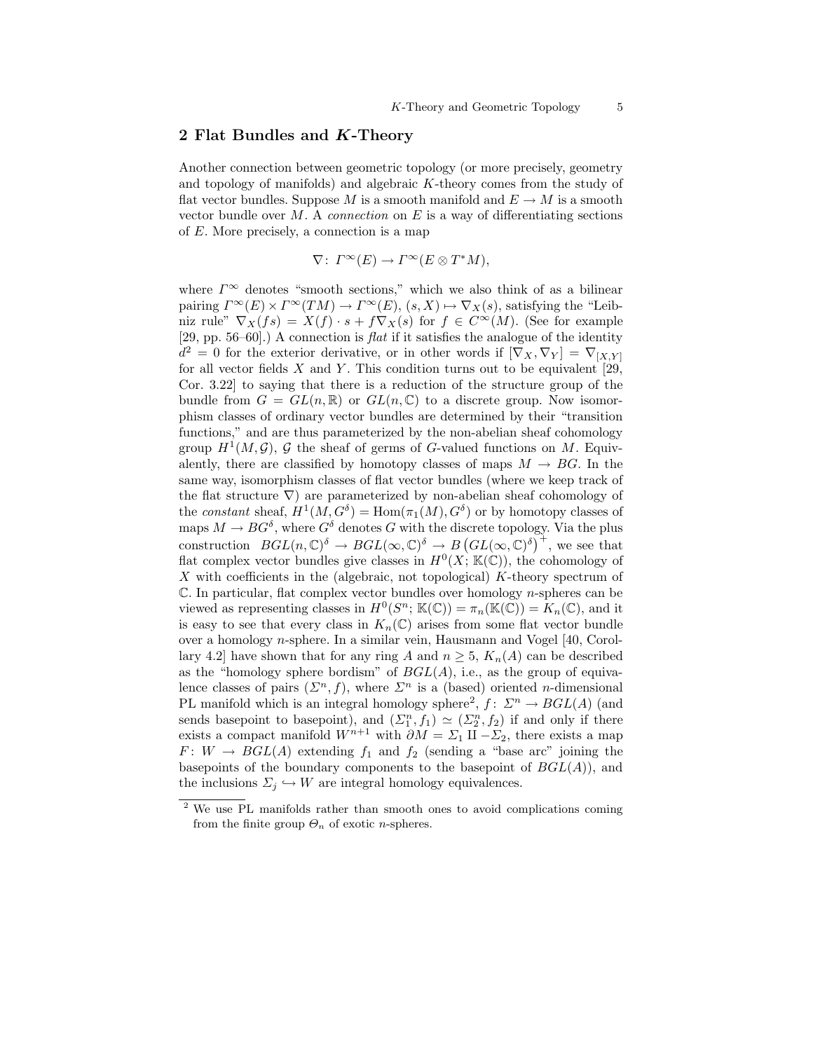## 2 Flat Bundles and *K*-Theory

Another connection between geometric topology (or more precisely, geometry and topology of manifolds) and algebraic $K$-theory comes from the study of flat vector bundles. Suppose $M$ is a smooth manifold and $E \to M$ is a smooth vector bundle over $M$. A *connection* on $E$ is a way of differentiating sections of $E$. More precisely, a connection is a map

$$\nabla \colon \Gamma^\infty(E) \to \Gamma^\infty(E \otimes T^*M),$$

where $\Gamma^\infty$ denotes "smooth sections," which we also think of as a bilinear pairing $\Gamma^\infty(E) \times \Gamma^\infty(TM) \to \Gamma^\infty(E)$, $(s, X) \mapsto \nabla_X(s)$, satisfying the "Leibniz rule" $\nabla_X(fs) = X(f) \cdot s + f\nabla_X(s)$ for $f \in C^\infty(M)$. (See for example [29, pp. 56–60].) A connection is *flat* if it satisfies the analogue of the identity $d^2 = 0$ for the exterior derivative, or in other words if $[\nabla_X, \nabla_Y] = \nabla_{[X,Y]}$ for all vector fields $X$ and $Y$. This condition turns out to be equivalent [29, Cor. 3.22] to saying that there is a reduction of the structure group of the bundle from $G = GL(n, \mathbb{R})$ or $GL(n, \mathbb{C})$ to a discrete group. Now isomorphism classes of ordinary vector bundles are determined by their "transition functions," and are thus parameterized by the non-abelian sheaf cohomology group $H^1(M, \mathcal{G})$, $\mathcal{G}$ the sheaf of germs of $G$-valued functions on $M$. Equivalently, there are classified by homotopy classes of maps $M \to BG$. In the same way, isomorphism classes of flat vector bundles (where we keep track of the flat structure $\nabla$) are parameterized by non-abelian sheaf cohomology of the *constant* sheaf, $H^1(M, G^\delta) = \mathrm{Hom}(\pi_1(M), G^\delta)$ or by homotopy classes of maps $M \to BG^\delta$, where $G^\delta$ denotes $G$ with the discrete topology. Via the plus construction $BGL(n, \mathbb{C})^\delta \to BGL(\infty, \mathbb{C})^\delta \to B\left(GL(\infty, \mathbb{C})^\delta\right)^+$, we see that flat complex vector bundles give classes in $H^0(X; \mathbb{K}(\mathbb{C}))$, the cohomology of $X$ with coefficients in the (algebraic, not topological) $K$-theory spectrum of $\mathbb{C}$. In particular, flat complex vector bundles over homology $n$-spheres can be viewed as representing classes in $H^0(S^n; \mathbb{K}(\mathbb{C})) = \pi_n(\mathbb{K}(\mathbb{C})) = K_n(\mathbb{C})$, and it is easy to see that every class in $K_n(\mathbb{C})$ arises from some flat vector bundle over a homology $n$-sphere. In a similar vein, Hausmann and Vogel [40, Corollary 4.2] have shown that for any ring $A$ and $n \geq 5$, $K_n(A)$ can be described as the "homology sphere bordism" of $BGL(A)$, i.e., as the group of equivalence classes of pairs $(\Sigma^n, f)$, where $\Sigma^n$ is a (based) oriented $n$-dimensional PL manifold which is an integral homology sphere[2], $f \colon \Sigma^n \to BGL(A)$ (and sends basepoint to basepoint), and $(\Sigma_1^n, f_1) \simeq (\Sigma_2^n, f_2)$ if and only if there exists a compact manifold $W^{n+1}$ with $\partial M = \Sigma_1 \amalg -\Sigma_2$, there exists a map $F \colon W \to BGL(A)$ extending $f_1$ and $f_2$ (sending a "base arc" joining the basepoints of the boundary components to the basepoint of $BGL(A)$), and the inclusions $\Sigma_j \hookrightarrow W$ are integral homology equivalences.

[2] We use PL manifolds rather than smooth ones to avoid complications coming from the finite group $\Theta_n$ of exotic $n$-spheres.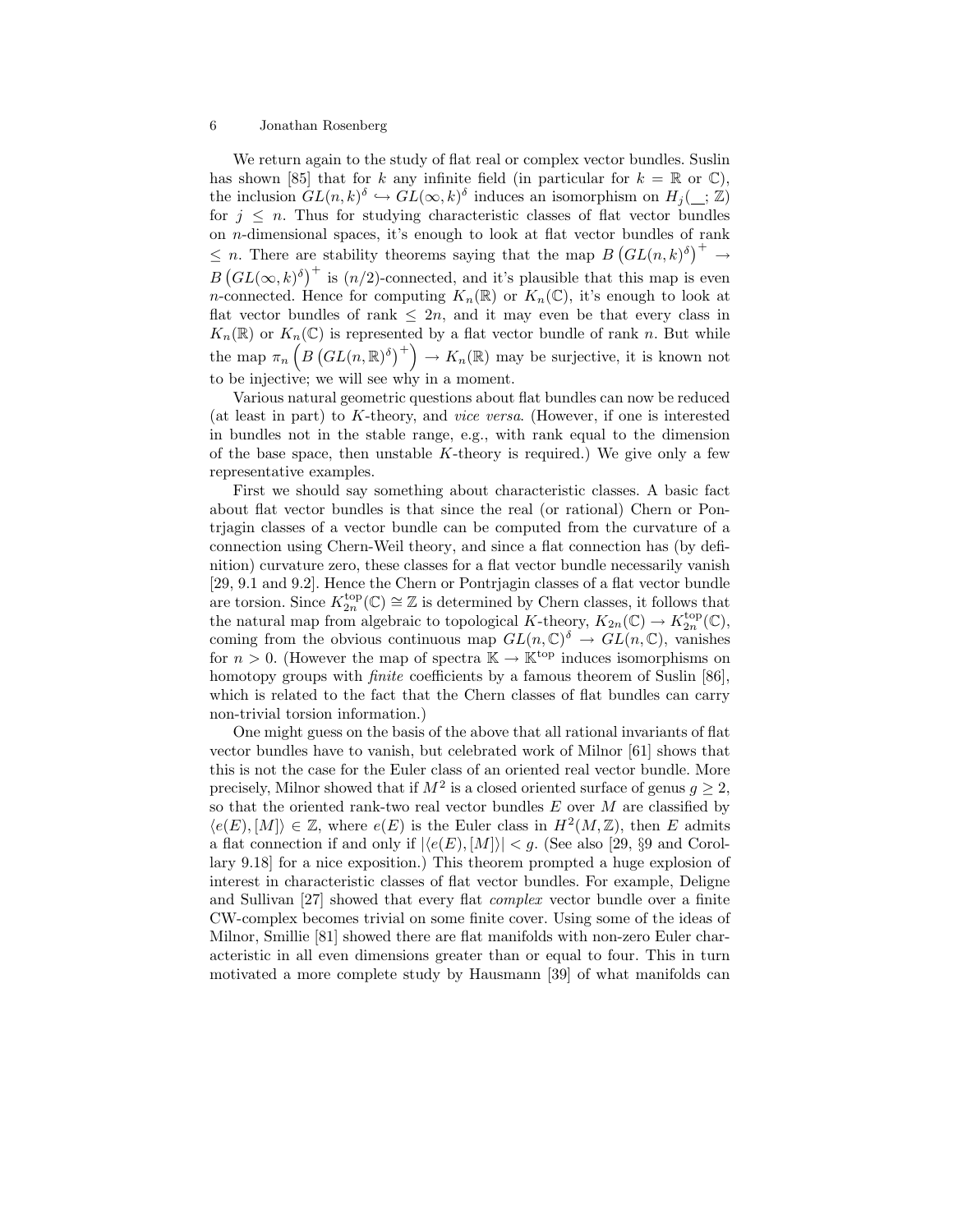We return again to the study of flat real or complex vector bundles. Suslin has shown [85] that for $k$ any infinite field (in particular for $k = \mathbb{R}$ or $\mathbb{C}$), the inclusion $GL(n,k)^\delta \hookrightarrow GL(\infty,k)^\delta$ induces an isomorphism on $H_j(\_\_;\mathbb{Z})$ for $j \leq n$. Thus for studying characteristic classes of flat vector bundles on $n$-dimensional spaces, it's enough to look at flat vector bundles of rank $\leq n$. There are stability theorems saying that the map $B\left(GL(n,k)^\delta\right)^+ \to B\left(GL(\infty,k)^\delta\right)^+$ is $(n/2)$-connected, and it's plausible that this map is even $n$-connected. Hence for computing $K_n(\mathbb{R})$ or $K_n(\mathbb{C})$, it's enough to look at flat vector bundles of rank $\leq 2n$, and it may even be that every class in $K_n(\mathbb{R})$ or $K_n(\mathbb{C})$ is represented by a flat vector bundle of rank $n$. But while the map $\pi_n\left(B\left(GL(n,\mathbb{R})^\delta\right)^+\right) \to K_n(\mathbb{R})$ may be surjective, it is known not to be injective; we will see why in a moment.

Various natural geometric questions about flat bundles can now be reduced (at least in part) to $K$-theory, and *vice versa*. (However, if one is interested in bundles not in the stable range, e.g., with rank equal to the dimension of the base space, then unstable $K$-theory is required.) We give only a few representative examples.

First we should say something about characteristic classes. A basic fact about flat vector bundles is that since the real (or rational) Chern or Pontrjagin classes of a vector bundle can be computed from the curvature of a connection using Chern-Weil theory, and since a flat connection has (by definition) curvature zero, these classes for a flat vector bundle necessarily vanish [29, 9.1 and 9.2]. Hence the Chern or Pontrjagin classes of a flat vector bundle are torsion. Since $K_{2n}^{\text{top}}(\mathbb{C}) \cong \mathbb{Z}$ is determined by Chern classes, it follows that the natural map from algebraic to topological $K$-theory, $K_{2n}(\mathbb{C}) \to K_{2n}^{\text{top}}(\mathbb{C})$, coming from the obvious continuous map $GL(n,\mathbb{C})^\delta \to GL(n,\mathbb{C})$, vanishes for $n > 0$. (However the map of spectra $\mathbb{K} \to \mathbb{K}^{\text{top}}$ induces isomorphisms on homotopy groups with *finite* coefficients by a famous theorem of Suslin [86], which is related to the fact that the Chern classes of flat bundles can carry non-trivial torsion information.)

One might guess on the basis of the above that all rational invariants of flat vector bundles have to vanish, but celebrated work of Milnor [61] shows that this is not the case for the Euler class of an oriented real vector bundle. More precisely, Milnor showed that if $M^2$ is a closed oriented surface of genus $g \geq 2$, so that the oriented rank-two real vector bundles $E$ over $M$ are classified by $\langle e(E), [M]\rangle \in \mathbb{Z}$, where $e(E)$ is the Euler class in $H^2(M,\mathbb{Z})$, then $E$ admits a flat connection if and only if $|\langle e(E), [M]\rangle| < g$. (See also [29, §9 and Corollary 9.18] for a nice exposition.) This theorem prompted a huge explosion of interest in characteristic classes of flat vector bundles. For example, Deligne and Sullivan [27] showed that every flat *complex* vector bundle over a finite CW-complex becomes trivial on some finite cover. Using some of the ideas of Milnor, Smillie [81] showed there are flat manifolds with non-zero Euler characteristic in all even dimensions greater than or equal to four. This in turn motivated a more complete study by Hausmann [39] of what manifolds can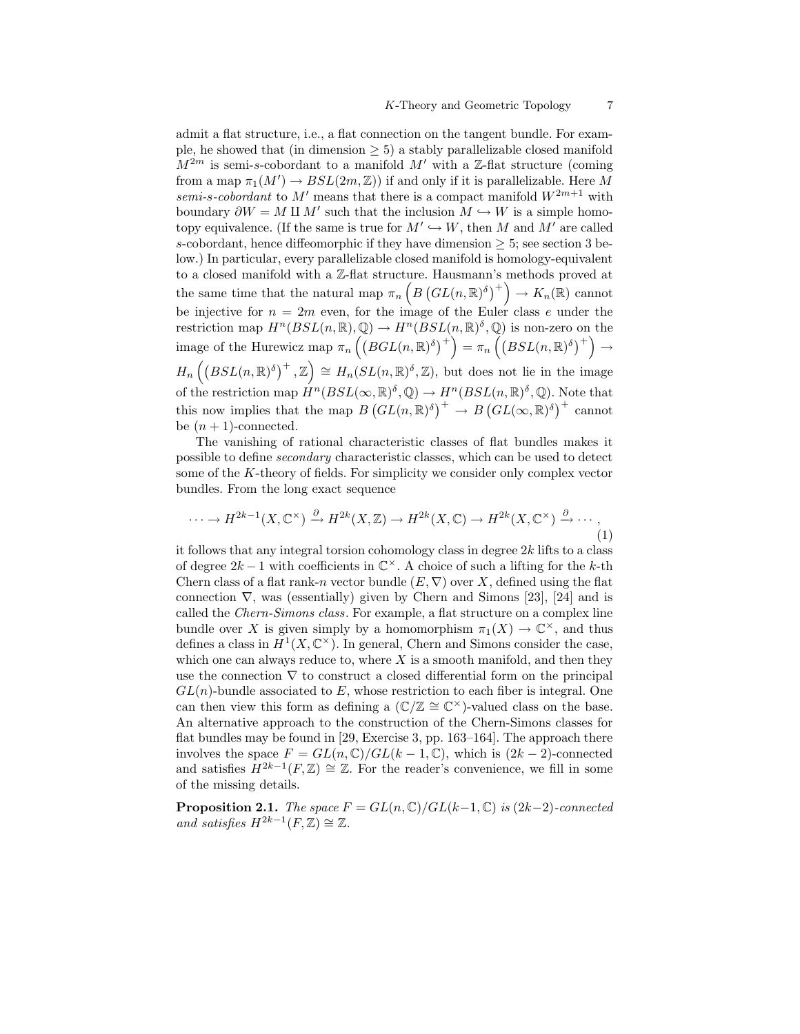admit a flat structure, i.e., a flat connection on the tangent bundle. For example, he showed that (in dimension $\geq 5$) a stably parallelizable closed manifold $M^{2m}$ is semi-$s$-cobordant to a manifold $M'$ with a $\mathbb{Z}$-flat structure (coming from a map $\pi_1(M') \to BSL(2m, \mathbb{Z})$) if and only if it is parallelizable. Here $M$ *semi-s-cobordant* to $M'$ means that there is a compact manifold $W^{2m+1}$ with boundary $\partial W = M \amalg M'$ such that the inclusion $M \hookrightarrow W$ is a simple homotopy equivalence. (If the same is true for $M' \hookrightarrow W$, then $M$ and $M'$ are called $s$-cobordant, hence diffeomorphic if they have dimension $\geq 5$; see section 3 below.) In particular, every parallelizable closed manifold is homology-equivalent to a closed manifold with a $\mathbb{Z}$-flat structure. Hausmann's methods proved at the same time that the natural map $\pi_n\left(B\left(GL(n, \mathbb{R})^\delta\right)^+\right) \to K_n(\mathbb{R})$ cannot be injective for $n = 2m$ even, for the image of the Euler class $e$ under the restriction map $H^n(BSL(n, \mathbb{R}), \mathbb{Q}) \to H^n(BSL(n, \mathbb{R})^\delta, \mathbb{Q})$ is non-zero on the image of the Hurewicz map $\pi_n\left(\left(BGL(n, \mathbb{R})^\delta\right)^+\right) = \pi_n\left(\left(BSL(n, \mathbb{R})^\delta\right)^+\right) \to H_n\left(\left(BSL(n, \mathbb{R})^\delta\right)^+, \mathbb{Z}\right) \cong H_n(SL(n, \mathbb{R})^\delta, \mathbb{Z})$, but does not lie in the image of the restriction map $H^n(BSL(\infty, \mathbb{R})^\delta, \mathbb{Q}) \to H^n(BSL(n, \mathbb{R})^\delta, \mathbb{Q})$. Note that this now implies that the map $B\left(GL(n, \mathbb{R})^\delta\right)^+ \to B\left(GL(\infty, \mathbb{R})^\delta\right)^+$ cannot be $(n+1)$-connected.

The vanishing of rational characteristic classes of flat bundles makes it possible to define *secondary* characteristic classes, which can be used to detect some of the $K$-theory of fields. For simplicity we consider only complex vector bundles. From the long exact sequence

$$\cdots \to H^{2k-1}(X, \mathbb{C}^\times) \xrightarrow{\partial} H^{2k}(X, \mathbb{Z}) \to H^{2k}(X, \mathbb{C}) \to H^{2k}(X, \mathbb{C}^\times) \xrightarrow{\partial} \cdots, \tag{1}$$

it follows that any integral torsion cohomology class in degree $2k$ lifts to a class of degree $2k-1$ with coefficients in $\mathbb{C}^\times$. A choice of such a lifting for the $k$-th Chern class of a flat rank-$n$ vector bundle $(E, \nabla)$ over $X$, defined using the flat connection $\nabla$, was (essentially) given by Chern and Simons [23], [24] and is called the *Chern-Simons class*. For example, a flat structure on a complex line bundle over $X$ is given simply by a homomorphism $\pi_1(X) \to \mathbb{C}^\times$, and thus defines a class in $H^1(X, \mathbb{C}^\times)$. In general, Chern and Simons consider the case, which one can always reduce to, where $X$ is a smooth manifold, and then they use the connection $\nabla$ to construct a closed differential form on the principal $GL(n)$-bundle associated to $E$, whose restriction to each fiber is integral. One can then view this form as defining a ($\mathbb{C}/\mathbb{Z} \cong \mathbb{C}^\times$)-valued class on the base. An alternative approach to the construction of the Chern-Simons classes for flat bundles may be found in [29, Exercise 3, pp. 163–164]. The approach there involves the space $F = GL(n, \mathbb{C})/GL(k-1, \mathbb{C})$, which is $(2k-2)$-connected and satisfies $H^{2k-1}(F, \mathbb{Z}) \cong \mathbb{Z}$. For the reader's convenience, we fill in some of the missing details.

**Proposition 2.1.** *The space $F = GL(n, \mathbb{C})/GL(k-1, \mathbb{C})$ is $(2k-2)$-connected and satisfies $H^{2k-1}(F, \mathbb{Z}) \cong \mathbb{Z}$.*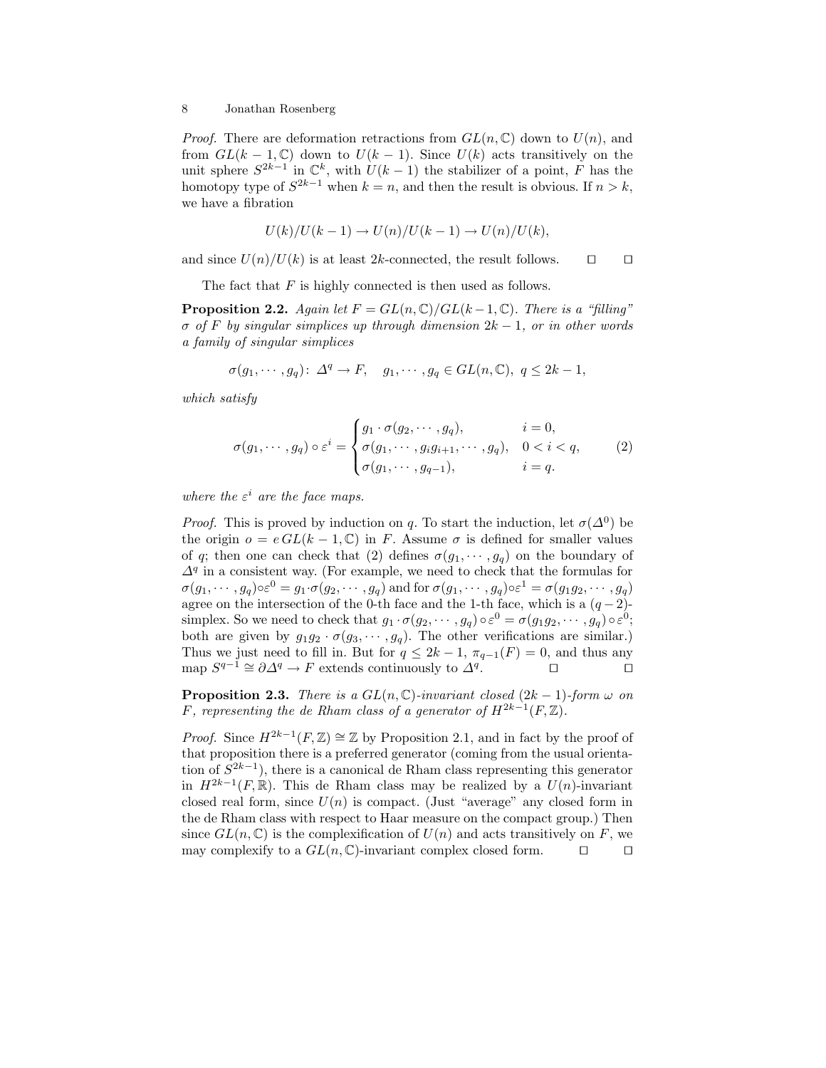*Proof.* There are deformation retractions from $GL(n, \mathbb{C})$ down to $U(n)$, and from $GL(k-1, \mathbb{C})$ down to $U(k-1)$. Since $U(k)$ acts transitively on the unit sphere $S^{2k-1}$ in $\mathbb{C}^k$, with $U(k-1)$ the stabilizer of a point, $F$ has the homotopy type of $S^{2k-1}$ when $k = n$, and then the result is obvious. If $n > k$, we have a fibration

$$U(k)/U(k-1) \to U(n)/U(k-1) \to U(n)/U(k),$$

and since $U(n)/U(k)$ is at least $2k$-connected, the result follows. □ □

The fact that $F$ is highly connected is then used as follows.

**Proposition 2.2.** *Again let $F = GL(n, \mathbb{C})/GL(k-1, \mathbb{C})$. There is a "filling" $\sigma$ of $F$ by singular simplices up through dimension $2k-1$, or in other words a family of singular simplices*

$$\sigma(g_1, \cdots, g_q) \colon \Delta^q \to F, \quad g_1, \cdots, g_q \in GL(n, \mathbb{C}),\ q \leq 2k-1,$$

*which satisfy*

$$\sigma(g_1, \cdots, g_q) \circ \varepsilon^i = \begin{cases} g_1 \cdot \sigma(g_2, \cdots, g_q), & i = 0, \\ \sigma(g_1, \cdots, g_i g_{i+1}, \cdots, g_q), & 0 < i < q, \\ \sigma(g_1, \cdots, g_{q-1}), & i = q. \end{cases} \tag{2}$$

*where the $\varepsilon^i$ are the face maps.*

*Proof.* This is proved by induction on $q$. To start the induction, let $\sigma(\Delta^0)$ be the origin $o = e\, GL(k-1, \mathbb{C})$ in $F$. Assume $\sigma$ is defined for smaller values of $q$; then one can check that (2) defines $\sigma(g_1, \cdots, g_q)$ on the boundary of $\Delta^q$ in a consistent way. (For example, we need to check that the formulas for $\sigma(g_1, \cdots, g_q) \circ \varepsilon^0 = g_1 \cdot \sigma(g_2, \cdots, g_q)$ and for $\sigma(g_1, \cdots, g_q) \circ \varepsilon^1 = \sigma(g_1 g_2, \cdots, g_q)$ agree on the intersection of the 0-th face and the 1-th face, which is a $(q-2)$-simplex. So we need to check that $g_1 \cdot \sigma(g_2, \cdots, g_q) \circ \varepsilon^0 = \sigma(g_1 g_2, \cdots, g_q) \circ \varepsilon^0$; both are given by $g_1 g_2 \cdot \sigma(g_3, \cdots, g_q)$. The other verifications are similar.) Thus we just need to fill in. But for $q \leq 2k-1$, $\pi_{q-1}(F) = 0$, and thus any map $S^{q-1} \cong \partial \Delta^q \to F$ extends continuously to $\Delta^q$. □ □

**Proposition 2.3.** *There is a $GL(n, \mathbb{C})$-invariant closed $(2k-1)$-form $\omega$ on $F$, representing the de Rham class of a generator of $H^{2k-1}(F, \mathbb{Z})$.*

*Proof.* Since $H^{2k-1}(F, \mathbb{Z}) \cong \mathbb{Z}$ by Proposition 2.1, and in fact by the proof of that proposition there is a preferred generator (coming from the usual orientation of $S^{2k-1}$), there is a canonical de Rham class representing this generator in $H^{2k-1}(F, \mathbb{R})$. This de Rham class may be realized by a $U(n)$-invariant closed real form, since $U(n)$ is compact. (Just "average" any closed form in the de Rham class with respect to Haar measure on the compact group.) Then since $GL(n, \mathbb{C})$ is the complexification of $U(n)$ and acts transitively on $F$, we may complexify to a $GL(n, \mathbb{C})$-invariant complex closed form. □ □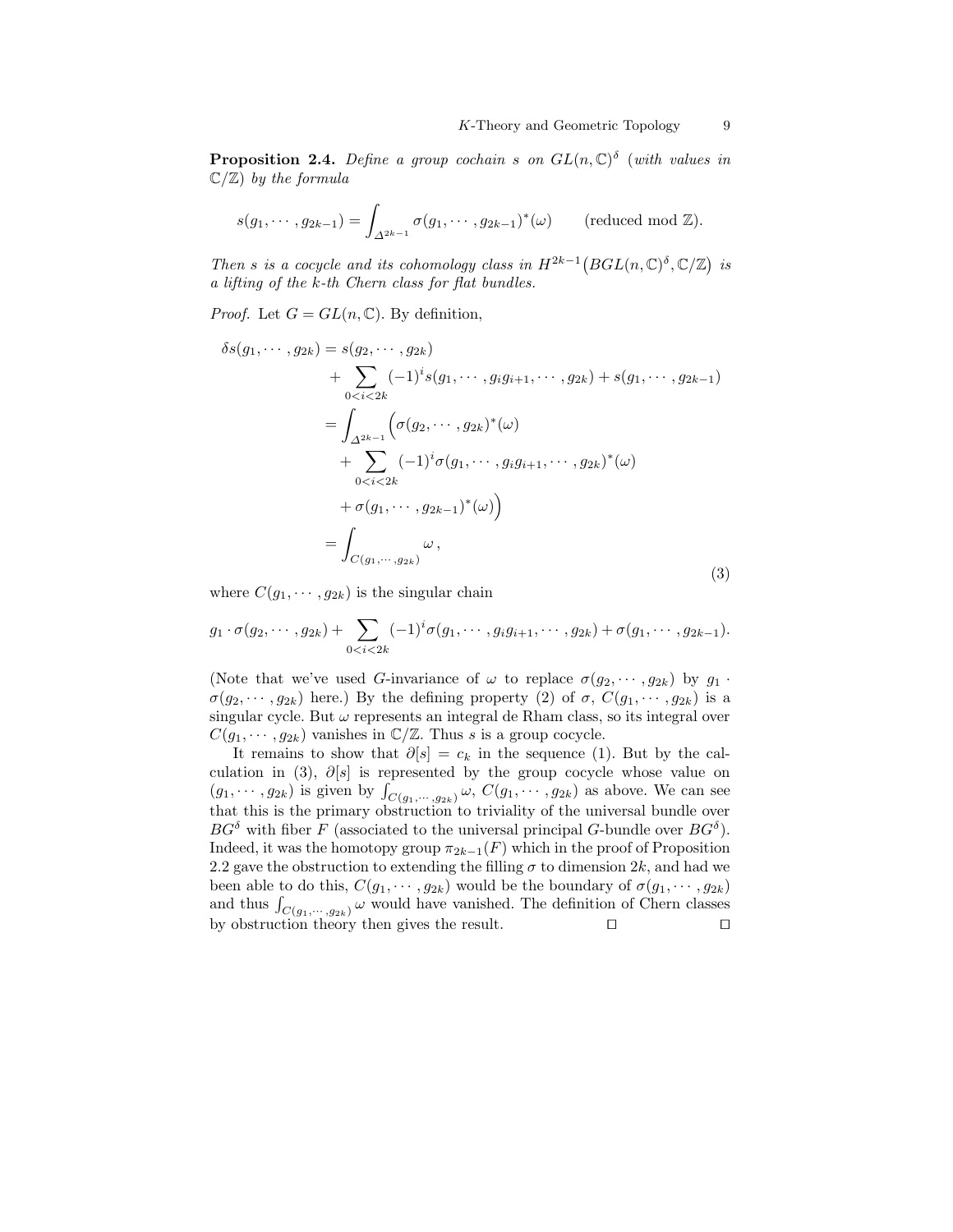**Proposition 2.4.** *Define a group cochain $s$ on $GL(n,\mathbb{C})^\delta$ (with values in $\mathbb{C}/\mathbb{Z}$) by the formula*

$$s(g_1, \cdots, g_{2k-1}) = \int_{\Delta^{2k-1}} \sigma(g_1, \cdots, g_{2k-1})^*(\omega) \qquad \text{(reduced mod } \mathbb{Z}).$$

*Then $s$ is a cocycle and its cohomology class in $H^{2k-1}\big(BGL(n,\mathbb{C})^\delta, \mathbb{C}/\mathbb{Z}\big)$ is a lifting of the $k$-th Chern class for flat bundles.*

*Proof.* Let $G = GL(n,\mathbb{C})$. By definition,

$$\begin{aligned}
\delta s(g_1, \cdots, g_{2k}) &= s(g_2, \cdots, g_{2k}) \\
&\quad + \sum_{0<i<2k} (-1)^i s(g_1, \cdots, g_i g_{i+1}, \cdots, g_{2k}) + s(g_1, \cdots, g_{2k-1}) \\
&= \int_{\Delta^{2k-1}} \Big( \sigma(g_2, \cdots, g_{2k})^*(\omega) \\
&\quad + \sum_{0<i<2k} (-1)^i \sigma(g_1, \cdots, g_i g_{i+1}, \cdots, g_{2k})^*(\omega) \\
&\quad + \sigma(g_1, \cdots, g_{2k-1})^*(\omega) \Big) \\
&= \int_{C(g_1, \cdots, g_{2k})} \omega \,,
\end{aligned} \tag{3}$$

where $C(g_1, \cdots, g_{2k})$ is the singular chain

$$g_1 \cdot \sigma(g_2, \cdots, g_{2k}) + \sum_{0<i<2k} (-1)^i \sigma(g_1, \cdots, g_i g_{i+1}, \cdots, g_{2k}) + \sigma(g_1, \cdots, g_{2k-1}).$$

(Note that we've used $G$-invariance of $\omega$ to replace $\sigma(g_2, \cdots, g_{2k})$ by $g_1 \cdot \sigma(g_2, \cdots, g_{2k})$ here.) By the defining property (2) of $\sigma$, $C(g_1, \cdots, g_{2k})$ is a singular cycle. But $\omega$ represents an integral de Rham class, so its integral over $C(g_1, \cdots, g_{2k})$ vanishes in $\mathbb{C}/\mathbb{Z}$. Thus $s$ is a group cocycle.

It remains to show that $\partial[s] = c_k$ in the sequence (1). But by the calculation in (3), $\partial[s]$ is represented by the group cocycle whose value on $(g_1, \cdots, g_{2k})$ is given by $\int_{C(g_1, \cdots, g_{2k})} \omega$, $C(g_1, \cdots, g_{2k})$ as above. We can see that this is the primary obstruction to triviality of the universal bundle over $BG^\delta$ with fiber $F$ (associated to the universal principal $G$-bundle over $BG^\delta$). Indeed, it was the homotopy group $\pi_{2k-1}(F)$ which in the proof of Proposition 2.2 gave the obstruction to extending the filling $\sigma$ to dimension $2k$, and had we been able to do this, $C(g_1, \cdots, g_{2k})$ would be the boundary of $\sigma(g_1, \cdots, g_{2k})$ and thus $\int_{C(g_1, \cdots, g_{2k})} \omega$ would have vanished. The definition of Chern classes by obstruction theory then gives the result. □ □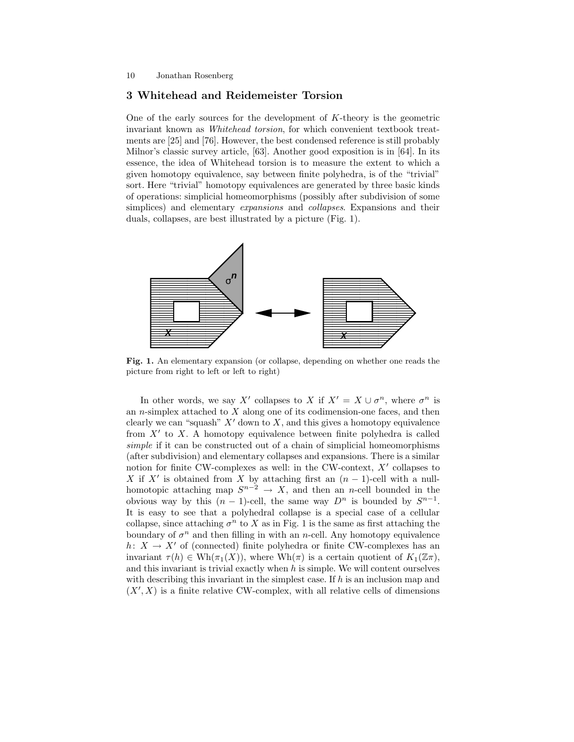## 3 Whitehead and Reidemeister Torsion

One of the early sources for the development of $K$-theory is the geometric invariant known as *Whitehead torsion*, for which convenient textbook treatments are [25] and [76]. However, the best condensed reference is still probably Milnor's classic survey article, [63]. Another good exposition is in [64]. In its essence, the idea of Whitehead torsion is to measure the extent to which a given homotopy equivalence, say between finite polyhedra, is of the "trivial" sort. Here "trivial" homotopy equivalences are generated by three basic kinds of operations: simplicial homeomorphisms (possibly after subdivision of some simplices) and elementary *expansions* and *collapses*. Expansions and their duals, collapses, are best illustrated by a picture (Fig. 1).

**Fig. 1.** An elementary expansion (or collapse, depending on whether one reads the picture from right to left or left to right)

In other words, we say $X'$ collapses to $X$ if $X' = X \cup \sigma^n$, where $\sigma^n$ is an $n$-simplex attached to $X$ along one of its codimension-one faces, and then clearly we can "squash" $X'$ down to $X$, and this gives a homotopy equivalence from $X'$ to $X$. A homotopy equivalence between finite polyhedra is called *simple* if it can be constructed out of a chain of simplicial homeomorphisms (after subdivision) and elementary collapses and expansions. There is a similar notion for finite CW-complexes as well: in the CW-context, $X'$ collapses to $X$ if $X'$ is obtained from $X$ by attaching first an $(n-1)$-cell with a null-homotopic attaching map $S^{n-2} \to X$, and then an $n$-cell bounded in the obvious way by this $(n-1)$-cell, the same way $D^n$ is bounded by $S^{n-1}$. It is easy to see that a polyhedral collapse is a special case of a cellular collapse, since attaching $\sigma^n$ to $X$ as in Fig. 1 is the same as first attaching the boundary of $\sigma^n$ and then filling in with an $n$-cell. Any homotopy equivalence $h\colon X \to X'$ of (connected) finite polyhedra or finite CW-complexes has an invariant $\tau(h) \in \mathrm{Wh}(\pi_1(X))$, where $\mathrm{Wh}(\pi)$ is a certain quotient of $K_1(\mathbb{Z}\pi)$, and this invariant is trivial exactly when $h$ is simple. We will content ourselves with describing this invariant in the simplest case. If $h$ is an inclusion map and $(X', X)$ is a finite relative CW-complex, with all relative cells of dimensions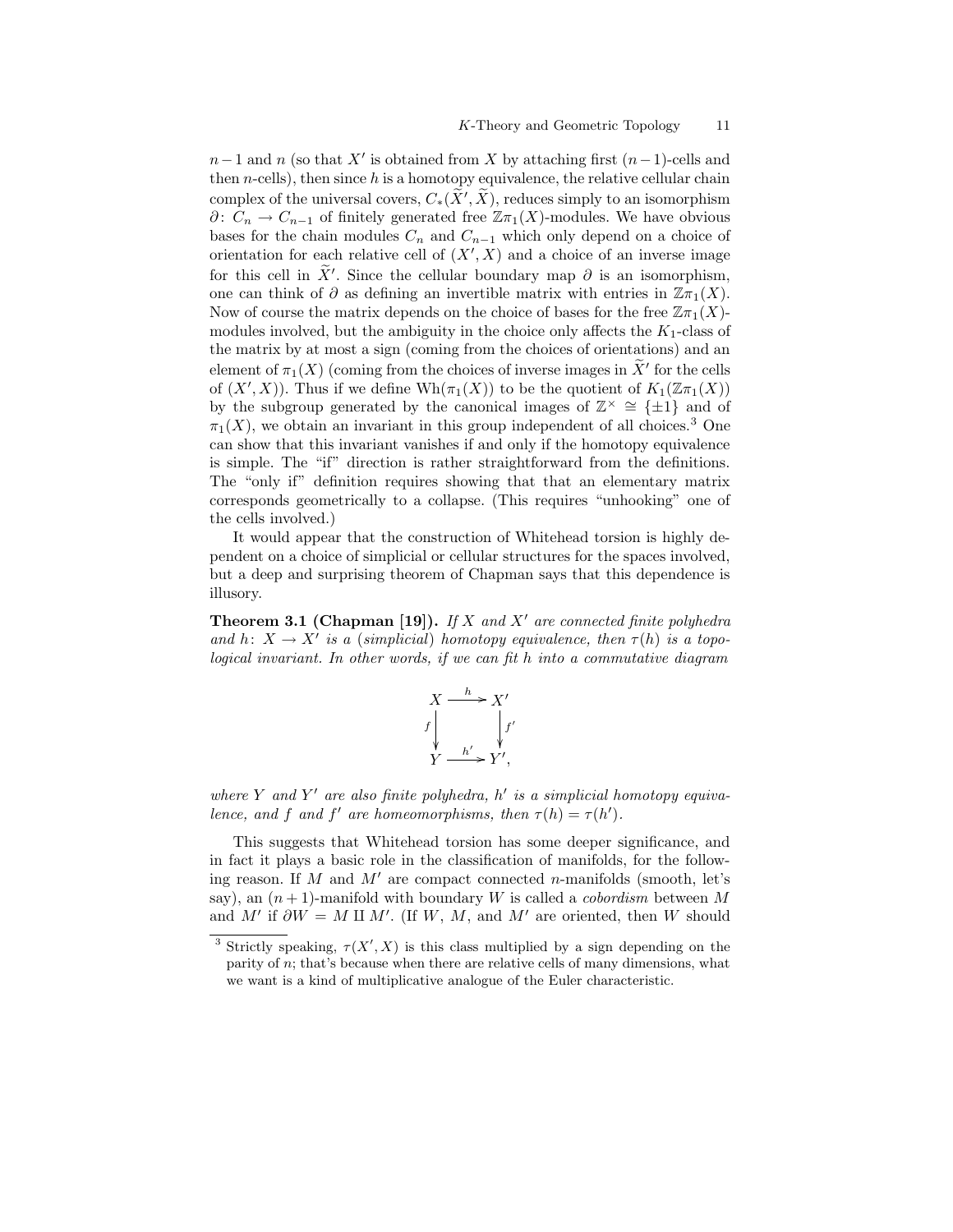$n-1$ and $n$ (so that $X'$ is obtained from $X$ by attaching first $(n-1)$-cells and then $n$-cells), then since $h$ is a homotopy equivalence, the relative cellular chain complex of the universal covers, $C_*(\widetilde{X}', \widetilde{X})$, reduces simply to an isomorphism $\partial\colon C_n \to C_{n-1}$ of finitely generated free $\mathbb{Z}\pi_1(X)$-modules. We have obvious bases for the chain modules $C_n$ and $C_{n-1}$ which only depend on a choice of orientation for each relative cell of $(X', X)$ and a choice of an inverse image for this cell in $\widetilde{X}'$. Since the cellular boundary map $\partial$ is an isomorphism, one can think of $\partial$ as defining an invertible matrix with entries in $\mathbb{Z}\pi_1(X)$. Now of course the matrix depends on the choice of bases for the free $\mathbb{Z}\pi_1(X)$-modules involved, but the ambiguity in the choice only affects the $K_1$-class of the matrix by at most a sign (coming from the choices of orientations) and an element of $\pi_1(X)$ (coming from the choices of inverse images in $\widetilde{X}'$ for the cells of $(X', X)$). Thus if we define $\mathrm{Wh}(\pi_1(X))$ to be the quotient of $K_1(\mathbb{Z}\pi_1(X))$ by the subgroup generated by the canonical images of $\mathbb{Z}^\times \cong \{\pm 1\}$ and of $\pi_1(X)$, we obtain an invariant in this group independent of all choices.[3] One can show that this invariant vanishes if and only if the homotopy equivalence is simple. The "if" direction is rather straightforward from the definitions. The "only if" definition requires showing that that an elementary matrix corresponds geometrically to a collapse. (This requires "unhooking" one of the cells involved.)

It would appear that the construction of Whitehead torsion is highly dependent on a choice of simplicial or cellular structures for the spaces involved, but a deep and surprising theorem of Chapman says that this dependence is illusory.

**Theorem 3.1 (Chapman [19]).** *If $X$ and $X'$ are connected finite polyhedra and $h\colon X \to X'$ is a (simplicial) homotopy equivalence, then $\tau(h)$ is a topological invariant. In other words, if we can fit $h$ into a commutative diagram*

$$\begin{array}{ccc} X & \xrightarrow{h} & X' \\ {\scriptstyle f}\downarrow & & \downarrow{\scriptstyle f'} \\ Y & \xrightarrow{h'} & Y', \end{array}$$

*where $Y$ and $Y'$ are also finite polyhedra, $h'$ is a simplicial homotopy equivalence, and $f$ and $f'$ are homeomorphisms, then $\tau(h) = \tau(h')$.*

This suggests that Whitehead torsion has some deeper significance, and in fact it plays a basic role in the classification of manifolds, for the following reason. If $M$ and $M'$ are compact connected $n$-manifolds (smooth, let's say), an $(n+1)$-manifold with boundary $W$ is called a *cobordism* between $M$ and $M'$ if $\partial W = M \amalg M'$. (If $W$, $M$, and $M'$ are oriented, then $W$ should

[3] Strictly speaking, $\tau(X', X)$ is this class multiplied by a sign depending on the parity of $n$; that's because when there are relative cells of many dimensions, what we want is a kind of multiplicative analogue of the Euler characteristic.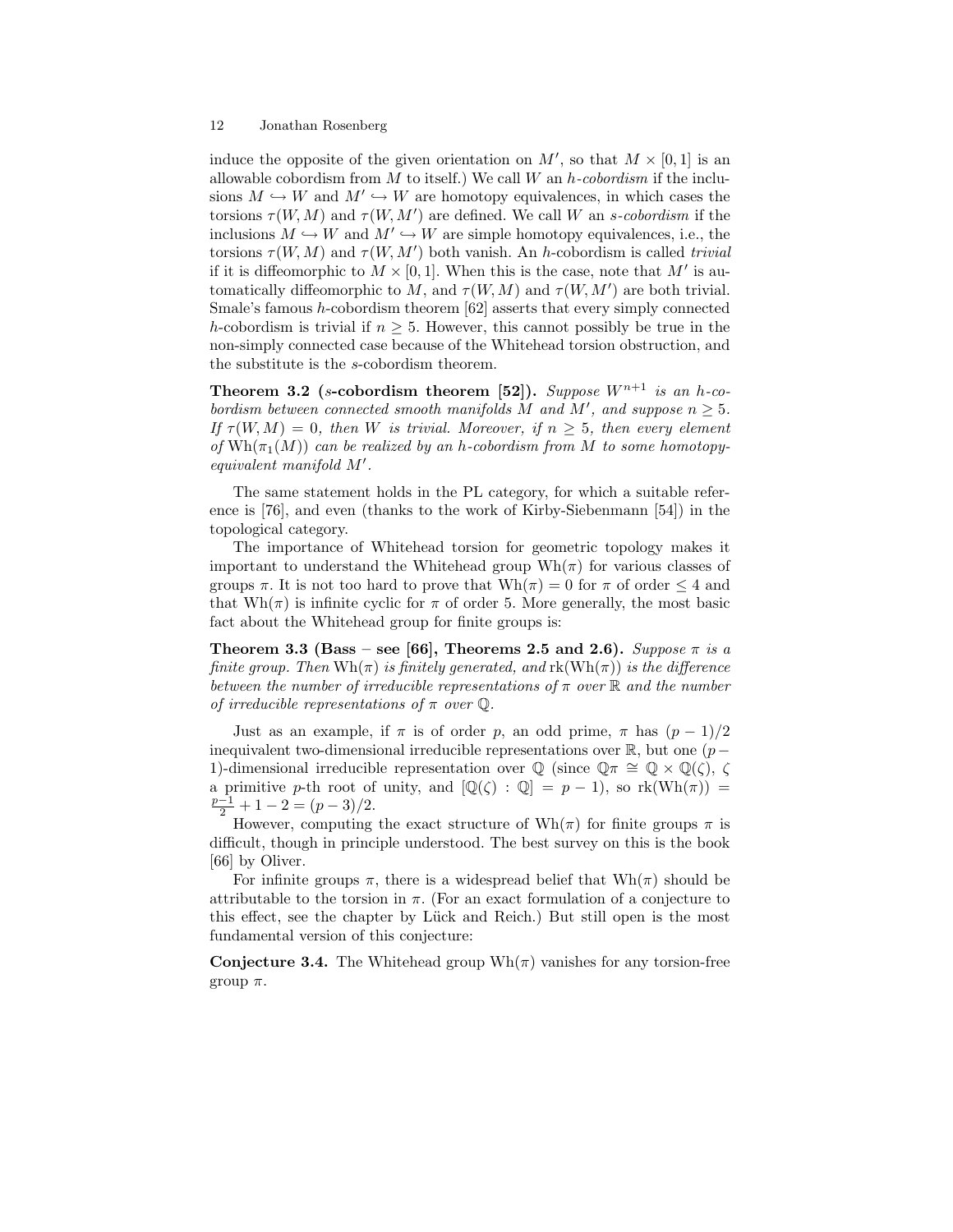induce the opposite of the given orientation on $M'$, so that $M \times [0,1]$ is an allowable cobordism from $M$ to itself.) We call $W$ an *h-cobordism* if the inclusions $M \hookrightarrow W$ and $M' \hookrightarrow W$ are homotopy equivalences, in which cases the torsions $\tau(W, M)$ and $\tau(W, M')$ are defined. We call $W$ an *s-cobordism* if the inclusions $M \hookrightarrow W$ and $M' \hookrightarrow W$ are simple homotopy equivalences, i.e., the torsions $\tau(W, M)$ and $\tau(W, M')$ both vanish. An $h$-cobordism is called *trivial* if it is diffeomorphic to $M \times [0,1]$. When this is the case, note that $M'$ is automatically diffeomorphic to $M$, and $\tau(W, M)$ and $\tau(W, M')$ are both trivial. Smale's famous $h$-cobordism theorem [62] asserts that every simply connected $h$-cobordism is trivial if $n \geq 5$. However, this cannot possibly be true in the non-simply connected case because of the Whitehead torsion obstruction, and the substitute is the $s$-cobordism theorem.

**Theorem 3.2 ($s$-cobordism theorem [52]).** *Suppose $W^{n+1}$ is an $h$-cobordism between connected smooth manifolds $M$ and $M'$, and suppose $n \geq 5$. If $\tau(W, M) = 0$, then $W$ is trivial. Moreover, if $n \geq 5$, then every element of $\mathrm{Wh}(\pi_1(M))$ can be realized by an $h$-cobordism from $M$ to some homotopy-equivalent manifold $M'$.*

The same statement holds in the PL category, for which a suitable reference is [76], and even (thanks to the work of Kirby-Siebenmann [54]) in the topological category.

The importance of Whitehead torsion for geometric topology makes it important to understand the Whitehead group $\mathrm{Wh}(\pi)$ for various classes of groups $\pi$. It is not too hard to prove that $\mathrm{Wh}(\pi) = 0$ for $\pi$ of order $\leq 4$ and that $\mathrm{Wh}(\pi)$ is infinite cyclic for $\pi$ of order 5. More generally, the most basic fact about the Whitehead group for finite groups is:

**Theorem 3.3 (Bass – see [66], Theorems 2.5 and 2.6).** *Suppose $\pi$ is a finite group. Then $\mathrm{Wh}(\pi)$ is finitely generated, and $\mathrm{rk}(\mathrm{Wh}(\pi))$ is the difference between the number of irreducible representations of $\pi$ over $\mathbb{R}$ and the number of irreducible representations of $\pi$ over $\mathbb{Q}$.*

Just as an example, if $\pi$ is of order $p$, an odd prime, $\pi$ has $(p-1)/2$ inequivalent two-dimensional irreducible representations over $\mathbb{R}$, but one $(p-1)$-dimensional irreducible representation over $\mathbb{Q}$ (since $\mathbb{Q}\pi \cong \mathbb{Q} \times \mathbb{Q}(\zeta)$, $\zeta$ a primitive $p$-th root of unity, and $[\mathbb{Q}(\zeta) : \mathbb{Q}] = p - 1$), so $\mathrm{rk}(\mathrm{Wh}(\pi)) = \frac{p-1}{2} + 1 - 2 = (p-3)/2$.

However, computing the exact structure of $\mathrm{Wh}(\pi)$ for finite groups $\pi$ is difficult, though in principle understood. The best survey on this is the book [66] by Oliver.

For infinite groups $\pi$, there is a widespread belief that $\mathrm{Wh}(\pi)$ should be attributable to the torsion in $\pi$. (For an exact formulation of a conjecture to this effect, see the chapter by Lück and Reich.) But still open is the most fundamental version of this conjecture:

**Conjecture 3.4.** The Whitehead group $\mathrm{Wh}(\pi)$ vanishes for any torsion-free group $\pi$.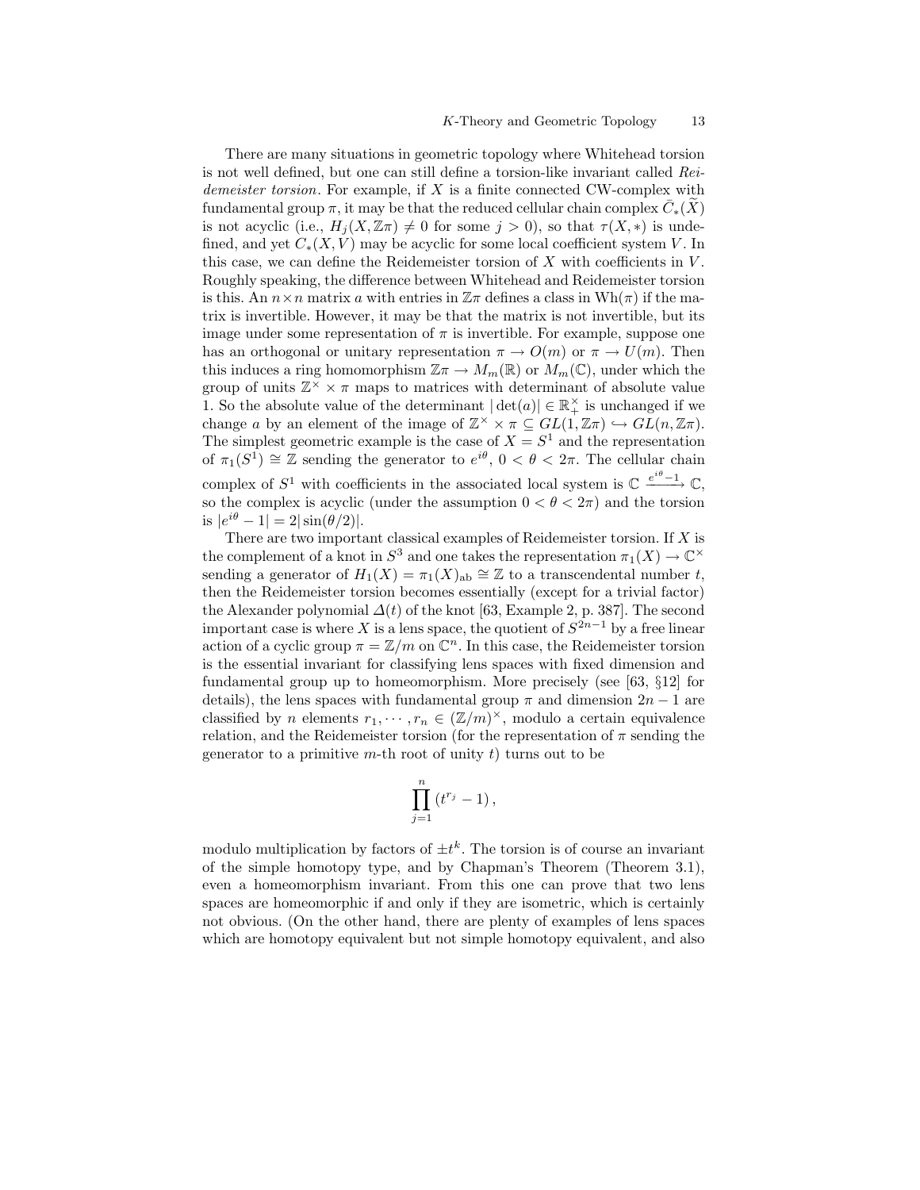There are many situations in geometric topology where Whitehead torsion is not well defined, but one can still define a torsion-like invariant called *Reidemeister torsion*. For example, if $X$ is a finite connected CW-complex with fundamental group $\pi$, it may be that the reduced cellular chain complex $\bar{C}_*(\widetilde{X})$ is not acyclic (i.e., $H_j(X, \mathbb{Z}\pi) \neq 0$ for some $j > 0$), so that $\tau(X, *)$ is undefined, and yet $C_*(X, V)$ may be acyclic for some local coefficient system $V$. In this case, we can define the Reidemeister torsion of $X$ with coefficients in $V$. Roughly speaking, the difference between Whitehead and Reidemeister torsion is this. An $n \times n$ matrix $a$ with entries in $\mathbb{Z}\pi$ defines a class in $\mathrm{Wh}(\pi)$ if the matrix is invertible. However, it may be that the matrix is not invertible, but its image under some representation of $\pi$ is invertible. For example, suppose one has an orthogonal or unitary representation $\pi \to O(m)$ or $\pi \to U(m)$. Then this induces a ring homomorphism $\mathbb{Z}\pi \to M_m(\mathbb{R})$ or $M_m(\mathbb{C})$, under which the group of units $\mathbb{Z}^\times \times \pi$ maps to matrices with determinant of absolute value 1. So the absolute value of the determinant $|\det(a)| \in \mathbb{R}_+^\times$ is unchanged if we change $a$ by an element of the image of $\mathbb{Z}^\times \times \pi \subseteq GL(1, \mathbb{Z}\pi) \hookrightarrow GL(n, \mathbb{Z}\pi)$. The simplest geometric example is the case of $X = S^1$ and the representation of $\pi_1(S^1) \cong \mathbb{Z}$ sending the generator to $e^{i\theta}$, $0 < \theta < 2\pi$. The cellular chain complex of $S^1$ with coefficients in the associated local system is $\mathbb{C} \xrightarrow{e^{i\theta}-1} \mathbb{C}$, so the complex is acyclic (under the assumption $0 < \theta < 2\pi$) and the torsion is $|e^{i\theta} - 1| = 2|\sin(\theta/2)|$.

There are two important classical examples of Reidemeister torsion. If $X$ is the complement of a knot in $S^3$ and one takes the representation $\pi_1(X) \to \mathbb{C}^\times$ sending a generator of $H_1(X) = \pi_1(X)_{\mathrm{ab}} \cong \mathbb{Z}$ to a transcendental number $t$, then the Reidemeister torsion becomes essentially (except for a trivial factor) the Alexander polynomial $\Delta(t)$ of the knot [63, Example 2, p. 387]. The second important case is where $X$ is a lens space, the quotient of $S^{2n-1}$ by a free linear action of a cyclic group $\pi = \mathbb{Z}/m$ on $\mathbb{C}^n$. In this case, the Reidemeister torsion is the essential invariant for classifying lens spaces with fixed dimension and fundamental group up to homeomorphism. More precisely (see [63, §12] for details), the lens spaces with fundamental group $\pi$ and dimension $2n-1$ are classified by $n$ elements $r_1, \cdots, r_n \in (\mathbb{Z}/m)^\times$, modulo a certain equivalence relation, and the Reidemeister torsion (for the representation of $\pi$ sending the generator to a primitive $m$-th root of unity $t$) turns out to be

$$\prod_{j=1}^{n} \left(t^{r_j} - 1\right),$$

modulo multiplication by factors of $\pm t^k$. The torsion is of course an invariant of the simple homotopy type, and by Chapman's Theorem (Theorem 3.1), even a homeomorphism invariant. From this one can prove that two lens spaces are homeomorphic if and only if they are isometric, which is certainly not obvious. (On the other hand, there are plenty of examples of lens spaces which are homotopy equivalent but not simple homotopy equivalent, and also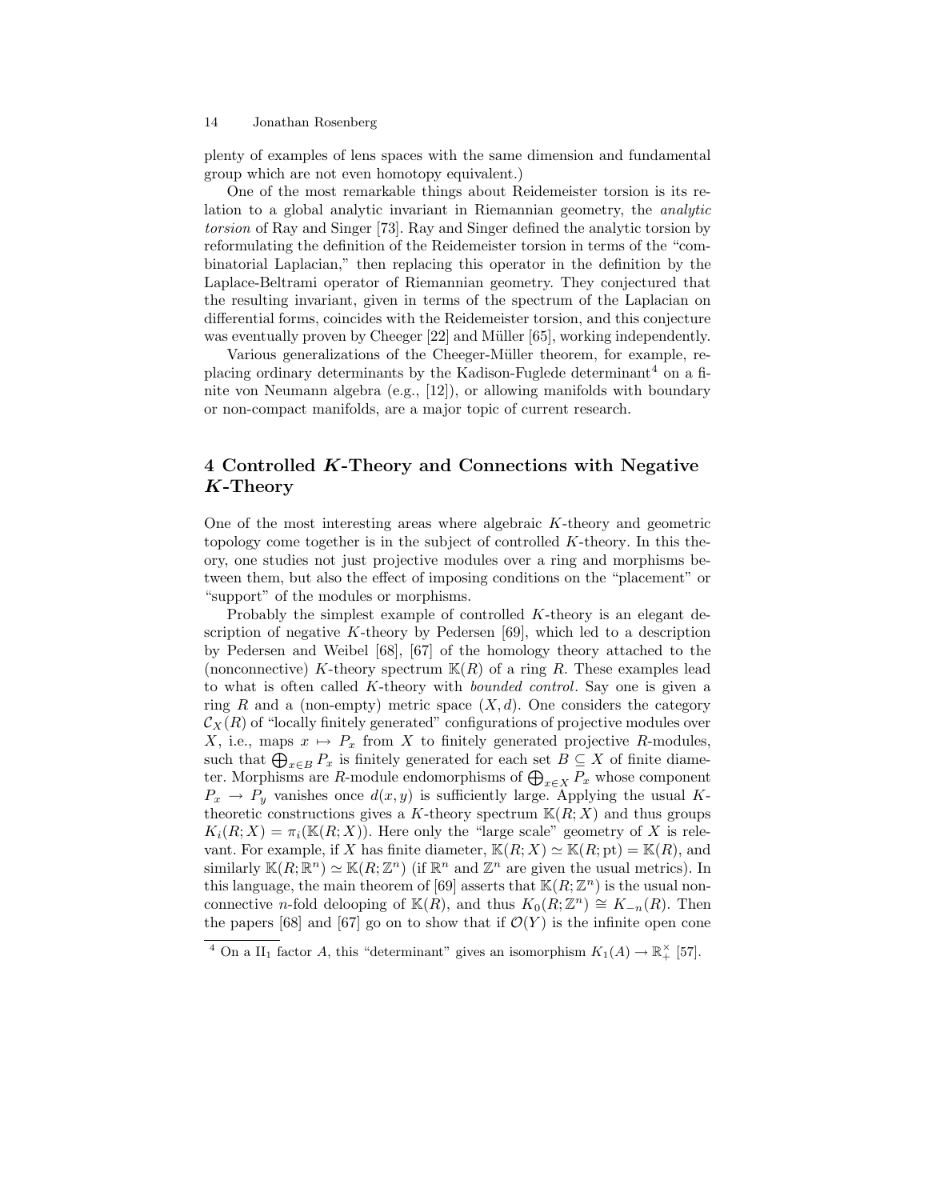plenty of examples of lens spaces with the same dimension and fundamental group which are not even homotopy equivalent.)

One of the most remarkable things about Reidemeister torsion is its relation to a global analytic invariant in Riemannian geometry, the *analytic torsion* of Ray and Singer [73]. Ray and Singer defined the analytic torsion by reformulating the definition of the Reidemeister torsion in terms of the "combinatorial Laplacian," then replacing this operator in the definition by the Laplace-Beltrami operator of Riemannian geometry. They conjectured that the resulting invariant, given in terms of the spectrum of the Laplacian on differential forms, coincides with the Reidemeister torsion, and this conjecture was eventually proven by Cheeger [22] and Müller [65], working independently.

Various generalizations of the Cheeger-Müller theorem, for example, replacing ordinary determinants by the Kadison-Fuglede determinant[4] on a finite von Neumann algebra (e.g., [12]), or allowing manifolds with boundary or non-compact manifolds, are a major topic of current research.

## 4 Controlled *K*-Theory and Connections with Negative *K*-Theory

One of the most interesting areas where algebraic $K$-theory and geometric topology come together is in the subject of controlled $K$-theory. In this theory, one studies not just projective modules over a ring and morphisms between them, but also the effect of imposing conditions on the "placement" or "support" of the modules or morphisms.

Probably the simplest example of controlled $K$-theory is an elegant description of negative $K$-theory by Pedersen [69], which led to a description by Pedersen and Weibel [68], [67] of the homology theory attached to the (nonconnective) $K$-theory spectrum $\mathbb{K}(R)$ of a ring $R$. These examples lead to what is often called $K$-theory with *bounded control*. Say one is given a ring $R$ and a (non-empty) metric space $(X, d)$. One considers the category $\mathcal{C}_X(R)$ of "locally finitely generated" configurations of projective modules over $X$, i.e., maps $x \mapsto P_x$ from $X$ to finitely generated projective $R$-modules, such that $\bigoplus_{x\in B} P_x$ is finitely generated for each set $B \subseteq X$ of finite diameter. Morphisms are $R$-module endomorphisms of $\bigoplus_{x\in X} P_x$ whose component $P_x \to P_y$ vanishes once $d(x, y)$ is sufficiently large. Applying the usual $K$-theoretic constructions gives a $K$-theory spectrum $\mathbb{K}(R; X)$ and thus groups $K_i(R; X) = \pi_i(\mathbb{K}(R; X))$. Here only the "large scale" geometry of $X$ is relevant. For example, if $X$ has finite diameter, $\mathbb{K}(R; X) \simeq \mathbb{K}(R; \mathrm{pt}) = \mathbb{K}(R)$, and similarly $\mathbb{K}(R; \mathbb{R}^n) \simeq \mathbb{K}(R; \mathbb{Z}^n)$ (if $\mathbb{R}^n$ and $\mathbb{Z}^n$ are given the usual metrics). In this language, the main theorem of [69] asserts that $\mathbb{K}(R; \mathbb{Z}^n)$ is the usual nonconnective $n$-fold delooping of $\mathbb{K}(R)$, and thus $K_0(R; \mathbb{Z}^n) \cong K_{-n}(R)$. Then the papers [68] and [67] go on to show that if $\mathcal{O}(Y)$ is the infinite open cone

[4] On a $\mathrm{II}_1$ factor $A$, this "determinant" gives an isomorphism $K_1(A) \to \mathbb{R}_+^\times$ [57].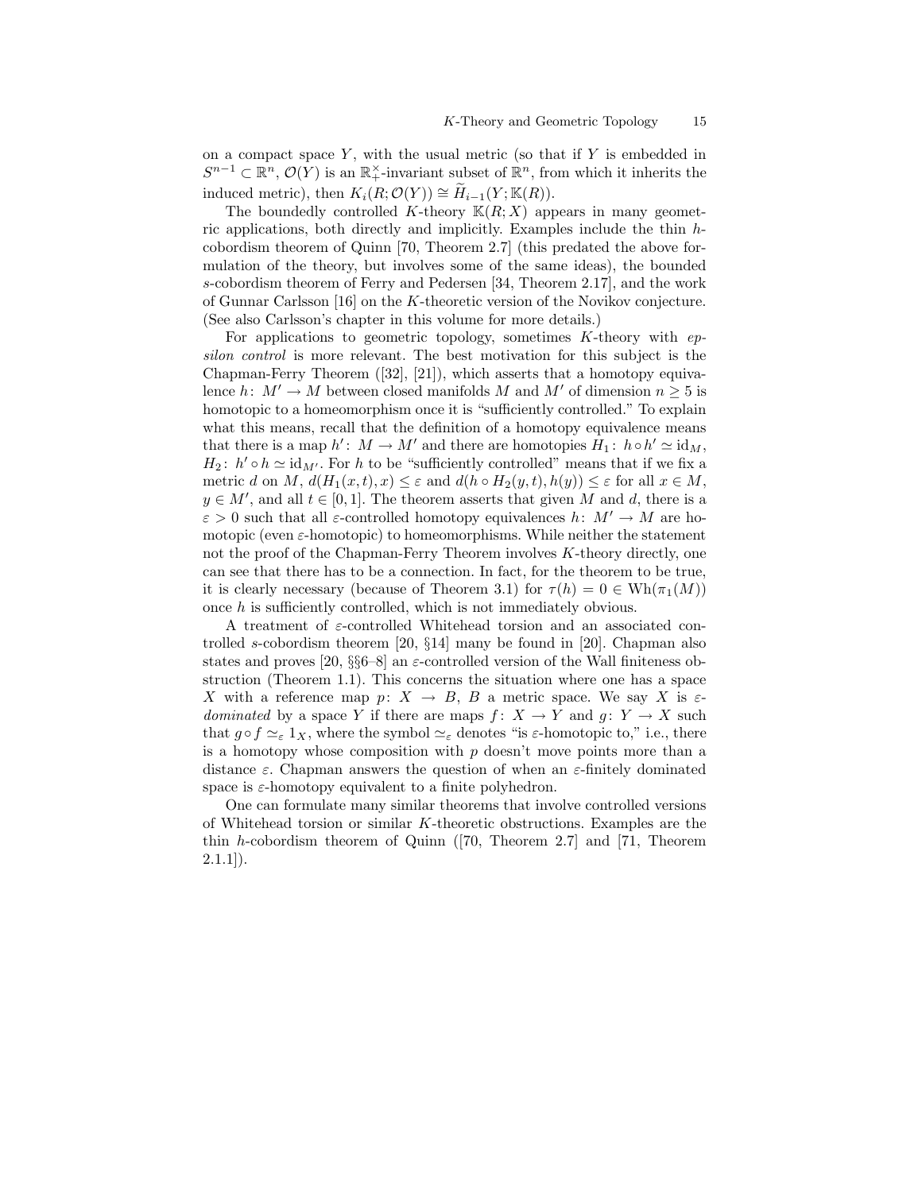on a compact space $Y$, with the usual metric (so that if $Y$ is embedded in $S^{n-1} \subset \mathbb{R}^n$, $\mathcal{O}(Y)$ is an $\mathbb{R}_+^\times$-invariant subset of $\mathbb{R}^n$, from which it inherits the induced metric), then $K_i(R; \mathcal{O}(Y)) \cong \widetilde{H}_{i-1}(Y; \mathbb{K}(R))$.

The boundedly controlled $K$-theory $\mathbb{K}(R; X)$ appears in many geometric applications, both directly and implicitly. Examples include the thin $h$-cobordism theorem of Quinn [70, Theorem 2.7] (this predated the above formulation of the theory, but involves some of the same ideas), the bounded $s$-cobordism theorem of Ferry and Pedersen [34, Theorem 2.17], and the work of Gunnar Carlsson [16] on the $K$-theoretic version of the Novikov conjecture. (See also Carlsson's chapter in this volume for more details.)

For applications to geometric topology, sometimes $K$-theory with *epsilon control* is more relevant. The best motivation for this subject is the Chapman-Ferry Theorem ([32], [21]), which asserts that a homotopy equivalence $h\colon M' \to M$ between closed manifolds $M$ and $M'$ of dimension $n \geq 5$ is homotopic to a homeomorphism once it is "sufficiently controlled." To explain what this means, recall that the definition of a homotopy equivalence means that there is a map $h'\colon M \to M'$ and there are homotopies $H_1\colon h \circ h' \simeq \mathrm{id}_M$, $H_2\colon h' \circ h \simeq \mathrm{id}_{M'}$. For $h$ to be "sufficiently controlled" means that if we fix a metric $d$ on $M$, $d(H_1(x,t), x) \leq \varepsilon$ and $d(h \circ H_2(y,t), h(y)) \leq \varepsilon$ for all $x \in M$, $y \in M'$, and all $t \in [0,1]$. The theorem asserts that given $M$ and $d$, there is a $\varepsilon > 0$ such that all $\varepsilon$-controlled homotopy equivalences $h\colon M' \to M$ are homotopic (even $\varepsilon$-homotopic) to homeomorphisms. While neither the statement not the proof of the Chapman-Ferry Theorem involves $K$-theory directly, one can see that there has to be a connection. In fact, for the theorem to be true, it is clearly necessary (because of Theorem 3.1) for $\tau(h) = 0 \in \mathrm{Wh}(\pi_1(M))$ once $h$ is sufficiently controlled, which is not immediately obvious.

A treatment of $\varepsilon$-controlled Whitehead torsion and an associated controlled $s$-cobordism theorem [20, §14] many be found in [20]. Chapman also states and proves [20, §§6–8] an $\varepsilon$-controlled version of the Wall finiteness obstruction (Theorem 1.1). This concerns the situation where one has a space $X$ with a reference map $p\colon X \to B$, $B$ a metric space. We say $X$ is *$\varepsilon$-dominated* by a space $Y$ if there are maps $f\colon X \to Y$ and $g\colon Y \to X$ such that $g \circ f \simeq_\varepsilon 1_X$, where the symbol $\simeq_\varepsilon$ denotes "is $\varepsilon$-homotopic to," i.e., there is a homotopy whose composition with $p$ doesn't move points more than a distance $\varepsilon$. Chapman answers the question of when an $\varepsilon$-finitely dominated space is $\varepsilon$-homotopy equivalent to a finite polyhedron.

One can formulate many similar theorems that involve controlled versions of Whitehead torsion or similar $K$-theoretic obstructions. Examples are the thin $h$-cobordism theorem of Quinn ([70, Theorem 2.7] and [71, Theorem 2.1.1]).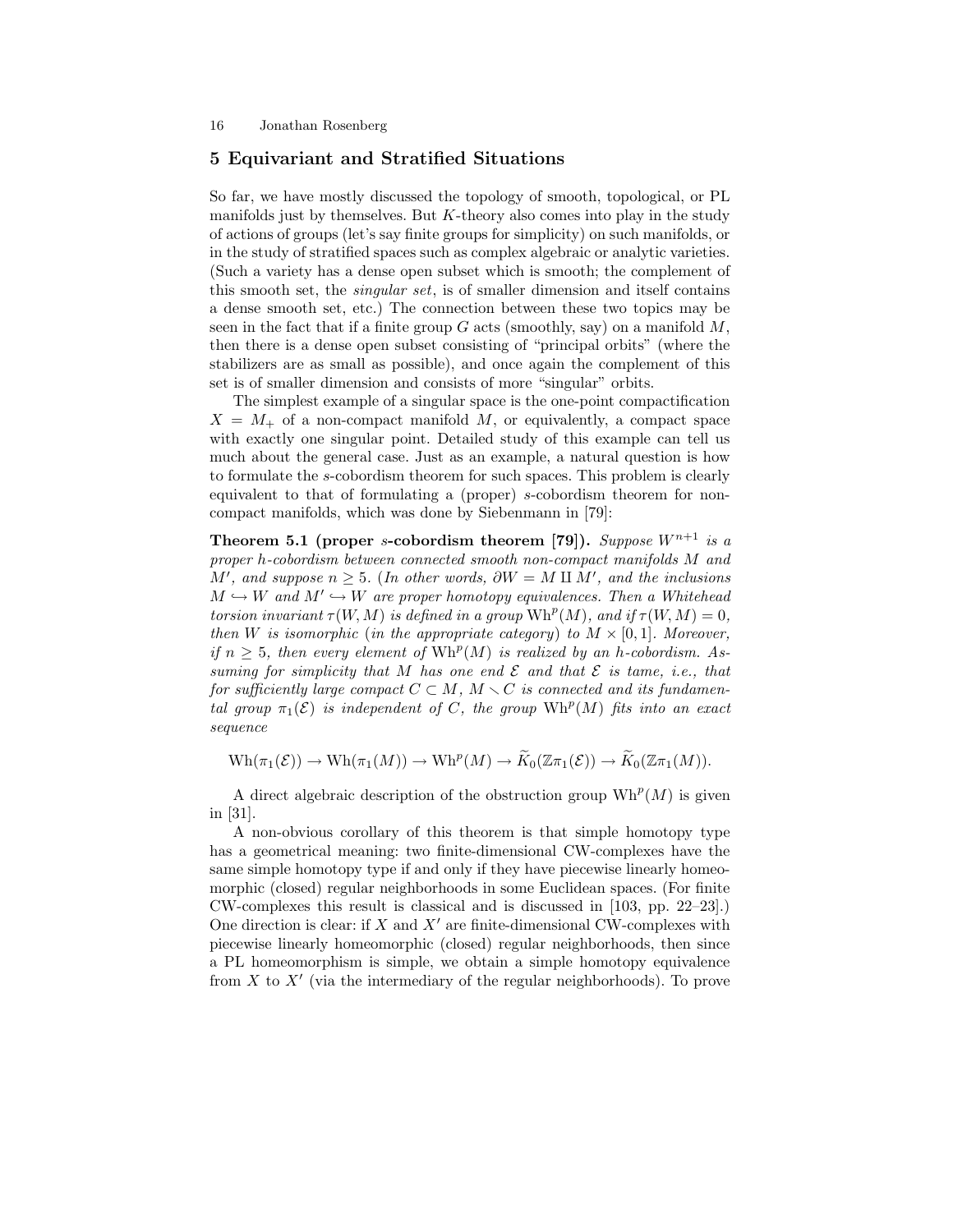## 5 Equivariant and Stratified Situations

So far, we have mostly discussed the topology of smooth, topological, or PL manifolds just by themselves. But $K$-theory also comes into play in the study of actions of groups (let's say finite groups for simplicity) on such manifolds, or in the study of stratified spaces such as complex algebraic or analytic varieties. (Such a variety has a dense open subset which is smooth; the complement of this smooth set, the *singular set*, is of smaller dimension and itself contains a dense smooth set, etc.) The connection between these two topics may be seen in the fact that if a finite group $G$ acts (smoothly, say) on a manifold $M$, then there is a dense open subset consisting of "principal orbits" (where the stabilizers are as small as possible), and once again the complement of this set is of smaller dimension and consists of more "singular" orbits.

The simplest example of a singular space is the one-point compactification $X = M_+$ of a non-compact manifold $M$, or equivalently, a compact space with exactly one singular point. Detailed study of this example can tell us much about the general case. Just as an example, a natural question is how to formulate the $s$-cobordism theorem for such spaces. This problem is clearly equivalent to that of formulating a (proper) $s$-cobordism theorem for non-compact manifolds, which was done by Siebenmann in [79]:

**Theorem 5.1 (proper $s$-cobordism theorem [79]).** *Suppose $W^{n+1}$ is a proper h-cobordism between connected smooth non-compact manifolds $M$ and $M'$, and suppose $n \geq 5$. (In other words, $\partial W = M \amalg M'$, and the inclusions $M \hookrightarrow W$ and $M' \hookrightarrow W$ are proper homotopy equivalences. Then a Whitehead torsion invariant $\tau(W, M)$ is defined in a group $\mathrm{Wh}^p(M)$, and if $\tau(W, M) = 0$, then $W$ is isomorphic (in the appropriate category) to $M \times [0, 1]$. Moreover, if $n \geq 5$, then every element of $\mathrm{Wh}^p(M)$ is realized by an h-cobordism. Assuming for simplicity that $M$ has one end $\mathcal{E}$ and that $\mathcal{E}$ is tame, i.e., that for sufficiently large compact $C \subset M$, $M \smallsetminus C$ is connected and its fundamental group $\pi_1(\mathcal{E})$ is independent of $C$, the group $\mathrm{Wh}^p(M)$ fits into an exact sequence*

$$\mathrm{Wh}(\pi_1(\mathcal{E})) \to \mathrm{Wh}(\pi_1(M)) \to \mathrm{Wh}^p(M) \to \widetilde{K}_0(\mathbb{Z}\pi_1(\mathcal{E})) \to \widetilde{K}_0(\mathbb{Z}\pi_1(M)).$$

A direct algebraic description of the obstruction group $\mathrm{Wh}^p(M)$ is given in [31].

A non-obvious corollary of this theorem is that simple homotopy type has a geometrical meaning: two finite-dimensional CW-complexes have the same simple homotopy type if and only if they have piecewise linearly homeomorphic (closed) regular neighborhoods in some Euclidean spaces. (For finite CW-complexes this result is classical and is discussed in [103, pp. 22–23].) One direction is clear: if $X$ and $X'$ are finite-dimensional CW-complexes with piecewise linearly homeomorphic (closed) regular neighborhoods, then since a PL homeomorphism is simple, we obtain a simple homotopy equivalence from $X$ to $X'$ (via the intermediary of the regular neighborhoods). To prove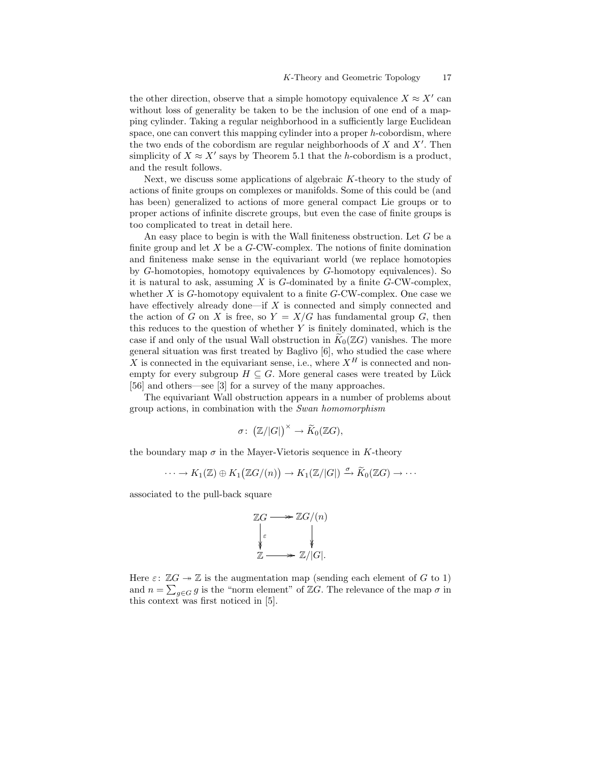the other direction, observe that a simple homotopy equivalence $X \approx X'$ can without loss of generality be taken to be the inclusion of one end of a mapping cylinder. Taking a regular neighborhood in a sufficiently large Euclidean space, one can convert this mapping cylinder into a proper $h$-cobordism, where the two ends of the cobordism are regular neighborhoods of $X$ and $X'$. Then simplicity of $X \approx X'$ says by Theorem 5.1 that the $h$-cobordism is a product, and the result follows.

Next, we discuss some applications of algebraic $K$-theory to the study of actions of finite groups on complexes or manifolds. Some of this could be (and has been) generalized to actions of more general compact Lie groups or to proper actions of infinite discrete groups, but even the case of finite groups is too complicated to treat in detail here.

An easy place to begin is with the Wall finiteness obstruction. Let $G$ be a finite group and let $X$ be a $G$-CW-complex. The notions of finite domination and finiteness make sense in the equivariant world (we replace homotopies by $G$-homotopies, homotopy equivalences by $G$-homotopy equivalences). So it is natural to ask, assuming $X$ is $G$-dominated by a finite $G$-CW-complex, whether $X$ is $G$-homotopy equivalent to a finite $G$-CW-complex. One case we have effectively already done—if $X$ is connected and simply connected and the action of $G$ on $X$ is free, so $Y = X/G$ has fundamental group $G$, then this reduces to the question of whether $Y$ is finitely dominated, which is the case if and only of the usual Wall obstruction in $\widetilde{K}_0(\mathbb{Z}G)$ vanishes. The more general situation was first treated by Baglivo [6], who studied the case where $X$ is connected in the equivariant sense, i.e., where $X^H$ is connected and non-empty for every subgroup $H \subseteq G$. More general cases were treated by Lück [56] and others—see [3] for a survey of the many approaches.

The equivariant Wall obstruction appears in a number of problems about group actions, in combination with the *Swan homomorphism*

$$\sigma\colon\ \big(\mathbb{Z}/|G|\big)^{\times} \to \widetilde{K}_0(\mathbb{Z}G),$$

the boundary map $\sigma$ in the Mayer-Vietoris sequence in $K$-theory

$$\cdots \to K_1(\mathbb{Z}) \oplus K_1\big(\mathbb{Z}G/(n)\big) \to K_1(\mathbb{Z}/|G|) \xrightarrow{\sigma} \widetilde{K}_0(\mathbb{Z}G) \to \cdots$$

associated to the pull-back square

$$\begin{array}{ccc} \mathbb{Z}G & \twoheadrightarrow & \mathbb{Z}G/(n) \\ \downarrow{\scriptstyle \varepsilon} & & \downarrow \\ \mathbb{Z} & \twoheadrightarrow & \mathbb{Z}/|G|. \end{array}$$

Here $\varepsilon\colon \mathbb{Z}G \twoheadrightarrow \mathbb{Z}$ is the augmentation map (sending each element of $G$ to 1) and $n = \sum_{g\in G} g$ is the "norm element" of $\mathbb{Z}G$. The relevance of the map $\sigma$ in this context was first noticed in [5].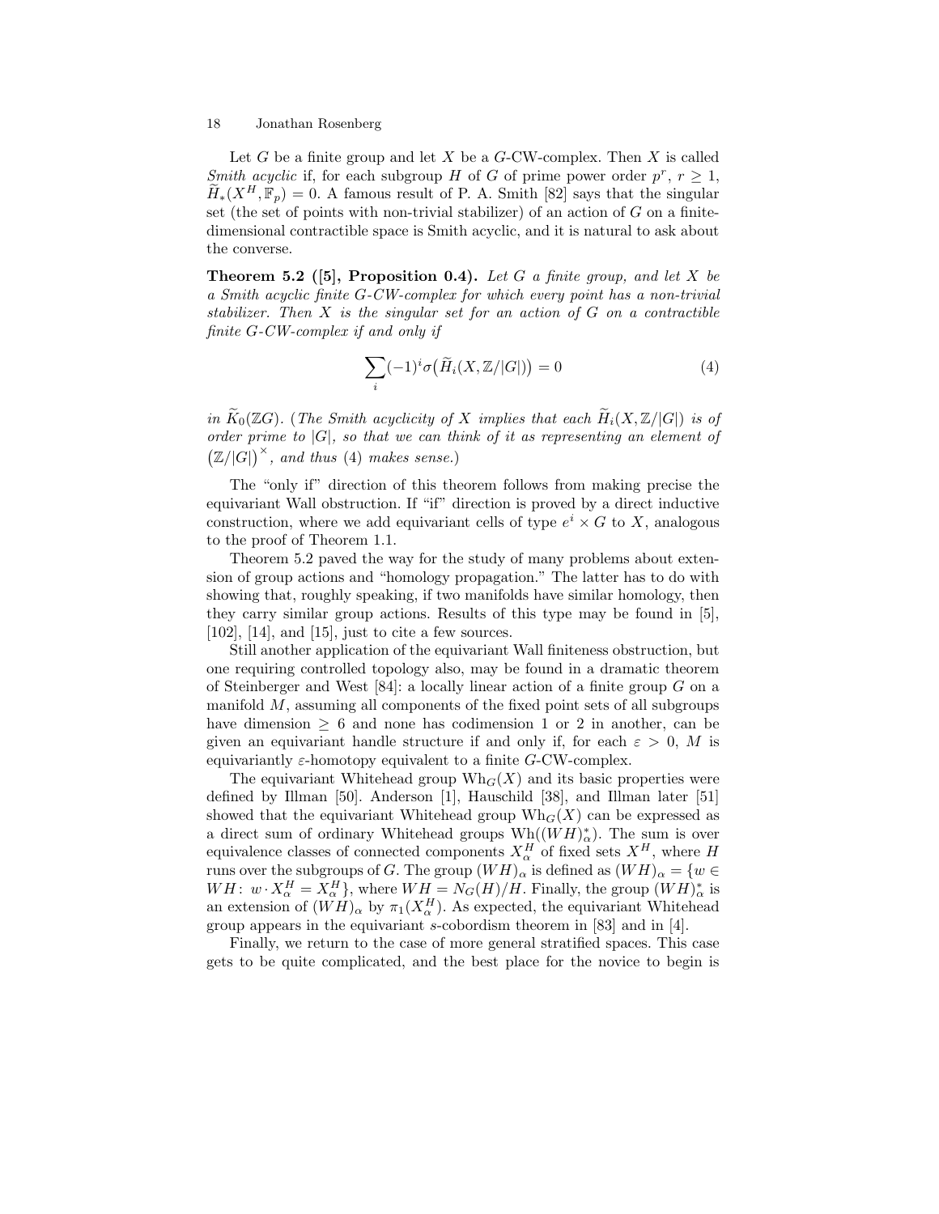Let $G$ be a finite group and let $X$ be a $G$-CW-complex. Then $X$ is called *Smith acyclic* if, for each subgroup $H$ of $G$ of prime power order $p^r$, $r \geq 1$, $\widetilde{H}_*(X^H, \mathbb{F}_p) = 0$. A famous result of P. A. Smith [82] says that the singular set (the set of points with non-trivial stabilizer) of an action of $G$ on a finite-dimensional contractible space is Smith acyclic, and it is natural to ask about the converse.

**Theorem 5.2 ([5], Proposition 0.4).** *Let $G$ a finite group, and let $X$ be a Smith acyclic finite $G$-CW-complex for which every point has a non-trivial stabilizer. Then $X$ is the singular set for an action of $G$ on a contractible finite $G$-CW-complex if and only if*

$$\sum_i (-1)^i \sigma\big(\widetilde{H}_i(X, \mathbb{Z}/|G|)\big) = 0 \tag{4}$$

*in $\widetilde{K}_0(\mathbb{Z}G)$. (The Smith acyclicity of $X$ implies that each $\widetilde{H}_i(X, \mathbb{Z}/|G|)$ is of order prime to $|G|$, so that we can think of it as representing an element of $\big(\mathbb{Z}/|G|\big)^\times$, and thus (4) makes sense.)*

The "only if" direction of this theorem follows from making precise the equivariant Wall obstruction. If "if" direction is proved by a direct inductive construction, where we add equivariant cells of type $e^i \times G$ to $X$, analogous to the proof of Theorem 1.1.

Theorem 5.2 paved the way for the study of many problems about extension of group actions and "homology propagation." The latter has to do with showing that, roughly speaking, if two manifolds have similar homology, then they carry similar group actions. Results of this type may be found in [5], [102], [14], and [15], just to cite a few sources.

Still another application of the equivariant Wall finiteness obstruction, but one requiring controlled topology also, may be found in a dramatic theorem of Steinberger and West [84]: a locally linear action of a finite group $G$ on a manifold $M$, assuming all components of the fixed point sets of all subgroups have dimension $\geq 6$ and none has codimension 1 or 2 in another, can be given an equivariant handle structure if and only if, for each $\varepsilon > 0$, $M$ is equivariantly $\varepsilon$-homotopy equivalent to a finite $G$-CW-complex.

The equivariant Whitehead group $\mathrm{Wh}_G(X)$ and its basic properties were defined by Illman [50]. Anderson [1], Hauschild [38], and Illman later [51] showed that the equivariant Whitehead group $\mathrm{Wh}_G(X)$ can be expressed as a direct sum of ordinary Whitehead groups $\mathrm{Wh}((WH)^*_\alpha)$. The sum is over equivalence classes of connected components $X^H_\alpha$ of fixed sets $X^H$, where $H$ runs over the subgroups of $G$. The group $(WH)_\alpha$ is defined as $(WH)_\alpha = \{w \in WH \colon\, w \cdot X^H_\alpha = X^H_\alpha\}$, where $WH = N_G(H)/H$. Finally, the group $(WH)^*_\alpha$ is an extension of $(WH)_\alpha$ by $\pi_1(X^H_\alpha)$. As expected, the equivariant Whitehead group appears in the equivariant $s$-cobordism theorem in [83] and in [4].

Finally, we return to the case of more general stratified spaces. This case gets to be quite complicated, and the best place for the novice to begin is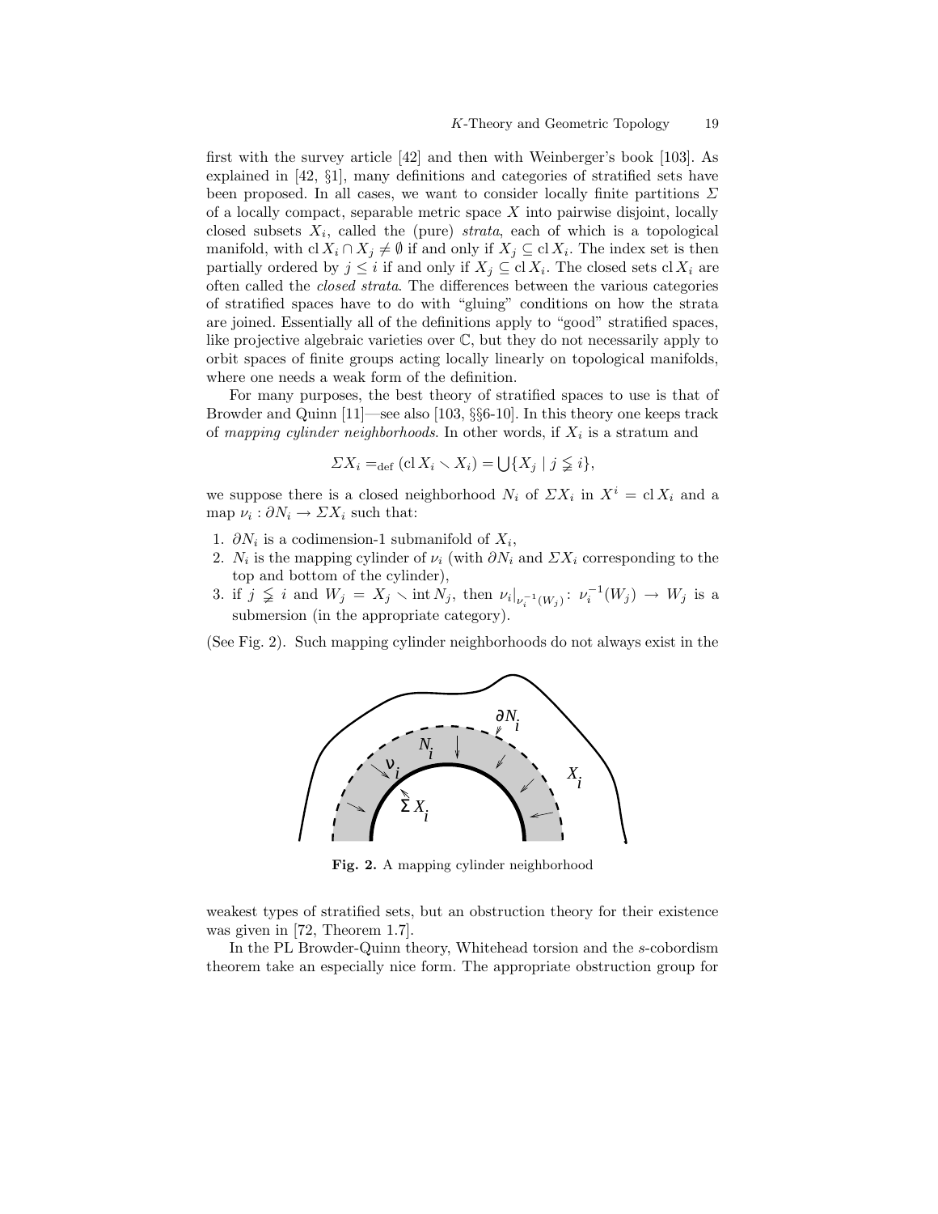first with the survey article [42] and then with Weinberger's book [103]. As explained in [42, §1], many definitions and categories of stratified sets have been proposed. In all cases, we want to consider locally finite partitions $\Sigma$ of a locally compact, separable metric space $X$ into pairwise disjoint, locally closed subsets $X_i$, called the (pure) *strata*, each of which is a topological manifold, with $\operatorname{cl} X_i \cap X_j \neq \emptyset$ if and only if $X_j \subseteq \operatorname{cl} X_i$. The index set is then partially ordered by $j \leq i$ if and only if $X_j \subseteq \operatorname{cl} X_i$. The closed sets $\operatorname{cl} X_i$ are often called the *closed strata*. The differences between the various categories of stratified spaces have to do with "gluing" conditions on how the strata are joined. Essentially all of the definitions apply to "good" stratified spaces, like projective algebraic varieties over $\mathbb{C}$, but they do not necessarily apply to orbit spaces of finite groups acting locally linearly on topological manifolds, where one needs a weak form of the definition.

For many purposes, the best theory of stratified spaces to use is that of Browder and Quinn [11]—see also [103, §§6-10]. In this theory one keeps track of *mapping cylinder neighborhoods*. In other words, if $X_i$ is a stratum and

$$\Sigma X_i =_{\text{def}} (\operatorname{cl} X_i \smallsetminus X_i) = \bigcup \{X_j \mid j \lneqq i\},$$

we suppose there is a closed neighborhood $N_i$ of $\Sigma X_i$ in $X^i = \operatorname{cl} X_i$ and a map $\nu_i : \partial N_i \to \Sigma X_i$ such that:

1. $\partial N_i$ is a codimension-1 submanifold of $X_i$,
2. $N_i$ is the mapping cylinder of $\nu_i$ (with $\partial N_i$ and $\Sigma X_i$ corresponding to the top and bottom of the cylinder),
3. if $j \lneqq i$ and $W_j = X_j \smallsetminus \operatorname{int} N_j$, then $\nu_i|_{\nu_i^{-1}(W_j)} \colon \nu_i^{-1}(W_j) \to W_j$ is a submersion (in the appropriate category).

(See Fig. 2). Such mapping cylinder neighborhoods do not always exist in the

**Fig. 2.** A mapping cylinder neighborhood

weakest types of stratified sets, but an obstruction theory for their existence was given in [72, Theorem 1.7].

In the PL Browder-Quinn theory, Whitehead torsion and the $s$-cobordism theorem take an especially nice form. The appropriate obstruction group for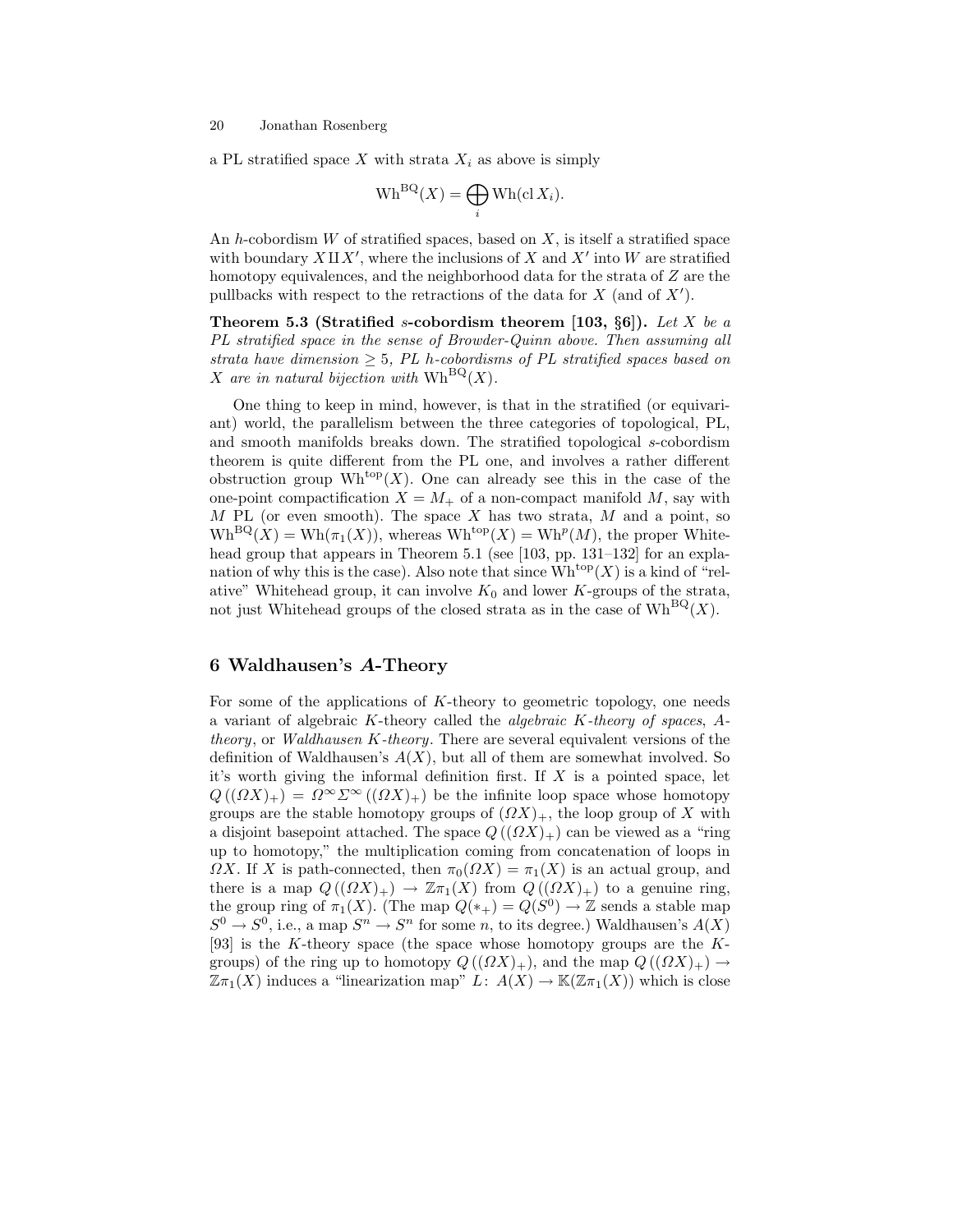a PL stratified space $X$ with strata $X_i$ as above is simply

$$\mathrm{Wh}^{\mathrm{BQ}}(X) = \bigoplus_i \mathrm{Wh}(\mathrm{cl}\, X_i).$$

An $h$-cobordism $W$ of stratified spaces, based on $X$, is itself a stratified space with boundary $X \amalg X'$, where the inclusions of $X$ and $X'$ into $W$ are stratified homotopy equivalences, and the neighborhood data for the strata of $Z$ are the pullbacks with respect to the retractions of the data for $X$ (and of $X'$).

**Theorem 5.3 (Stratified $s$-cobordism theorem [103, §6]).** *Let $X$ be a PL stratified space in the sense of Browder-Quinn above. Then assuming all strata have dimension $\geq 5$, PL $h$-cobordisms of PL stratified spaces based on $X$ are in natural bijection with $\mathrm{Wh}^{\mathrm{BQ}}(X)$.*

One thing to keep in mind, however, is that in the stratified (or equivariant) world, the parallelism between the three categories of topological, PL, and smooth manifolds breaks down. The stratified topological $s$-cobordism theorem is quite different from the PL one, and involves a rather different obstruction group $\mathrm{Wh}^{\mathrm{top}}(X)$. One can already see this in the case of the one-point compactification $X = M_+$ of a non-compact manifold $M$, say with $M$ PL (or even smooth). The space $X$ has two strata, $M$ and a point, so $\mathrm{Wh}^{\mathrm{BQ}}(X) = \mathrm{Wh}(\pi_1(X))$, whereas $\mathrm{Wh}^{\mathrm{top}}(X) = \mathrm{Wh}^p(M)$, the proper Whitehead group that appears in Theorem 5.1 (see [103, pp. 131–132] for an explanation of why this is the case). Also note that since $\mathrm{Wh}^{\mathrm{top}}(X)$ is a kind of "relative" Whitehead group, it can involve $K_0$ and lower $K$-groups of the strata, not just Whitehead groups of the closed strata as in the case of $\mathrm{Wh}^{\mathrm{BQ}}(X)$.

## 6 Waldhausen's *A*-Theory

For some of the applications of $K$-theory to geometric topology, one needs a variant of algebraic $K$-theory called the *algebraic $K$-theory of spaces*, *A-theory*, or *Waldhausen $K$-theory*. There are several equivalent versions of the definition of Waldhausen's $A(X)$, but all of them are somewhat involved. So it's worth giving the informal definition first. If $X$ is a pointed space, let $Q((\Omega X)_+) = \Omega^\infty \Sigma^\infty ((\Omega X)_+)$ be the infinite loop space whose homotopy groups are the stable homotopy groups of $(\Omega X)_+$, the loop group of $X$ with a disjoint basepoint attached. The space $Q((\Omega X)_+)$ can be viewed as a "ring up to homotopy," the multiplication coming from concatenation of loops in $\Omega X$. If $X$ is path-connected, then $\pi_0(\Omega X) = \pi_1(X)$ is an actual group, and there is a map $Q((\Omega X)_+) \to \mathbb{Z}\pi_1(X)$ from $Q((\Omega X)_+)$ to a genuine ring, the group ring of $\pi_1(X)$. (The map $Q(*_+) = Q(S^0) \to \mathbb{Z}$ sends a stable map $S^0 \to S^0$, i.e., a map $S^n \to S^n$ for some $n$, to its degree.) Waldhausen's $A(X)$ [93] is the $K$-theory space (the space whose homotopy groups are the $K$-groups) of the ring up to homotopy $Q((\Omega X)_+)$, and the map $Q((\Omega X)_+) \to \mathbb{Z}\pi_1(X)$ induces a "linearization map" $L\colon A(X) \to \mathbb{K}(\mathbb{Z}\pi_1(X))$ which is close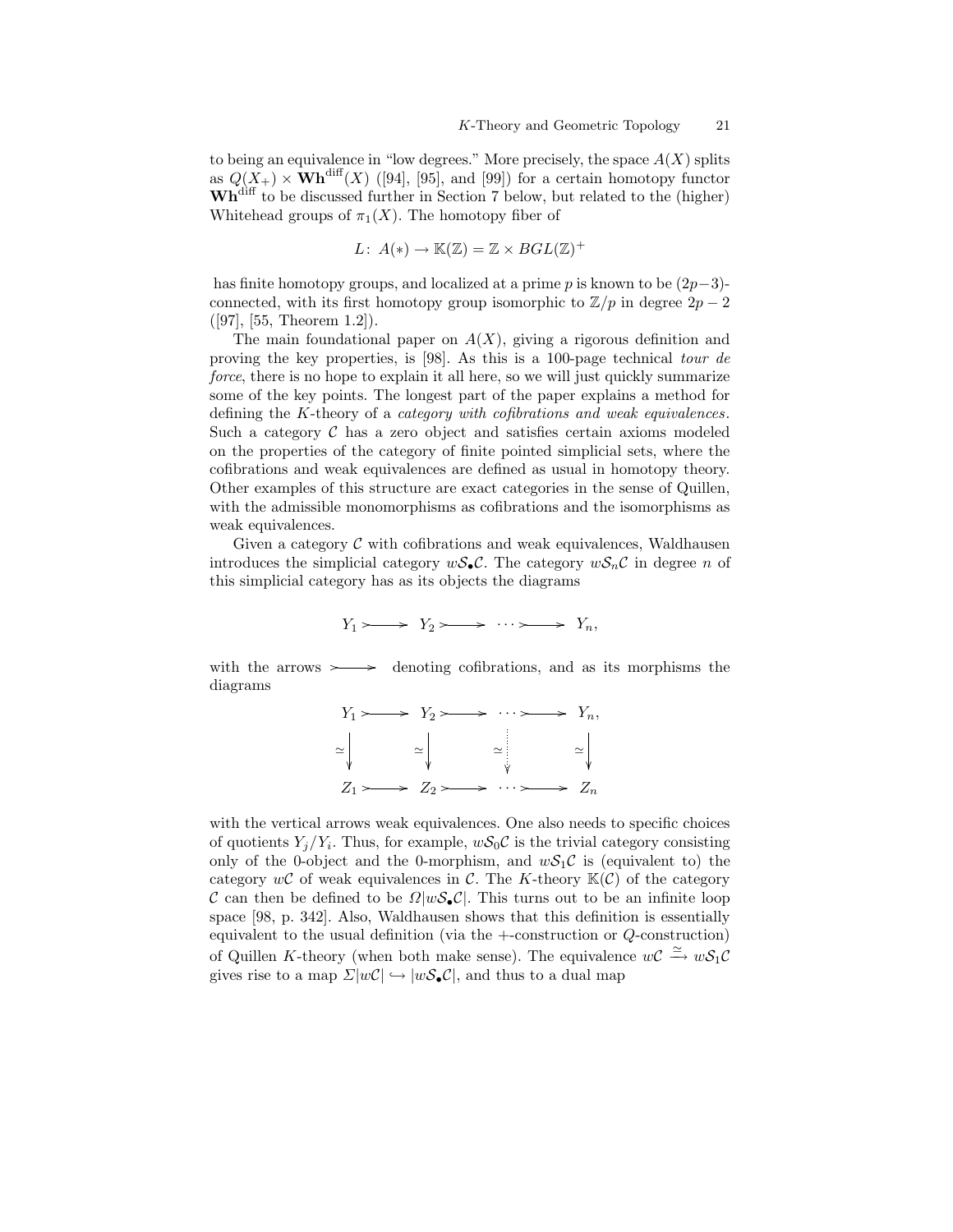to being an equivalence in "low degrees." More precisely, the space $A(X)$ splits as $Q(X_+) \times \mathbf{Wh}^{\text{diff}}(X)$ ([94], [95], and [99]) for a certain homotopy functor $\mathbf{Wh}^{\text{diff}}$ to be discussed further in Section 7 below, but related to the (higher) Whitehead groups of $\pi_1(X)$. The homotopy fiber of

$$L\colon\ A(*) \to \mathbb{K}(\mathbb{Z}) = \mathbb{Z} \times BGL(\mathbb{Z})^+$$

has finite homotopy groups, and localized at a prime $p$ is known to be $(2p-3)$-connected, with its first homotopy group isomorphic to $\mathbb{Z}/p$ in degree $2p-2$ ([97], [55, Theorem 1.2]).

The main foundational paper on $A(X)$, giving a rigorous definition and proving the key properties, is [98]. As this is a 100-page technical *tour de force*, there is no hope to explain it all here, so we will just quickly summarize some of the key points. The longest part of the paper explains a method for defining the $K$-theory of a *category with cofibrations and weak equivalences*. Such a category $\mathcal{C}$ has a zero object and satisfies certain axioms modeled on the properties of the category of finite pointed simplicial sets, where the cofibrations and weak equivalences are defined as usual in homotopy theory. Other examples of this structure are exact categories in the sense of Quillen, with the admissible monomorphisms as cofibrations and the isomorphisms as weak equivalences.

Given a category $\mathcal{C}$ with cofibrations and weak equivalences, Waldhausen introduces the simplicial category $w\mathcal{S}_\bullet\mathcal{C}$. The category $w\mathcal{S}_n\mathcal{C}$ in degree $n$ of this simplicial category has as its objects the diagrams

$$Y_1 \rightarrowtail Y_2 \rightarrowtail \cdots \rightarrowtail Y_n,$$

with the arrows $\rightarrowtail$ denoting cofibrations, and as its morphisms the diagrams

$$\begin{array}{ccccccc} Y_1 & \rightarrowtail & Y_2 & \rightarrowtail & \cdots & \rightarrowtail & Y_n, \\ \simeq\downarrow & & \simeq\downarrow & & \simeq\downarrow & & \simeq\downarrow \\ Z_1 & \rightarrowtail & Z_2 & \rightarrowtail & \cdots & \rightarrowtail & Z_n \end{array}$$

with the vertical arrows weak equivalences. One also needs to specific choices of quotients $Y_j/Y_i$. Thus, for example, $w\mathcal{S}_0\mathcal{C}$ is the trivial category consisting only of the 0-object and the 0-morphism, and $w\mathcal{S}_1\mathcal{C}$ is (equivalent to) the category $w\mathcal{C}$ of weak equivalences in $\mathcal{C}$. The $K$-theory $\mathbb{K}(\mathcal{C})$ of the category $\mathcal{C}$ can then be defined to be $\Omega|w\mathcal{S}_\bullet\mathcal{C}|$. This turns out to be an infinite loop space [98, p. 342]. Also, Waldhausen shows that this definition is essentially equivalent to the usual definition (via the $+$-construction or $Q$-construction) of Quillen $K$-theory (when both make sense). The equivalence $w\mathcal{C} \xrightarrow{\simeq} w\mathcal{S}_1\mathcal{C}$ gives rise to a map $\Sigma|w\mathcal{C}| \hookrightarrow |w\mathcal{S}_\bullet\mathcal{C}|$, and thus to a dual map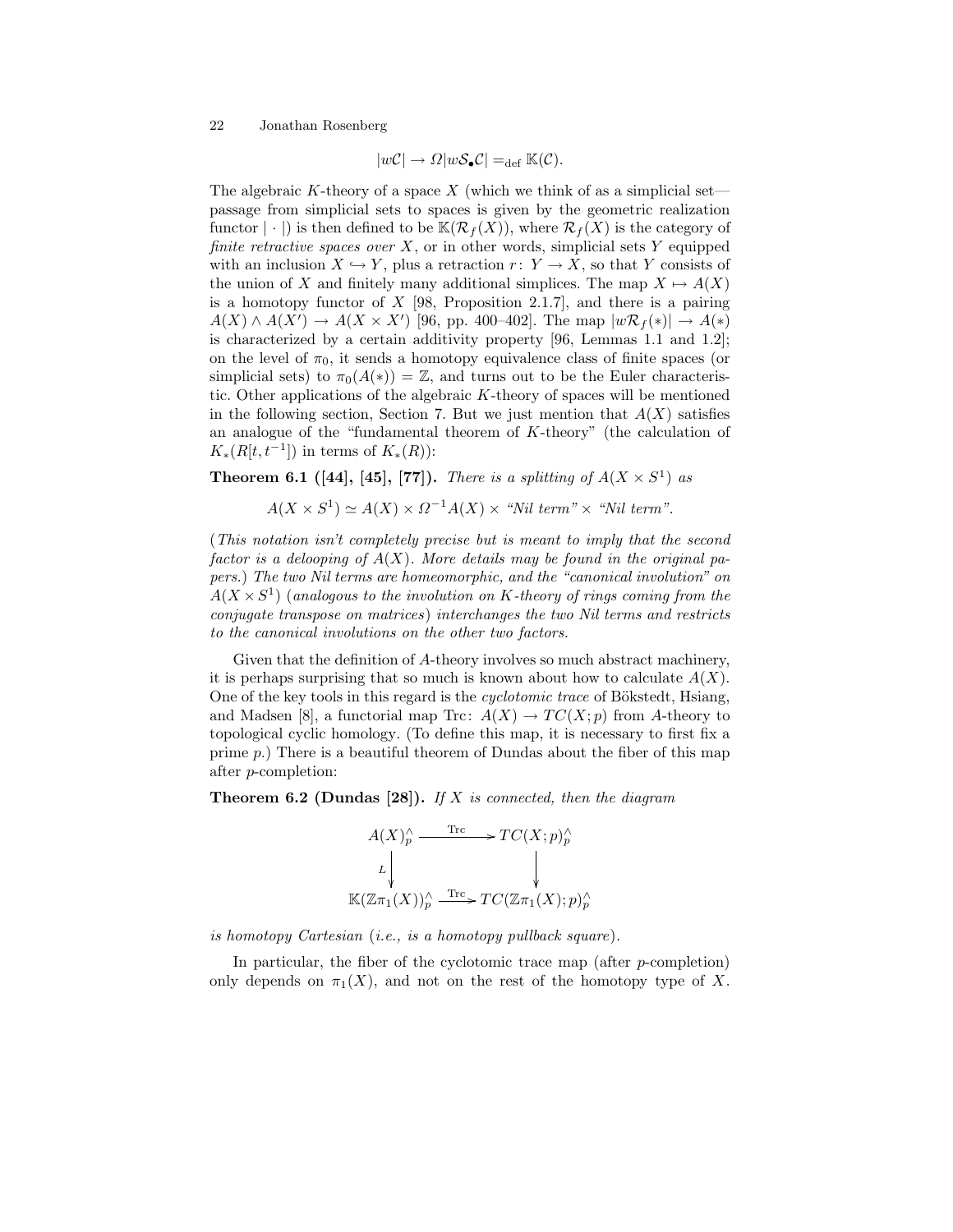$$|w\mathcal{C}| \to \Omega|w\mathcal{S}_\bullet\mathcal{C}| =_{\text{def}} \mathbb{K}(\mathcal{C}).$$

The algebraic $K$-theory of a space $X$ (which we think of as a simplicial set—passage from simplicial sets to spaces is given by the geometric realization functor $|\cdot|$) is then defined to be $\mathbb{K}(\mathcal{R}_f(X))$, where $\mathcal{R}_f(X)$ is the category of *finite retractive spaces over* $X$, or in other words, simplicial sets $Y$ equipped with an inclusion $X \hookrightarrow Y$, plus a retraction $r\colon Y \to X$, so that $Y$ consists of the union of $X$ and finitely many additional simplices. The map $X \mapsto A(X)$ is a homotopy functor of $X$ [98, Proposition 2.1.7], and there is a pairing $A(X) \wedge A(X') \to A(X \times X')$ [96, pp. 400–402]. The map $|w\mathcal{R}_f(*)| \to A(*)$ is characterized by a certain additivity property [96, Lemmas 1.1 and 1.2]; on the level of $\pi_0$, it sends a homotopy equivalence class of finite spaces (or simplicial sets) to $\pi_0(A(*)) = \mathbb{Z}$, and turns out to be the Euler characteristic. Other applications of the algebraic $K$-theory of spaces will be mentioned in the following section, Section 7. But we just mention that $A(X)$ satisfies an analogue of the "fundamental theorem of $K$-theory" (the calculation of $K_*(R[t,t^{-1}])$ in terms of $K_*(R)$):

**Theorem 6.1 ([44], [45], [77]).** *There is a splitting of $A(X \times S^1)$ as*

$$A(X \times S^1) \simeq A(X) \times \Omega^{-1}A(X) \times \text{“Nil term”} \times \text{“Nil term”}.$$

(*This notation isn't completely precise but is meant to imply that the second factor is a delooping of $A(X)$. More details may be found in the original papers.*) *The two Nil terms are homeomorphic, and the "canonical involution" on $A(X \times S^1)$* (*analogous to the involution on $K$-theory of rings coming from the conjugate transpose on matrices*) *interchanges the two Nil terms and restricts to the canonical involutions on the other two factors.*

Given that the definition of $A$-theory involves so much abstract machinery, it is perhaps surprising that so much is known about how to calculate $A(X)$. One of the key tools in this regard is the *cyclotomic trace* of Bökstedt, Hsiang, and Madsen [8], a functorial map $\mathrm{Trc}\colon A(X) \to TC(X;p)$ from $A$-theory to topological cyclic homology. (To define this map, it is necessary to first fix a prime $p$.) There is a beautiful theorem of Dundas about the fiber of this map after $p$-completion:

**Theorem 6.2 (Dundas [28]).** *If $X$ is connected, then the diagram*

$$\begin{array}{ccc}
A(X)^\wedge_p & \xrightarrow{\mathrm{Trc}} & TC(X;p)^\wedge_p \\
{\scriptstyle L}\downarrow & & \downarrow \\
\mathbb{K}(\mathbb{Z}\pi_1(X))^\wedge_p & \xrightarrow{\mathrm{Trc}} & TC(\mathbb{Z}\pi_1(X);p)^\wedge_p
\end{array}$$

*is homotopy Cartesian* (*i.e., is a homotopy pullback square*).

In particular, the fiber of the cyclotomic trace map (after $p$-completion) only depends on $\pi_1(X)$, and not on the rest of the homotopy type of $X$.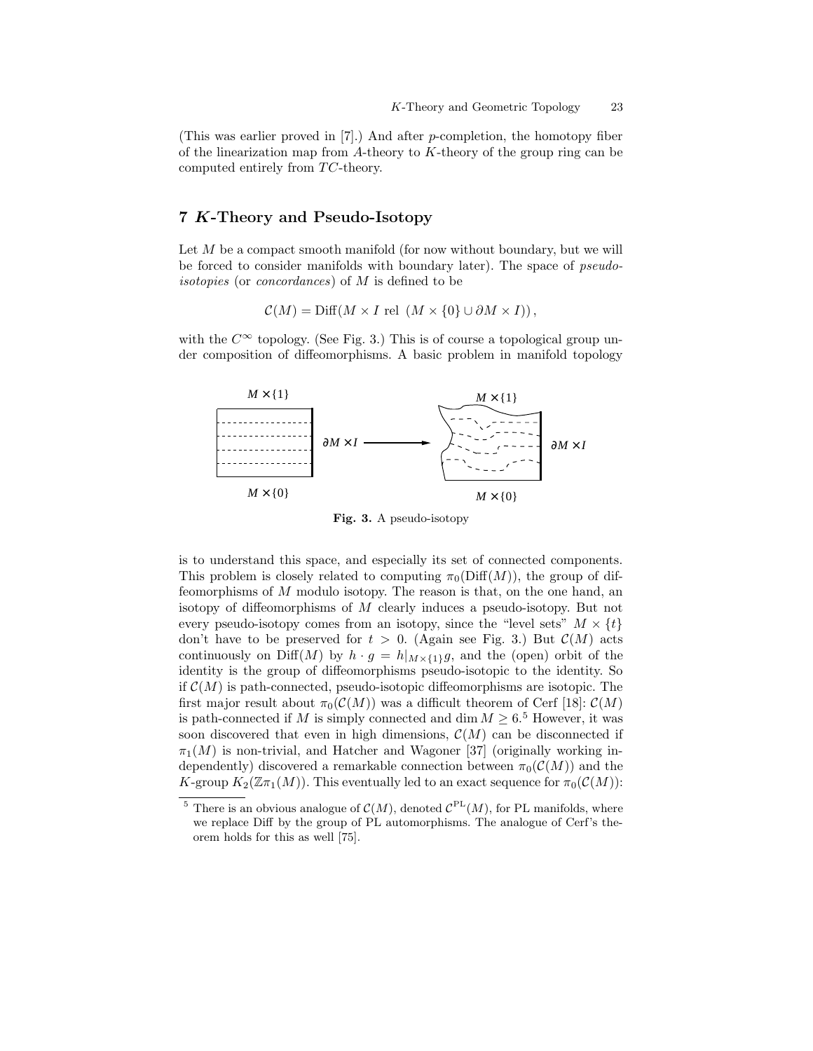(This was earlier proved in [7].) And after $p$-completion, the homotopy fiber of the linearization map from $A$-theory to $K$-theory of the group ring can be computed entirely from $TC$-theory.

## 7 $K$-Theory and Pseudo-Isotopy

Let $M$ be a compact smooth manifold (for now without boundary, but we will be forced to consider manifolds with boundary later). The space of *pseudo-isotopies* (or *concordances*) of $M$ is defined to be

$$\mathcal{C}(M) = \mathrm{Diff}(M \times I \text{ rel } (M \times \{0\} \cup \partial M \times I)),$$

with the $C^\infty$ topology. (See Fig. 3.) This is of course a topological group under composition of diffeomorphisms. A basic problem in manifold topology

**Fig. 3.** A pseudo-isotopy

is to understand this space, and especially its set of connected components. This problem is closely related to computing $\pi_0(\mathrm{Diff}(M))$, the group of diffeomorphisms of $M$ modulo isotopy. The reason is that, on the one hand, an isotopy of diffeomorphisms of $M$ clearly induces a pseudo-isotopy. But not every pseudo-isotopy comes from an isotopy, since the "level sets" $M \times \{t\}$ don't have to be preserved for $t > 0$. (Again see Fig. 3.) But $\mathcal{C}(M)$ acts continuously on $\mathrm{Diff}(M)$ by $h \cdot g = h|_{M\times\{1\}}g$, and the (open) orbit of the identity is the group of diffeomorphisms pseudo-isotopic to the identity. So if $\mathcal{C}(M)$ is path-connected, pseudo-isotopic diffeomorphisms are isotopic. The first major result about $\pi_0(\mathcal{C}(M))$ was a difficult theorem of Cerf [18]: $\mathcal{C}(M)$ is path-connected if $M$ is simply connected and $\dim M \geq 6$.[5] However, it was soon discovered that even in high dimensions, $\mathcal{C}(M)$ can be disconnected if $\pi_1(M)$ is non-trivial, and Hatcher and Wagoner [37] (originally working independently) discovered a remarkable connection between $\pi_0(\mathcal{C}(M))$ and the $K$-group $K_2(\mathbb{Z}\pi_1(M))$. This eventually led to an exact sequence for $\pi_0(\mathcal{C}(M))$:

[5] There is an obvious analogue of $\mathcal{C}(M)$, denoted $\mathcal{C}^{\mathrm{PL}}(M)$, for PL manifolds, where we replace Diff by the group of PL automorphisms. The analogue of Cerf's theorem holds for this as well [75].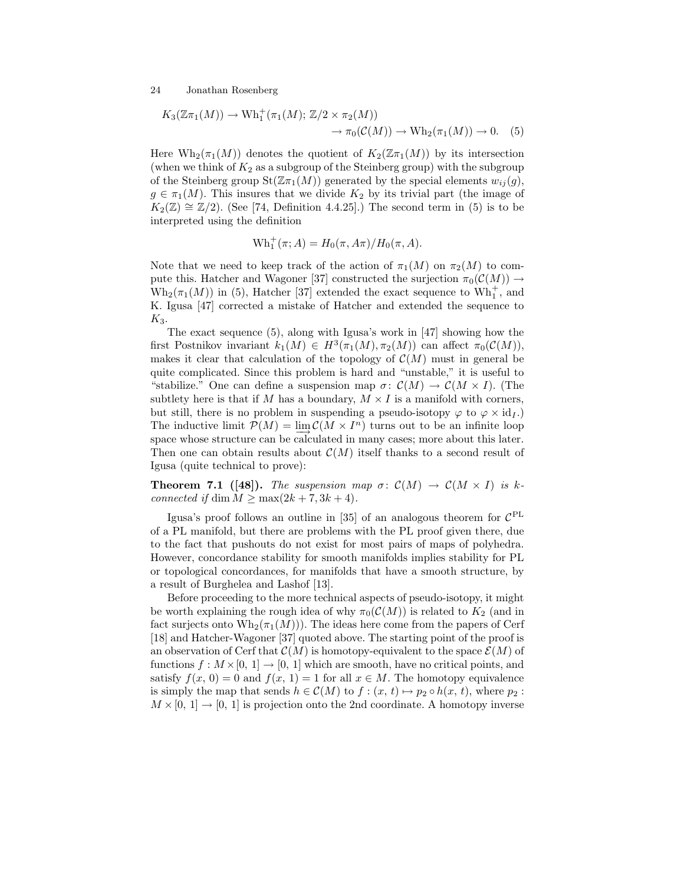$$K_3(\mathbb{Z}\pi_1(M)) \to \mathrm{Wh}_1^+(\pi_1(M); \mathbb{Z}/2 \times \pi_2(M)) \\ \to \pi_0(\mathcal{C}(M)) \to \mathrm{Wh}_2(\pi_1(M)) \to 0. \quad (5)$$

Here $\mathrm{Wh}_2(\pi_1(M))$ denotes the quotient of $K_2(\mathbb{Z}\pi_1(M))$ by its intersection (when we think of $K_2$ as a subgroup of the Steinberg group) with the subgroup of the Steinberg group $\mathrm{St}(\mathbb{Z}\pi_1(M))$ generated by the special elements $w_{ij}(g)$, $g \in \pi_1(M)$. This insures that we divide $K_2$ by its trivial part (the image of $K_2(\mathbb{Z}) \cong \mathbb{Z}/2$). (See [74, Definition 4.4.25].) The second term in (5) is to be interpreted using the definition

$$\mathrm{Wh}_1^+(\pi; A) = H_0(\pi, A\pi)/H_0(\pi, A).$$

Note that we need to keep track of the action of $\pi_1(M)$ on $\pi_2(M)$ to compute this. Hatcher and Wagoner [37] constructed the surjection $\pi_0(\mathcal{C}(M)) \to \mathrm{Wh}_2(\pi_1(M))$ in (5), Hatcher [37] extended the exact sequence to $\mathrm{Wh}_1^+$, and K. Igusa [47] corrected a mistake of Hatcher and extended the sequence to $K_3$.

The exact sequence (5), along with Igusa's work in [47] showing how the first Postnikov invariant $k_1(M) \in H^3(\pi_1(M), \pi_2(M))$ can affect $\pi_0(\mathcal{C}(M))$, makes it clear that calculation of the topology of $\mathcal{C}(M)$ must in general be quite complicated. Since this problem is hard and "unstable," it is useful to "stabilize." One can define a suspension map $\sigma \colon \mathcal{C}(M) \to \mathcal{C}(M \times I)$. (The subtlety here is that if $M$ has a boundary, $M \times I$ is a manifold with corners, but still, there is no problem in suspending a pseudo-isotopy $\varphi$ to $\varphi \times \mathrm{id}_I$.) The inductive limit $\mathcal{P}(M) = \varinjlim \mathcal{C}(M \times I^n)$ turns out to be an infinite loop space whose structure can be calculated in many cases; more about this later. Then one can obtain results about $\mathcal{C}(M)$ itself thanks to a second result of Igusa (quite technical to prove):

**Theorem 7.1 ([48]).** *The suspension map $\sigma \colon \mathcal{C}(M) \to \mathcal{C}(M \times I)$ is $k$-connected if $\dim M \geq \max(2k + 7, 3k + 4)$.*

Igusa's proof follows an outline in [35] of an analogous theorem for $\mathcal{C}^{\mathrm{PL}}$ of a PL manifold, but there are problems with the PL proof given there, due to the fact that pushouts do not exist for most pairs of maps of polyhedra. However, concordance stability for smooth manifolds implies stability for PL or topological concordances, for manifolds that have a smooth structure, by a result of Burghelea and Lashof [13].

Before proceeding to the more technical aspects of pseudo-isotopy, it might be worth explaining the rough idea of why $\pi_0(\mathcal{C}(M))$ is related to $K_2$ (and in fact surjects onto $\mathrm{Wh}_2(\pi_1(M))$). The ideas here come from the papers of Cerf [18] and Hatcher-Wagoner [37] quoted above. The starting point of the proof is an observation of Cerf that $\mathcal{C}(M)$ is homotopy-equivalent to the space $\mathcal{E}(M)$ of functions $f : M \times [0, 1] \to [0, 1]$ which are smooth, have no critical points, and satisfy $f(x, 0) = 0$ and $f(x, 1) = 1$ for all $x \in M$. The homotopy equivalence is simply the map that sends $h \in \mathcal{C}(M)$ to $f : (x, t) \mapsto p_2 \circ h(x, t)$, where $p_2 : M \times [0, 1] \to [0, 1]$ is projection onto the 2nd coordinate. A homotopy inverse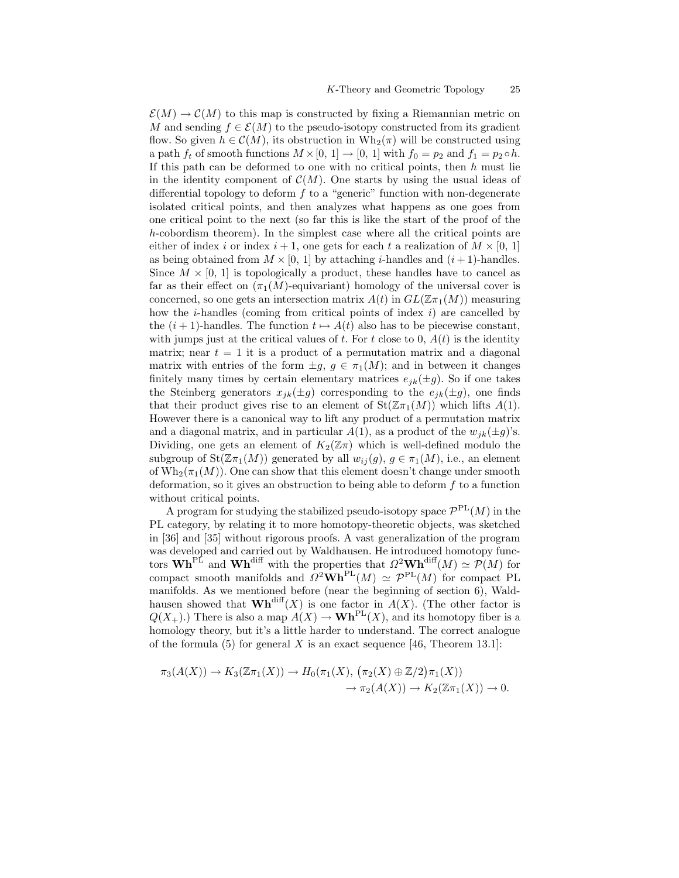$\mathcal{E}(M) \to \mathcal{C}(M)$ to this map is constructed by fixing a Riemannian metric on $M$ and sending $f \in \mathcal{E}(M)$ to the pseudo-isotopy constructed from its gradient flow. So given $h \in \mathcal{C}(M)$, its obstruction in $\mathrm{Wh}_2(\pi)$ will be constructed using a path $f_t$ of smooth functions $M \times [0,\,1] \to [0,\,1]$ with $f_0 = p_2$ and $f_1 = p_2 \circ h$. If this path can be deformed to one with no critical points, then $h$ must lie in the identity component of $\mathcal{C}(M)$. One starts by using the usual ideas of differential topology to deform $f$ to a "generic" function with non-degenerate isolated critical points, and then analyzes what happens as one goes from one critical point to the next (so far this is like the start of the proof of the $h$-cobordism theorem). In the simplest case where all the critical points are either of index $i$ or index $i+1$, one gets for each $t$ a realization of $M \times [0,\,1]$ as being obtained from $M \times [0,\,1]$ by attaching $i$-handles and $(i+1)$-handles. Since $M \times [0,\,1]$ is topologically a product, these handles have to cancel as far as their effect on ($\pi_1(M)$-equivariant) homology of the universal cover is concerned, so one gets an intersection matrix $A(t)$ in $GL(\mathbb{Z}\pi_1(M))$ measuring how the $i$-handles (coming from critical points of index $i$) are cancelled by the $(i+1)$-handles. The function $t \mapsto A(t)$ also has to be piecewise constant, with jumps just at the critical values of $t$. For $t$ close to 0, $A(t)$ is the identity matrix; near $t = 1$ it is a product of a permutation matrix and a diagonal matrix with entries of the form $\pm g$, $g \in \pi_1(M)$; and in between it changes finitely many times by certain elementary matrices $e_{jk}(\pm g)$. So if one takes the Steinberg generators $x_{jk}(\pm g)$ corresponding to the $e_{jk}(\pm g)$, one finds that their product gives rise to an element of $\mathrm{St}(\mathbb{Z}\pi_1(M))$ which lifts $A(1)$. However there is a canonical way to lift any product of a permutation matrix and a diagonal matrix, and in particular $A(1)$, as a product of the $w_{jk}(\pm g)$'s. Dividing, one gets an element of $K_2(\mathbb{Z}\pi)$ which is well-defined modulo the subgroup of $\mathrm{St}(\mathbb{Z}\pi_1(M))$ generated by all $w_{ij}(g)$, $g \in \pi_1(M)$, i.e., an element of $\mathrm{Wh}_2(\pi_1(M))$. One can show that this element doesn't change under smooth deformation, so it gives an obstruction to being able to deform $f$ to a function without critical points.

A program for studying the stabilized pseudo-isotopy space $\mathcal{P}^{\mathrm{PL}}(M)$ in the PL category, by relating it to more homotopy-theoretic objects, was sketched in [36] and [35] without rigorous proofs. A vast generalization of the program was developed and carried out by Waldhausen. He introduced homotopy functors $\mathbf{Wh}^{\mathrm{PL}}$ and $\mathbf{Wh}^{\mathrm{diff}}$ with the properties that $\Omega^2\mathbf{Wh}^{\mathrm{diff}}(M) \simeq \mathcal{P}(M)$ for compact smooth manifolds and $\Omega^2\mathbf{Wh}^{\mathrm{PL}}(M) \simeq \mathcal{P}^{\mathrm{PL}}(M)$ for compact PL manifolds. As we mentioned before (near the beginning of section 6), Waldhausen showed that $\mathbf{Wh}^{\mathrm{diff}}(X)$ is one factor in $A(X)$. (The other factor is $Q(X_+)$.) There is also a map $A(X) \to \mathbf{Wh}^{\mathrm{PL}}(X)$, and its homotopy fiber is a homology theory, but it's a little harder to understand. The correct analogue of the formula (5) for general $X$ is an exact sequence [46, Theorem 13.1]:

$$\pi_3(A(X)) \to K_3(\mathbb{Z}\pi_1(X)) \to H_0\big(\pi_1(X), \big(\pi_2(X) \oplus \mathbb{Z}/2\big)\pi_1(X)\big) \\ \to \pi_2(A(X)) \to K_2(\mathbb{Z}\pi_1(X)) \to 0.$$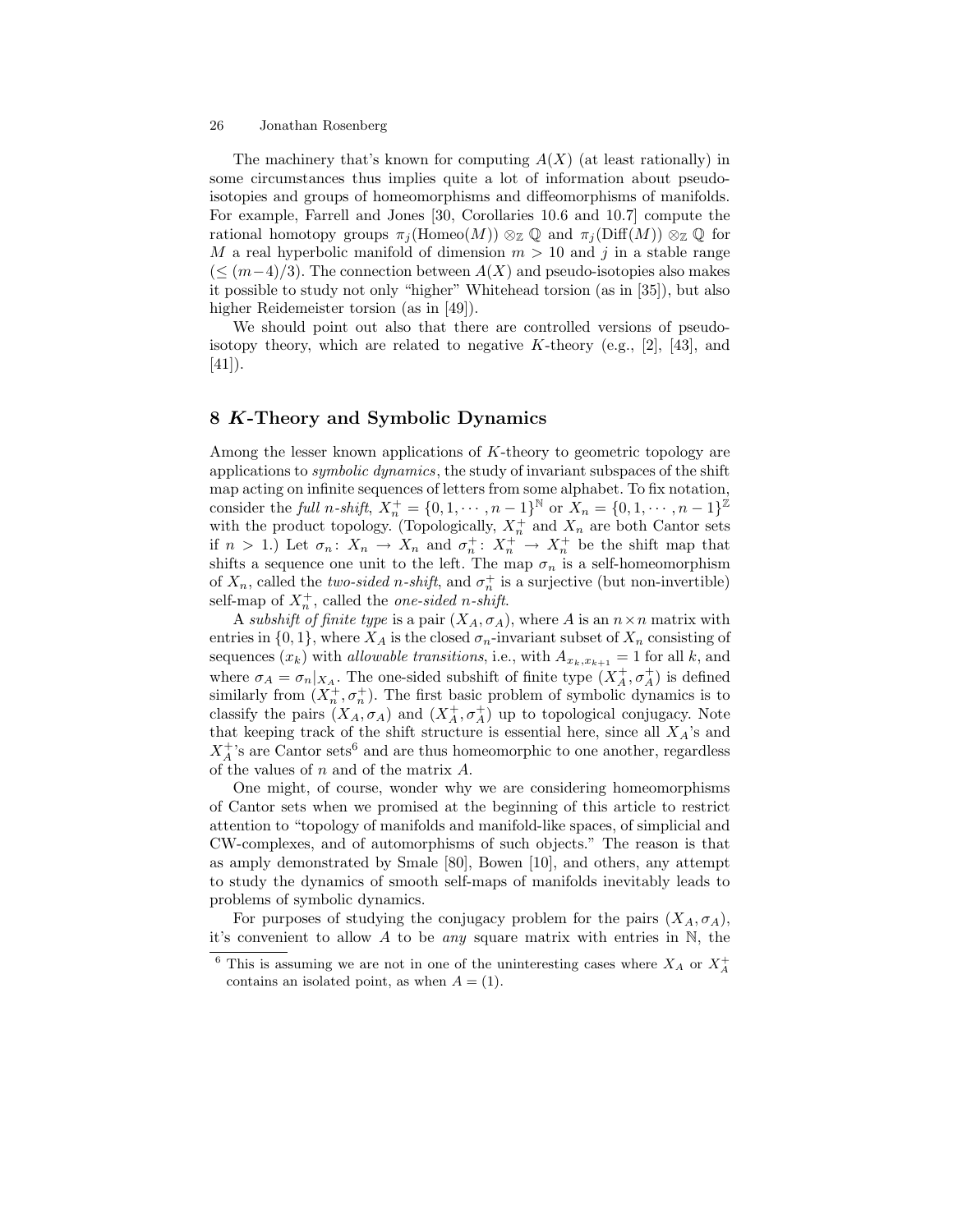The machinery that's known for computing $A(X)$ (at least rationally) in some circumstances thus implies quite a lot of information about pseudo-isotopies and groups of homeomorphisms and diffeomorphisms of manifolds. For example, Farrell and Jones [30, Corollaries 10.6 and 10.7] compute the rational homotopy groups $\pi_j(\mathrm{Homeo}(M)) \otimes_{\mathbb{Z}} \mathbb{Q}$ and $\pi_j(\mathrm{Diff}(M)) \otimes_{\mathbb{Z}} \mathbb{Q}$ for $M$ a real hyperbolic manifold of dimension $m > 10$ and $j$ in a stable range ($\leq (m-4)/3$). The connection between $A(X)$ and pseudo-isotopies also makes it possible to study not only "higher" Whitehead torsion (as in [35]), but also higher Reidemeister torsion (as in [49]).

We should point out also that there are controlled versions of pseudo-isotopy theory, which are related to negative $K$-theory (e.g., [2], [43], and [41]).

## 8 *K*-Theory and Symbolic Dynamics

Among the lesser known applications of $K$-theory to geometric topology are applications to *symbolic dynamics*, the study of invariant subspaces of the shift map acting on infinite sequences of letters from some alphabet. To fix notation, consider the *full n-shift*, $X_n^+ = \{0, 1, \cdots, n-1\}^{\mathbb{N}}$ or $X_n = \{0, 1, \cdots, n-1\}^{\mathbb{Z}}$ with the product topology. (Topologically, $X_n^+$ and $X_n$ are both Cantor sets if $n > 1$.) Let $\sigma_n \colon X_n \to X_n$ and $\sigma_n^+ \colon X_n^+ \to X_n^+$ be the shift map that shifts a sequence one unit to the left. The map $\sigma_n$ is a self-homeomorphism of $X_n$, called the *two-sided n-shift*, and $\sigma_n^+$ is a surjective (but non-invertible) self-map of $X_n^+$, called the *one-sided n-shift*.

A *subshift of finite type* is a pair $(X_A, \sigma_A)$, where $A$ is an $n \times n$ matrix with entries in $\{0, 1\}$, where $X_A$ is the closed $\sigma_n$-invariant subset of $X_n$ consisting of sequences $(x_k)$ with *allowable transitions*, i.e., with $A_{x_k, x_{k+1}} = 1$ for all $k$, and where $\sigma_A = \sigma_n|_{X_A}$. The one-sided subshift of finite type $(X_A^+, \sigma_A^+)$ is defined similarly from $(X_n^+, \sigma_n^+)$. The first basic problem of symbolic dynamics is to classify the pairs $(X_A, \sigma_A)$ and $(X_A^+, \sigma_A^+)$ up to topological conjugacy. Note that keeping track of the shift structure is essential here, since all $X_A$'s and $X_A^+$'s are Cantor sets[6] and are thus homeomorphic to one another, regardless of the values of $n$ and of the matrix $A$.

One might, of course, wonder why we are considering homeomorphisms of Cantor sets when we promised at the beginning of this article to restrict attention to "topology of manifolds and manifold-like spaces, of simplicial and CW-complexes, and of automorphisms of such objects." The reason is that as amply demonstrated by Smale [80], Bowen [10], and others, any attempt to study the dynamics of smooth self-maps of manifolds inevitably leads to problems of symbolic dynamics.

For purposes of studying the conjugacy problem for the pairs $(X_A, \sigma_A)$, it's convenient to allow $A$ to be *any* square matrix with entries in $\mathbb{N}$, the

[6] This is assuming we are not in one of the uninteresting cases where $X_A$ or $X_A^+$ contains an isolated point, as when $A = (1)$.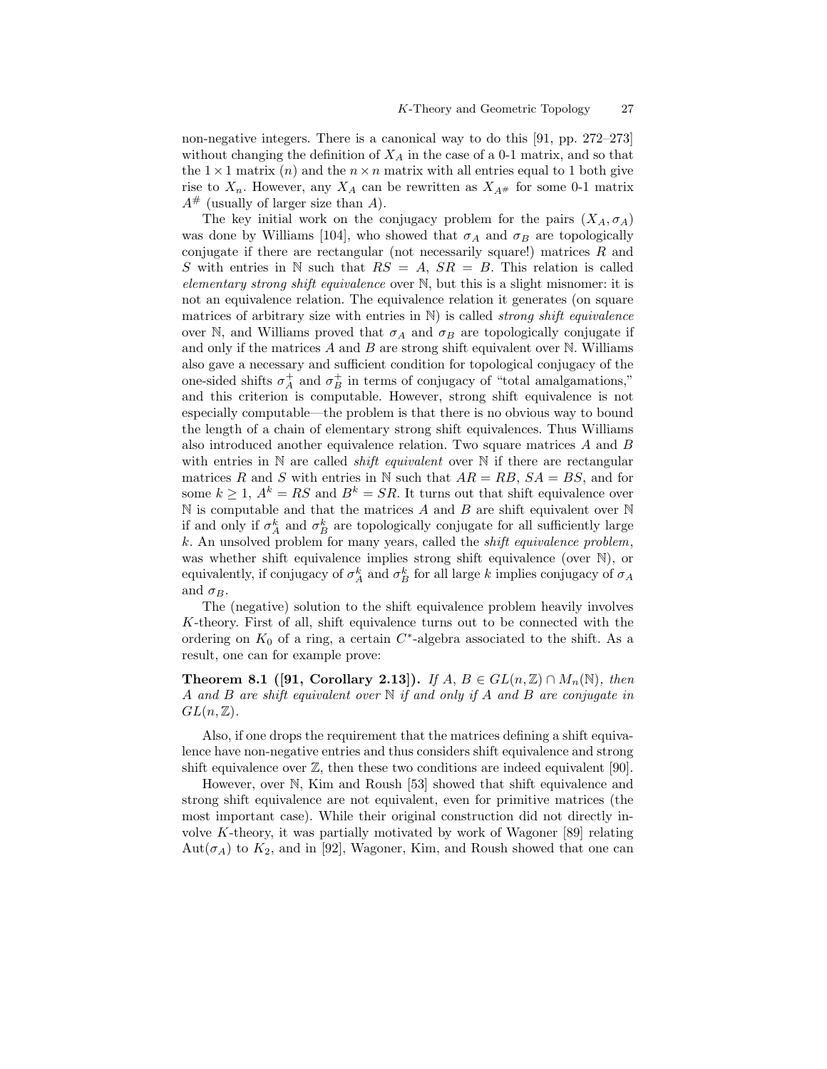non-negative integers. There is a canonical way to do this [91, pp. 272–273] without changing the definition of $X_A$ in the case of a 0-1 matrix, and so that the $1 \times 1$ matrix $(n)$ and the $n \times n$ matrix with all entries equal to 1 both give rise to $X_n$. However, any $X_A$ can be rewritten as $X_{A^\#}$ for some 0-1 matrix $A^\#$ (usually of larger size than $A$).

The key initial work on the conjugacy problem for the pairs $(X_A, \sigma_A)$ was done by Williams [104], who showed that $\sigma_A$ and $\sigma_B$ are topologically conjugate if there are rectangular (not necessarily square!) matrices $R$ and $S$ with entries in $\mathbb{N}$ such that $RS = A$, $SR = B$. This relation is called *elementary strong shift equivalence* over $\mathbb{N}$, but this is a slight misnomer: it is not an equivalence relation. The equivalence relation it generates (on square matrices of arbitrary size with entries in $\mathbb{N}$) is called *strong shift equivalence* over $\mathbb{N}$, and Williams proved that $\sigma_A$ and $\sigma_B$ are topologically conjugate if and only if the matrices $A$ and $B$ are strong shift equivalent over $\mathbb{N}$. Williams also gave a necessary and sufficient condition for topological conjugacy of the one-sided shifts $\sigma_A^+$ and $\sigma_B^+$ in terms of conjugacy of "total amalgamations," and this criterion is computable. However, strong shift equivalence is not especially computable—the problem is that there is no obvious way to bound the length of a chain of elementary strong shift equivalences. Thus Williams also introduced another equivalence relation. Two square matrices $A$ and $B$ with entries in $\mathbb{N}$ are called *shift equivalent* over $\mathbb{N}$ if there are rectangular matrices $R$ and $S$ with entries in $\mathbb{N}$ such that $AR = RB$, $SA = BS$, and for some $k \geq 1$, $A^k = RS$ and $B^k = SR$. It turns out that shift equivalence over $\mathbb{N}$ is computable and that the matrices $A$ and $B$ are shift equivalent over $\mathbb{N}$ if and only if $\sigma_A^k$ and $\sigma_B^k$ are topologically conjugate for all sufficiently large $k$. An unsolved problem for many years, called the *shift equivalence problem*, was whether shift equivalence implies strong shift equivalence (over $\mathbb{N}$), or equivalently, if conjugacy of $\sigma_A^k$ and $\sigma_B^k$ for all large $k$ implies conjugacy of $\sigma_A$ and $\sigma_B$.

The (negative) solution to the shift equivalence problem heavily involves $K$-theory. First of all, shift equivalence turns out to be connected with the ordering on $K_0$ of a ring, a certain $C^*$-algebra associated to the shift. As a result, one can for example prove:

**Theorem 8.1 ([91, Corollary 2.13]).** *If $A, B \in GL(n, \mathbb{Z}) \cap M_n(\mathbb{N})$, then $A$ and $B$ are shift equivalent over $\mathbb{N}$ if and only if $A$ and $B$ are conjugate in $GL(n, \mathbb{Z})$.*

Also, if one drops the requirement that the matrices defining a shift equivalence have non-negative entries and thus considers shift equivalence and strong shift equivalence over $\mathbb{Z}$, then these two conditions are indeed equivalent [90].

However, over $\mathbb{N}$, Kim and Roush [53] showed that shift equivalence and strong shift equivalence are not equivalent, even for primitive matrices (the most important case). While their original construction did not directly involve $K$-theory, it was partially motivated by work of Wagoner [89] relating $\mathrm{Aut}(\sigma_A)$ to $K_2$, and in [92], Wagoner, Kim, and Roush showed that one can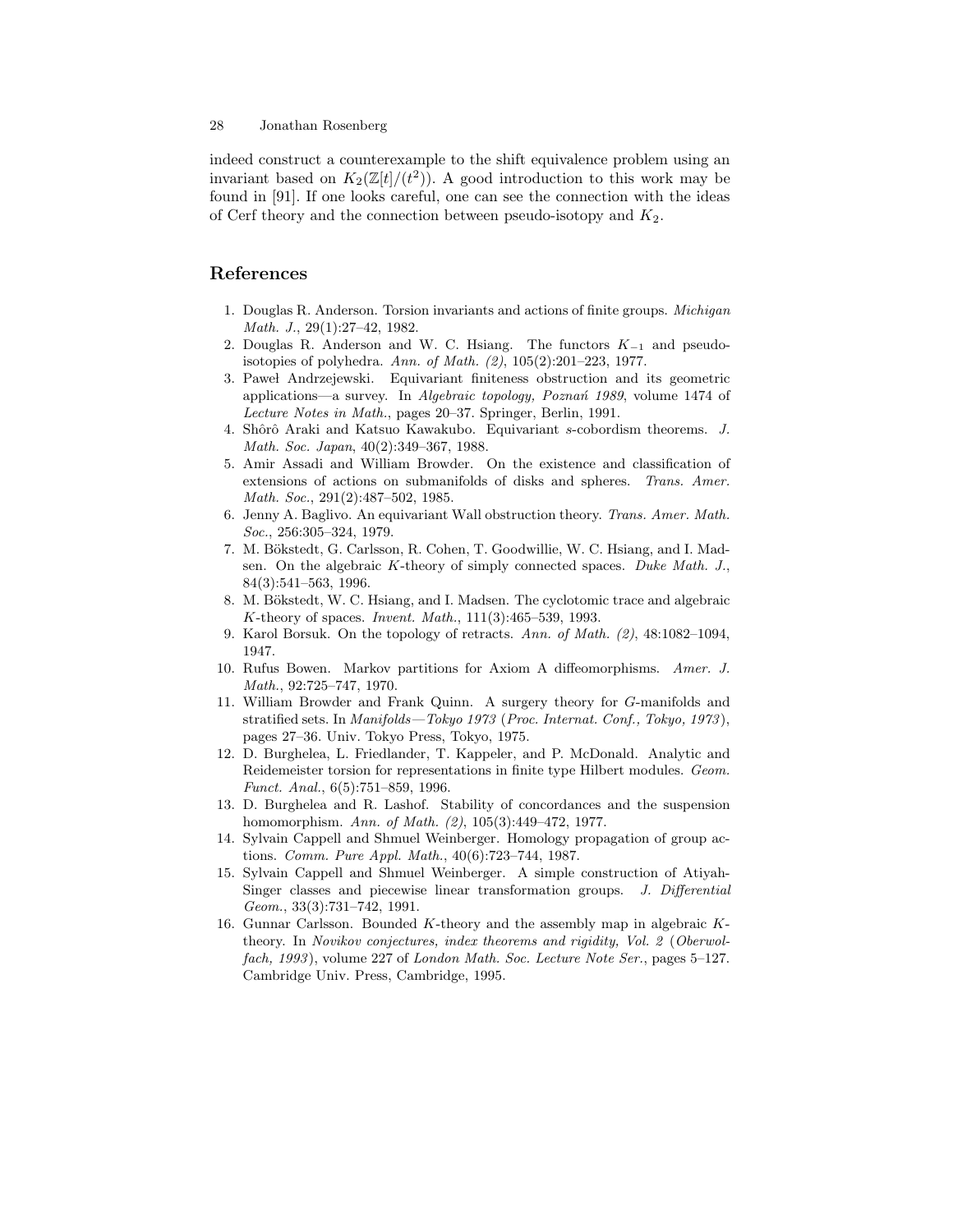indeed construct a counterexample to the shift equivalence problem using an invariant based on $K_2(\mathbb{Z}[t]/(t^2))$. A good introduction to this work may be found in [91]. If one looks careful, one can see the connection with the ideas of Cerf theory and the connection between pseudo-isotopy and $K_2$.

## References

1. Douglas R. Anderson. Torsion invariants and actions of finite groups. *Michigan Math. J.*, 29(1):27–42, 1982.
2. Douglas R. Anderson and W. C. Hsiang. The functors $K_{-1}$ and pseudo-isotopies of polyhedra. *Ann. of Math. (2)*, 105(2):201–223, 1977.
3. Paweł Andrzejewski. Equivariant finiteness obstruction and its geometric applications—a survey. In *Algebraic topology, Poznań 1989*, volume 1474 of *Lecture Notes in Math.*, pages 20–37. Springer, Berlin, 1991.
4. Shôrô Araki and Katsuo Kawakubo. Equivariant $s$-cobordism theorems. *J. Math. Soc. Japan*, 40(2):349–367, 1988.
5. Amir Assadi and William Browder. On the existence and classification of extensions of actions on submanifolds of disks and spheres. *Trans. Amer. Math. Soc.*, 291(2):487–502, 1985.
6. Jenny A. Baglivo. An equivariant Wall obstruction theory. *Trans. Amer. Math. Soc.*, 256:305–324, 1979.
7. M. Bökstedt, G. Carlsson, R. Cohen, T. Goodwillie, W. C. Hsiang, and I. Madsen. On the algebraic $K$-theory of simply connected spaces. *Duke Math. J.*, 84(3):541–563, 1996.
8. M. Bökstedt, W. C. Hsiang, and I. Madsen. The cyclotomic trace and algebraic $K$-theory of spaces. *Invent. Math.*, 111(3):465–539, 1993.
9. Karol Borsuk. On the topology of retracts. *Ann. of Math. (2)*, 48:1082–1094, 1947.
10. Rufus Bowen. Markov partitions for Axiom A diffeomorphisms. *Amer. J. Math.*, 92:725–747, 1970.
11. William Browder and Frank Quinn. A surgery theory for $G$-manifolds and stratified sets. In *Manifolds—Tokyo 1973 (Proc. Internat. Conf., Tokyo, 1973)*, pages 27–36. Univ. Tokyo Press, Tokyo, 1975.
12. D. Burghelea, L. Friedlander, T. Kappeler, and P. McDonald. Analytic and Reidemeister torsion for representations in finite type Hilbert modules. *Geom. Funct. Anal.*, 6(5):751–859, 1996.
13. D. Burghelea and R. Lashof. Stability of concordances and the suspension homomorphism. *Ann. of Math. (2)*, 105(3):449–472, 1977.
14. Sylvain Cappell and Shmuel Weinberger. Homology propagation of group actions. *Comm. Pure Appl. Math.*, 40(6):723–744, 1987.
15. Sylvain Cappell and Shmuel Weinberger. A simple construction of Atiyah-Singer classes and piecewise linear transformation groups. *J. Differential Geom.*, 33(3):731–742, 1991.
16. Gunnar Carlsson. Bounded $K$-theory and the assembly map in algebraic $K$-theory. In *Novikov conjectures, index theorems and rigidity, Vol. 2 (Oberwolfach, 1993)*, volume 227 of *London Math. Soc. Lecture Note Ser.*, pages 5–127. Cambridge Univ. Press, Cambridge, 1995.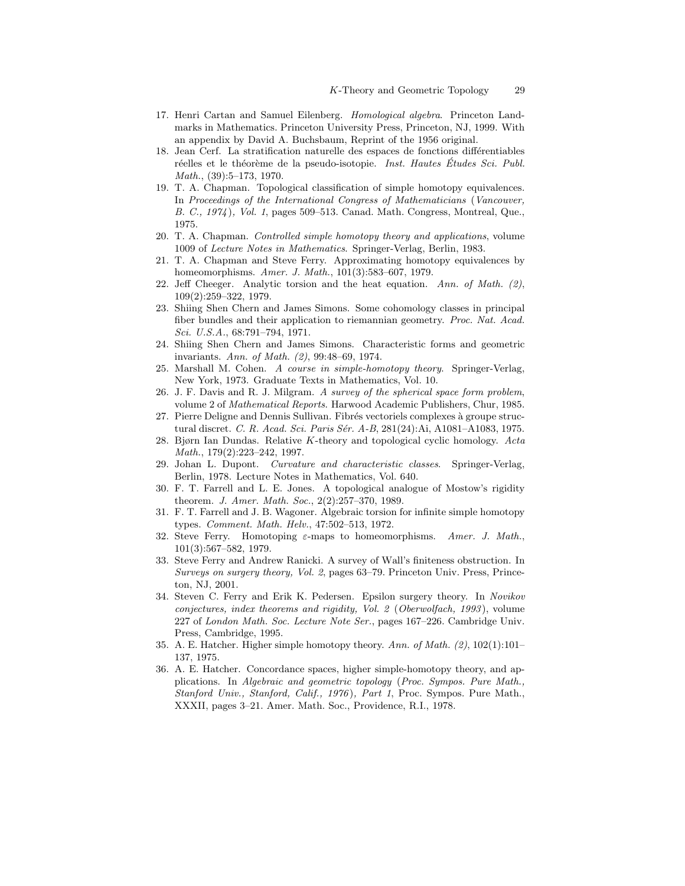17. Henri Cartan and Samuel Eilenberg. *Homological algebra*. Princeton Landmarks in Mathematics. Princeton University Press, Princeton, NJ, 1999. With an appendix by David A. Buchsbaum, Reprint of the 1956 original.
18. Jean Cerf. La stratification naturelle des espaces de fonctions différentiables réelles et le théorème de la pseudo-isotopie. *Inst. Hautes Études Sci. Publ. Math.*, (39):5–173, 1970.
19. T. A. Chapman. Topological classification of simple homotopy equivalences. In *Proceedings of the International Congress of Mathematicians (Vancouver, B. C., 1974), Vol. 1*, pages 509–513. Canad. Math. Congress, Montreal, Que., 1975.
20. T. A. Chapman. *Controlled simple homotopy theory and applications*, volume 1009 of *Lecture Notes in Mathematics*. Springer-Verlag, Berlin, 1983.
21. T. A. Chapman and Steve Ferry. Approximating homotopy equivalences by homeomorphisms. *Amer. J. Math.*, 101(3):583–607, 1979.
22. Jeff Cheeger. Analytic torsion and the heat equation. *Ann. of Math. (2)*, 109(2):259–322, 1979.
23. Shiing Shen Chern and James Simons. Some cohomology classes in principal fiber bundles and their application to riemannian geometry. *Proc. Nat. Acad. Sci. U.S.A.*, 68:791–794, 1971.
24. Shiing Shen Chern and James Simons. Characteristic forms and geometric invariants. *Ann. of Math. (2)*, 99:48–69, 1974.
25. Marshall M. Cohen. *A course in simple-homotopy theory*. Springer-Verlag, New York, 1973. Graduate Texts in Mathematics, Vol. 10.
26. J. F. Davis and R. J. Milgram. *A survey of the spherical space form problem*, volume 2 of *Mathematical Reports*. Harwood Academic Publishers, Chur, 1985.
27. Pierre Deligne and Dennis Sullivan. Fibrés vectoriels complexes à groupe structural discret. *C. R. Acad. Sci. Paris Sér. A-B*, 281(24):Ai, A1081–A1083, 1975.
28. Bjørn Ian Dundas. Relative $K$-theory and topological cyclic homology. *Acta Math.*, 179(2):223–242, 1997.
29. Johan L. Dupont. *Curvature and characteristic classes*. Springer-Verlag, Berlin, 1978. Lecture Notes in Mathematics, Vol. 640.
30. F. T. Farrell and L. E. Jones. A topological analogue of Mostow's rigidity theorem. *J. Amer. Math. Soc.*, 2(2):257–370, 1989.
31. F. T. Farrell and J. B. Wagoner. Algebraic torsion for infinite simple homotopy types. *Comment. Math. Helv.*, 47:502–513, 1972.
32. Steve Ferry. Homotoping $\varepsilon$-maps to homeomorphisms. *Amer. J. Math.*, 101(3):567–582, 1979.
33. Steve Ferry and Andrew Ranicki. A survey of Wall's finiteness obstruction. In *Surveys on surgery theory, Vol. 2*, pages 63–79. Princeton Univ. Press, Princeton, NJ, 2001.
34. Steven C. Ferry and Erik K. Pedersen. Epsilon surgery theory. In *Novikov conjectures, index theorems and rigidity, Vol. 2 (Oberwolfach, 1993)*, volume 227 of *London Math. Soc. Lecture Note Ser.*, pages 167–226. Cambridge Univ. Press, Cambridge, 1995.
35. A. E. Hatcher. Higher simple homotopy theory. *Ann. of Math. (2)*, 102(1):101–137, 1975.
36. A. E. Hatcher. Concordance spaces, higher simple-homotopy theory, and applications. In *Algebraic and geometric topology (Proc. Sympos. Pure Math., Stanford Univ., Stanford, Calif., 1976), Part 1*, Proc. Sympos. Pure Math., XXXII, pages 3–21. Amer. Math. Soc., Providence, R.I., 1978.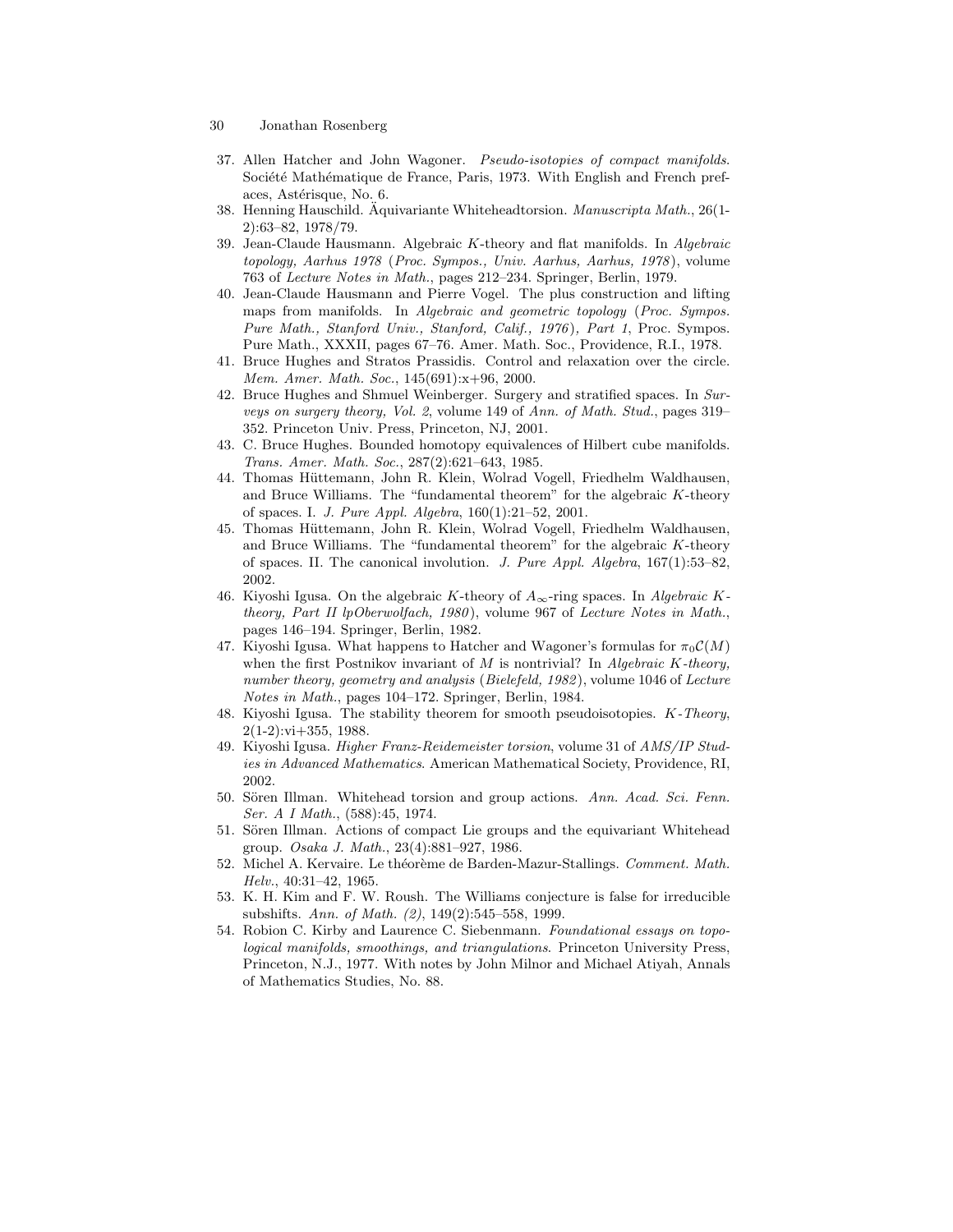37. Allen Hatcher and John Wagoner. *Pseudo-isotopies of compact manifolds*. Société Mathématique de France, Paris, 1973. With English and French prefaces, Astérisque, No. 6.
38. Henning Hauschild. Äquivariante Whiteheadtorsion. *Manuscripta Math.*, 26(1-2):63–82, 1978/79.
39. Jean-Claude Hausmann. Algebraic $K$-theory and flat manifolds. In *Algebraic topology, Aarhus 1978 (Proc. Sympos., Univ. Aarhus, Aarhus, 1978)*, volume 763 of *Lecture Notes in Math.*, pages 212–234. Springer, Berlin, 1979.
40. Jean-Claude Hausmann and Pierre Vogel. The plus construction and lifting maps from manifolds. In *Algebraic and geometric topology (Proc. Sympos. Pure Math., Stanford Univ., Stanford, Calif., 1976), Part 1*, Proc. Sympos. Pure Math., XXXII, pages 67–76. Amer. Math. Soc., Providence, R.I., 1978.
41. Bruce Hughes and Stratos Prassidis. Control and relaxation over the circle. *Mem. Amer. Math. Soc.*, 145(691):x+96, 2000.
42. Bruce Hughes and Shmuel Weinberger. Surgery and stratified spaces. In *Surveys on surgery theory, Vol. 2*, volume 149 of *Ann. of Math. Stud.*, pages 319–352. Princeton Univ. Press, Princeton, NJ, 2001.
43. C. Bruce Hughes. Bounded homotopy equivalences of Hilbert cube manifolds. *Trans. Amer. Math. Soc.*, 287(2):621–643, 1985.
44. Thomas Hüttemann, John R. Klein, Wolrad Vogell, Friedhelm Waldhausen, and Bruce Williams. The "fundamental theorem" for the algebraic $K$-theory of spaces. I. *J. Pure Appl. Algebra*, 160(1):21–52, 2001.
45. Thomas Hüttemann, John R. Klein, Wolrad Vogell, Friedhelm Waldhausen, and Bruce Williams. The "fundamental theorem" for the algebraic $K$-theory of spaces. II. The canonical involution. *J. Pure Appl. Algebra*, 167(1):53–82, 2002.
46. Kiyoshi Igusa. On the algebraic $K$-theory of $A_\infty$-ring spaces. In *Algebraic $K$-theory, Part II lpOberwolfach, 1980)*, volume 967 of *Lecture Notes in Math.*, pages 146–194. Springer, Berlin, 1982.
47. Kiyoshi Igusa. What happens to Hatcher and Wagoner's formulas for $\pi_0\mathcal{C}(M)$ when the first Postnikov invariant of $M$ is nontrivial? In *Algebraic $K$-theory, number theory, geometry and analysis (Bielefeld, 1982)*, volume 1046 of *Lecture Notes in Math.*, pages 104–172. Springer, Berlin, 1984.
48. Kiyoshi Igusa. The stability theorem for smooth pseudoisotopies. *$K$-Theory*, 2(1-2):vi+355, 1988.
49. Kiyoshi Igusa. *Higher Franz-Reidemeister torsion*, volume 31 of *AMS/IP Studies in Advanced Mathematics*. American Mathematical Society, Providence, RI, 2002.
50. Sören Illman. Whitehead torsion and group actions. *Ann. Acad. Sci. Fenn. Ser. A I Math.*, (588):45, 1974.
51. Sören Illman. Actions of compact Lie groups and the equivariant Whitehead group. *Osaka J. Math.*, 23(4):881–927, 1986.
52. Michel A. Kervaire. Le théorème de Barden-Mazur-Stallings. *Comment. Math. Helv.*, 40:31–42, 1965.
53. K. H. Kim and F. W. Roush. The Williams conjecture is false for irreducible subshifts. *Ann. of Math. (2)*, 149(2):545–558, 1999.
54. Robion C. Kirby and Laurence C. Siebenmann. *Foundational essays on topological manifolds, smoothings, and triangulations*. Princeton University Press, Princeton, N.J., 1977. With notes by John Milnor and Michael Atiyah, Annals of Mathematics Studies, No. 88.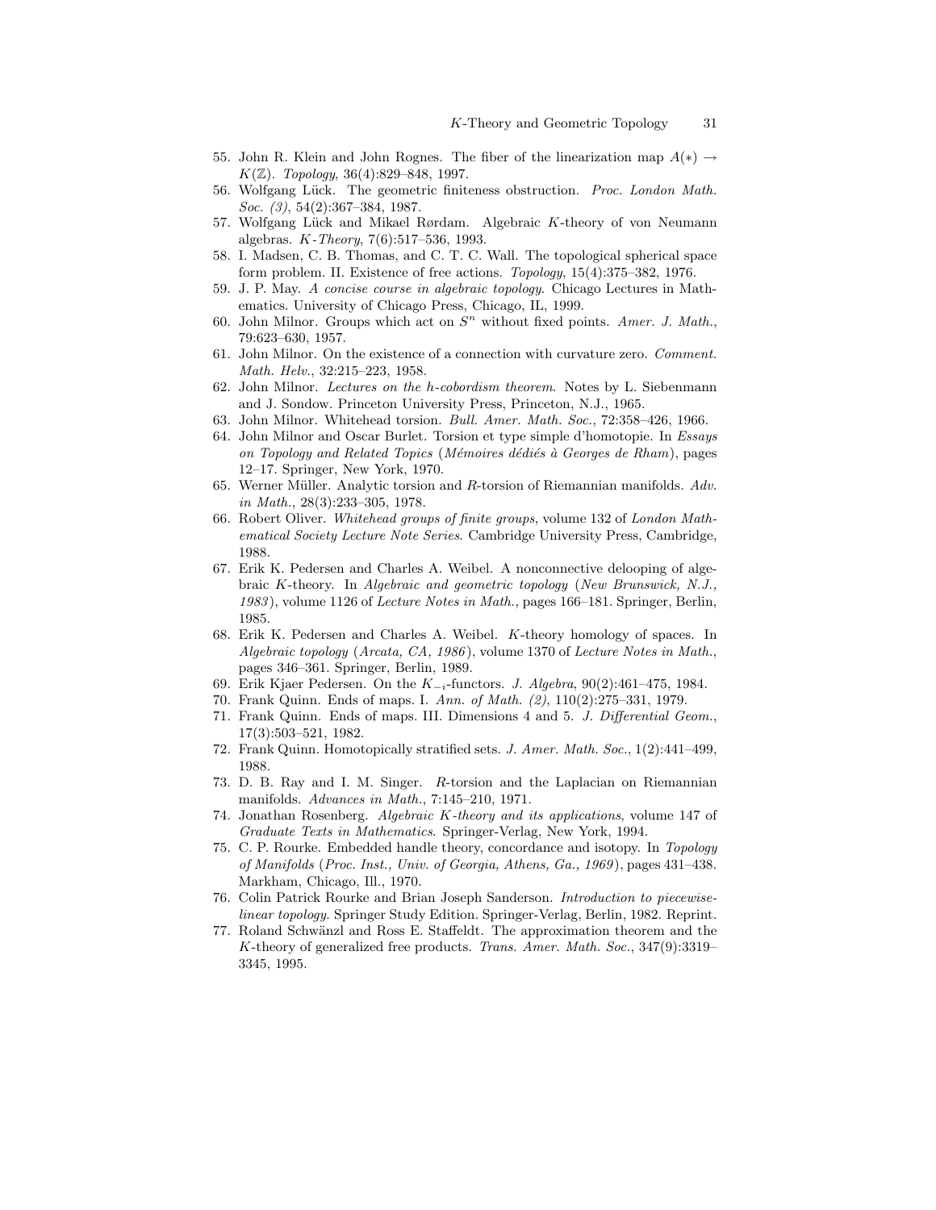55. John R. Klein and John Rognes. The fiber of the linearization map $A(*) \to K(\mathbb{Z})$. *Topology*, 36(4):829–848, 1997.
56. Wolfgang Lück. The geometric finiteness obstruction. *Proc. London Math. Soc. (3)*, 54(2):367–384, 1987.
57. Wolfgang Lück and Mikael Rørdam. Algebraic $K$-theory of von Neumann algebras. *$K$-Theory*, 7(6):517–536, 1993.
58. I. Madsen, C. B. Thomas, and C. T. C. Wall. The topological spherical space form problem. II. Existence of free actions. *Topology*, 15(4):375–382, 1976.
59. J. P. May. *A concise course in algebraic topology*. Chicago Lectures in Mathematics. University of Chicago Press, Chicago, IL, 1999.
60. John Milnor. Groups which act on $S^n$ without fixed points. *Amer. J. Math.*, 79:623–630, 1957.
61. John Milnor. On the existence of a connection with curvature zero. *Comment. Math. Helv.*, 32:215–223, 1958.
62. John Milnor. *Lectures on the h-cobordism theorem*. Notes by L. Siebenmann and J. Sondow. Princeton University Press, Princeton, N.J., 1965.
63. John Milnor. Whitehead torsion. *Bull. Amer. Math. Soc.*, 72:358–426, 1966.
64. John Milnor and Oscar Burlet. Torsion et type simple d'homotopie. In *Essays on Topology and Related Topics (Mémoires dédiés à Georges de Rham)*, pages 12–17. Springer, New York, 1970.
65. Werner Müller. Analytic torsion and $R$-torsion of Riemannian manifolds. *Adv. in Math.*, 28(3):233–305, 1978.
66. Robert Oliver. *Whitehead groups of finite groups*, volume 132 of *London Mathematical Society Lecture Note Series*. Cambridge University Press, Cambridge, 1988.
67. Erik K. Pedersen and Charles A. Weibel. A nonconnective delooping of algebraic $K$-theory. In *Algebraic and geometric topology (New Brunswick, N.J., 1983)*, volume 1126 of *Lecture Notes in Math.*, pages 166–181. Springer, Berlin, 1985.
68. Erik K. Pedersen and Charles A. Weibel. $K$-theory homology of spaces. In *Algebraic topology (Arcata, CA, 1986)*, volume 1370 of *Lecture Notes in Math.*, pages 346–361. Springer, Berlin, 1989.
69. Erik Kjaer Pedersen. On the $K_{-i}$-functors. *J. Algebra*, 90(2):461–475, 1984.
70. Frank Quinn. Ends of maps. I. *Ann. of Math. (2)*, 110(2):275–331, 1979.
71. Frank Quinn. Ends of maps. III. Dimensions 4 and 5. *J. Differential Geom.*, 17(3):503–521, 1982.
72. Frank Quinn. Homotopically stratified sets. *J. Amer. Math. Soc.*, 1(2):441–499, 1988.
73. D. B. Ray and I. M. Singer. $R$-torsion and the Laplacian on Riemannian manifolds. *Advances in Math.*, 7:145–210, 1971.
74. Jonathan Rosenberg. *Algebraic $K$-theory and its applications*, volume 147 of *Graduate Texts in Mathematics*. Springer-Verlag, New York, 1994.
75. C. P. Rourke. Embedded handle theory, concordance and isotopy. In *Topology of Manifolds (Proc. Inst., Univ. of Georgia, Athens, Ga., 1969)*, pages 431–438. Markham, Chicago, Ill., 1970.
76. Colin Patrick Rourke and Brian Joseph Sanderson. *Introduction to piecewise-linear topology*. Springer Study Edition. Springer-Verlag, Berlin, 1982. Reprint.
77. Roland Schwänzl and Ross E. Staffeldt. The approximation theorem and the $K$-theory of generalized free products. *Trans. Amer. Math. Soc.*, 347(9):3319–3345, 1995.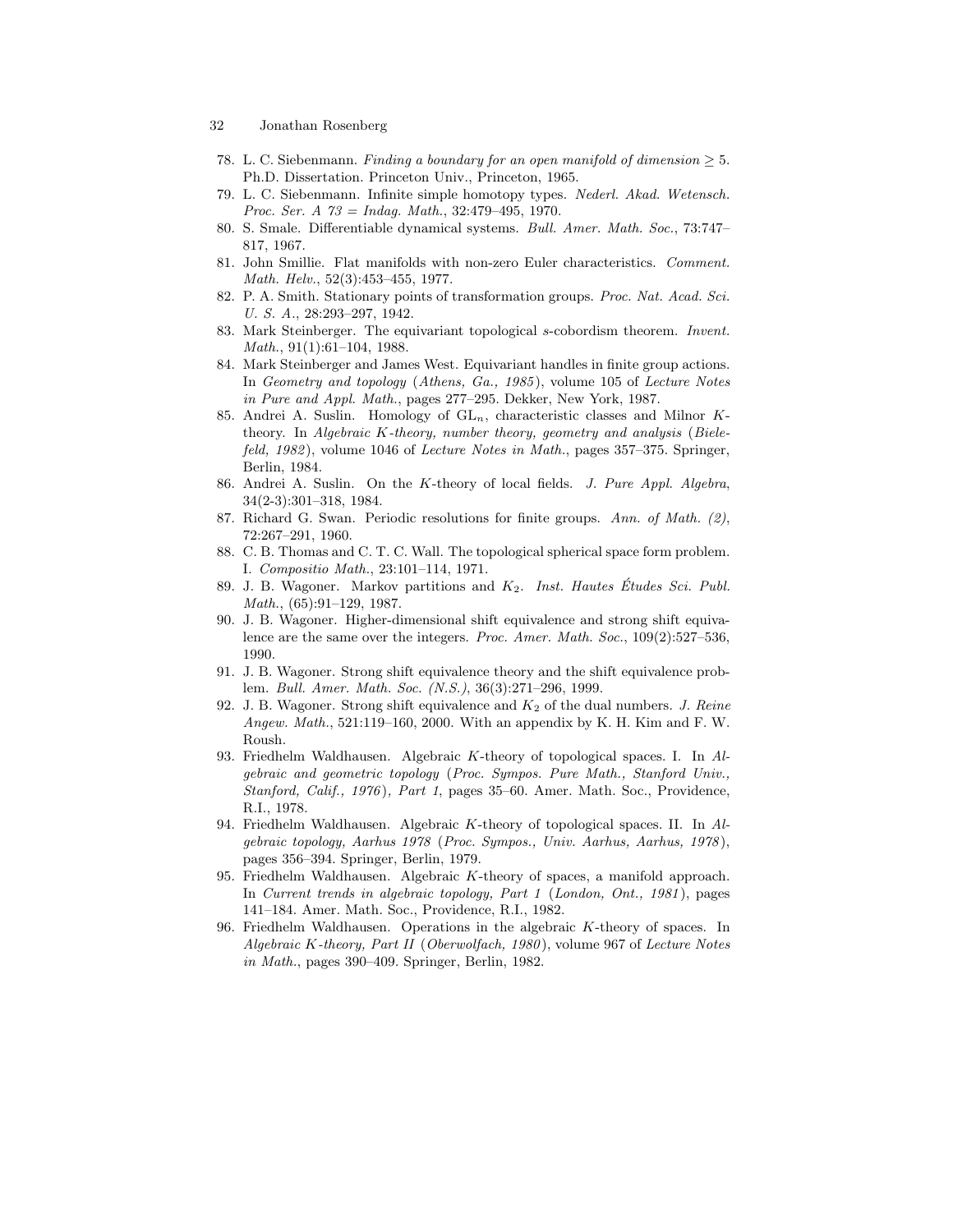78. L. C. Siebenmann. *Finding a boundary for an open manifold of dimension* $\geq 5$. Ph.D. Dissertation. Princeton Univ., Princeton, 1965.
79. L. C. Siebenmann. Infinite simple homotopy types. *Nederl. Akad. Wetensch. Proc. Ser. A 73 = Indag. Math.*, 32:479–495, 1970.
80. S. Smale. Differentiable dynamical systems. *Bull. Amer. Math. Soc.*, 73:747–817, 1967.
81. John Smillie. Flat manifolds with non-zero Euler characteristics. *Comment. Math. Helv.*, 52(3):453–455, 1977.
82. P. A. Smith. Stationary points of transformation groups. *Proc. Nat. Acad. Sci. U. S. A.*, 28:293–297, 1942.
83. Mark Steinberger. The equivariant topological *s*-cobordism theorem. *Invent. Math.*, 91(1):61–104, 1988.
84. Mark Steinberger and James West. Equivariant handles in finite group actions. In *Geometry and topology (Athens, Ga., 1985)*, volume 105 of *Lecture Notes in Pure and Appl. Math.*, pages 277–295. Dekker, New York, 1987.
85. Andrei A. Suslin. Homology of $\mathrm{GL}_n$, characteristic classes and Milnor $K$-theory. In *Algebraic K-theory, number theory, geometry and analysis (Bielefeld, 1982)*, volume 1046 of *Lecture Notes in Math.*, pages 357–375. Springer, Berlin, 1984.
86. Andrei A. Suslin. On the $K$-theory of local fields. *J. Pure Appl. Algebra*, 34(2-3):301–318, 1984.
87. Richard G. Swan. Periodic resolutions for finite groups. *Ann. of Math. (2)*, 72:267–291, 1960.
88. C. B. Thomas and C. T. C. Wall. The topological spherical space form problem. I. *Compositio Math.*, 23:101–114, 1971.
89. J. B. Wagoner. Markov partitions and $K_2$. *Inst. Hautes Études Sci. Publ. Math.*, (65):91–129, 1987.
90. J. B. Wagoner. Higher-dimensional shift equivalence and strong shift equivalence are the same over the integers. *Proc. Amer. Math. Soc.*, 109(2):527–536, 1990.
91. J. B. Wagoner. Strong shift equivalence theory and the shift equivalence problem. *Bull. Amer. Math. Soc. (N.S.)*, 36(3):271–296, 1999.
92. J. B. Wagoner. Strong shift equivalence and $K_2$ of the dual numbers. *J. Reine Angew. Math.*, 521:119–160, 2000. With an appendix by K. H. Kim and F. W. Roush.
93. Friedhelm Waldhausen. Algebraic $K$-theory of topological spaces. I. In *Algebraic and geometric topology (Proc. Sympos. Pure Math., Stanford Univ., Stanford, Calif., 1976), Part 1*, pages 35–60. Amer. Math. Soc., Providence, R.I., 1978.
94. Friedhelm Waldhausen. Algebraic $K$-theory of topological spaces. II. In *Algebraic topology, Aarhus 1978 (Proc. Sympos., Univ. Aarhus, Aarhus, 1978)*, pages 356–394. Springer, Berlin, 1979.
95. Friedhelm Waldhausen. Algebraic $K$-theory of spaces, a manifold approach. In *Current trends in algebraic topology, Part 1 (London, Ont., 1981)*, pages 141–184. Amer. Math. Soc., Providence, R.I., 1982.
96. Friedhelm Waldhausen. Operations in the algebraic $K$-theory of spaces. In *Algebraic K-theory, Part II (Oberwolfach, 1980)*, volume 967 of *Lecture Notes in Math.*, pages 390–409. Springer, Berlin, 1982.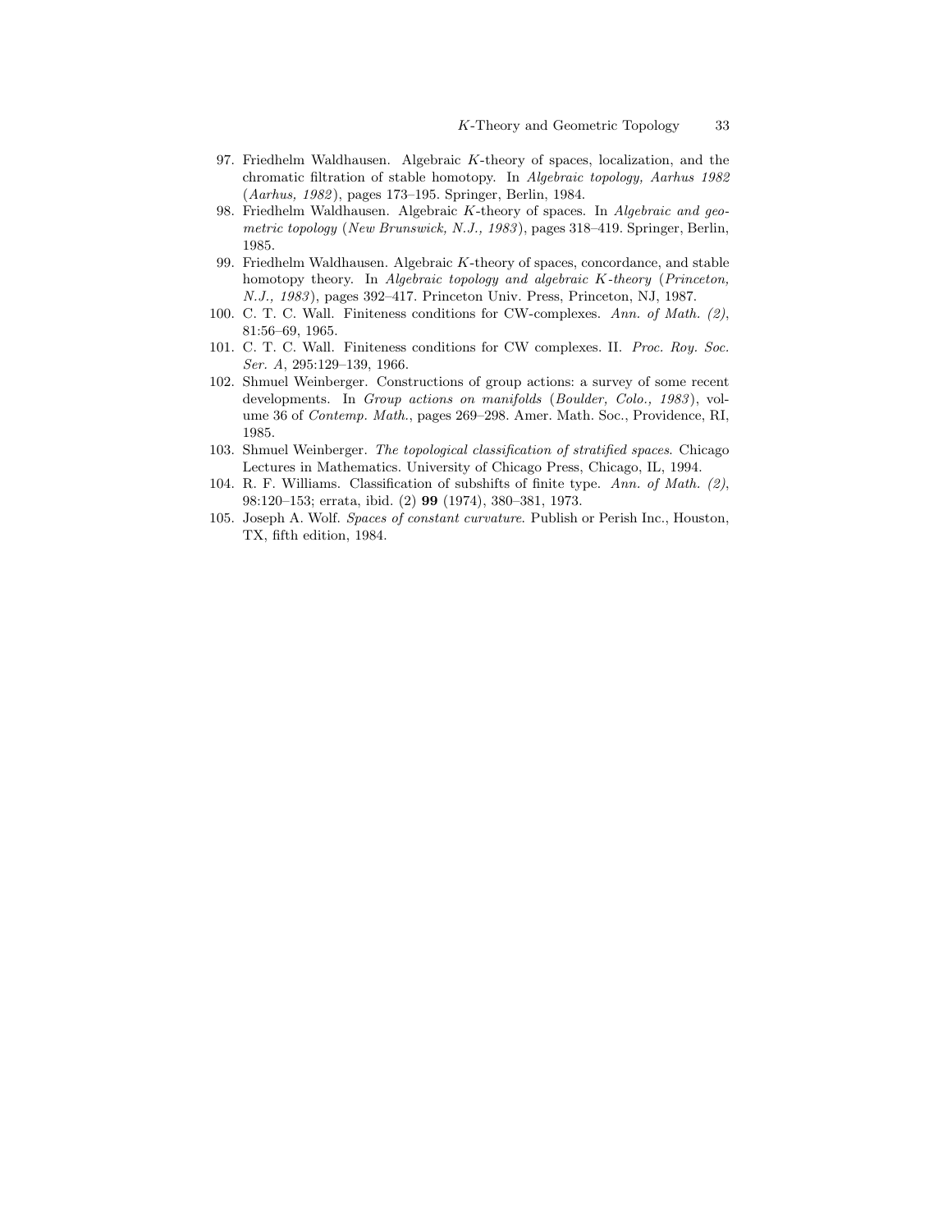97. Friedhelm Waldhausen. Algebraic $K$-theory of spaces, localization, and the chromatic filtration of stable homotopy. In *Algebraic topology, Aarhus 1982* (*Aarhus, 1982*), pages 173–195. Springer, Berlin, 1984.
98. Friedhelm Waldhausen. Algebraic $K$-theory of spaces. In *Algebraic and geometric topology* (*New Brunswick, N.J., 1983*), pages 318–419. Springer, Berlin, 1985.
99. Friedhelm Waldhausen. Algebraic $K$-theory of spaces, concordance, and stable homotopy theory. In *Algebraic topology and algebraic $K$-theory* (*Princeton, N.J., 1983*), pages 392–417. Princeton Univ. Press, Princeton, NJ, 1987.
100. C. T. C. Wall. Finiteness conditions for CW-complexes. *Ann. of Math. (2)*, 81:56–69, 1965.
101. C. T. C. Wall. Finiteness conditions for CW complexes. II. *Proc. Roy. Soc. Ser. A*, 295:129–139, 1966.
102. Shmuel Weinberger. Constructions of group actions: a survey of some recent developments. In *Group actions on manifolds* (*Boulder, Colo., 1983*), volume 36 of *Contemp. Math.*, pages 269–298. Amer. Math. Soc., Providence, RI, 1985.
103. Shmuel Weinberger. *The topological classification of stratified spaces*. Chicago Lectures in Mathematics. University of Chicago Press, Chicago, IL, 1994.
104. R. F. Williams. Classification of subshifts of finite type. *Ann. of Math. (2)*, 98:120–153; errata, ibid. (2) **99** (1974), 380–381, 1973.
105. Joseph A. Wolf. *Spaces of constant curvature*. Publish or Perish Inc., Houston, TX, fifth edition, 1984.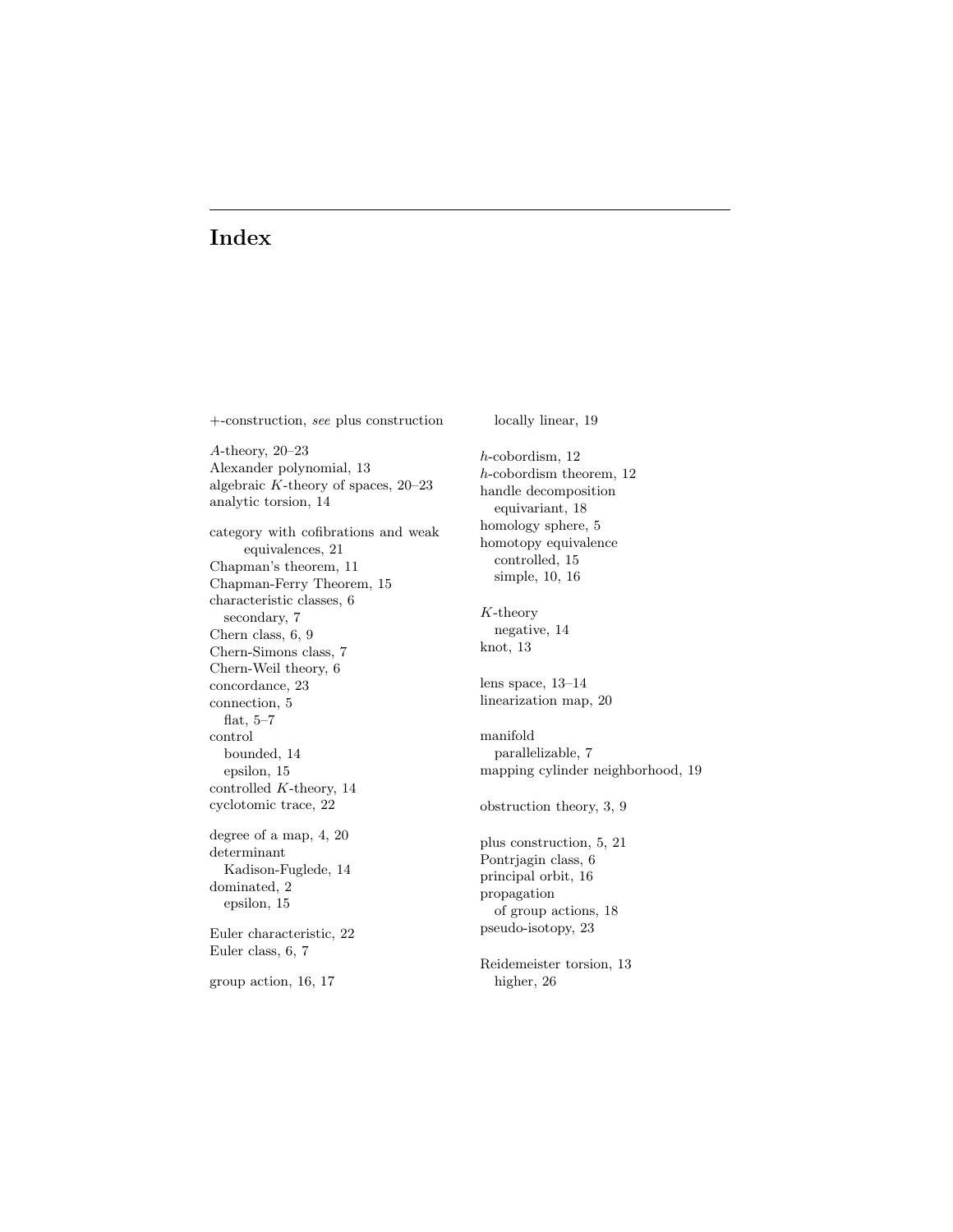# Index

+-construction, *see* plus construction

$A$-theory, 20–23
Alexander polynomial, 13
algebraic $K$-theory of spaces, 20–23
analytic torsion, 14

category with cofibrations and weak equivalences, 21
Chapman's theorem, 11
Chapman-Ferry Theorem, 15
characteristic classes, 6
  secondary, 7
Chern class, 6, 9
Chern-Simons class, 7
Chern-Weil theory, 6
concordance, 23
connection, 5
  flat, 5–7
control
  bounded, 14
  epsilon, 15
controlled $K$-theory, 14
cyclotomic trace, 22

degree of a map, 4, 20
determinant
  Kadison-Fuglede, 14
dominated, 2
  epsilon, 15

Euler characteristic, 22
Euler class, 6, 7

group action, 16, 17
  locally linear, 19

$h$-cobordism, 12
$h$-cobordism theorem, 12
handle decomposition
  equivariant, 18
homology sphere, 5
homotopy equivalence
  controlled, 15
  simple, 10, 16

$K$-theory
  negative, 14
knot, 13

lens space, 13–14
linearization map, 20

manifold
  parallelizable, 7
mapping cylinder neighborhood, 19

obstruction theory, 3, 9

plus construction, 5, 21
Pontrjagin class, 6
principal orbit, 16
propagation
  of group actions, 18
pseudo-isotopy, 23

Reidemeister torsion, 13
  higher, 26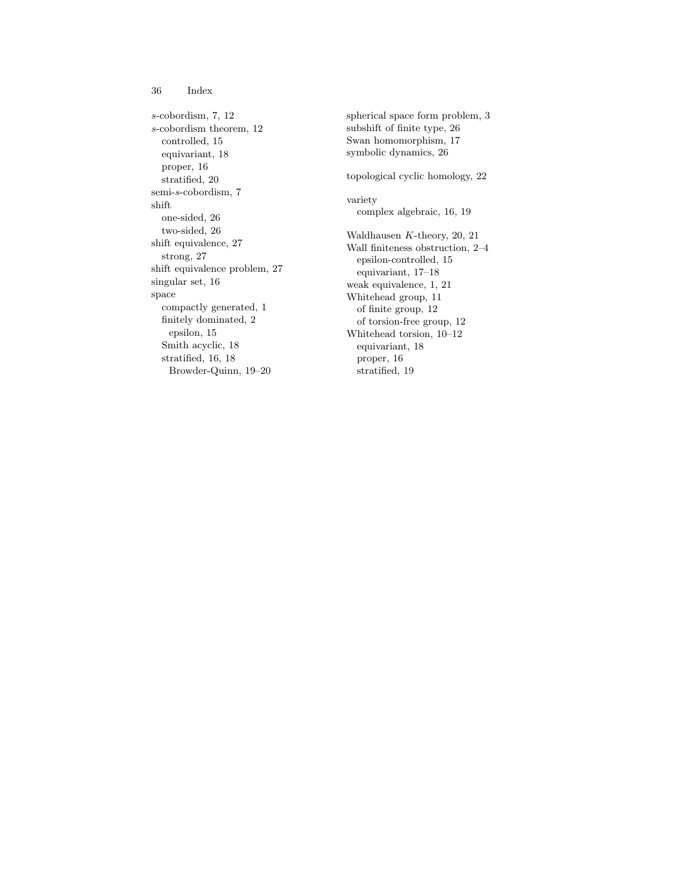$s$-cobordism, 7, 12
$s$-cobordism theorem, 12
  controlled, 15
  equivariant, 18
  proper, 16
  stratified, 20
semi-$s$-cobordism, 7
shift
  one-sided, 26
  two-sided, 26
shift equivalence, 27
  strong, 27
shift equivalence problem, 27
singular set, 16
space
  compactly generated, 1
  finitely dominated, 2
    epsilon, 15
  Smith acyclic, 18
  stratified, 16, 18
    Browder-Quinn, 19–20
spherical space form problem, 3
subshift of finite type, 26
Swan homomorphism, 17
symbolic dynamics, 26

topological cyclic homology, 22

variety
  complex algebraic, 16, 19

Waldhausen $K$-theory, 20, 21
Wall finiteness obstruction, 2–4
  epsilon-controlled, 15
  equivariant, 17–18
weak equivalence, 1, 21
Whitehead group, 11
  of finite group, 12
  of torsion-free group, 12
Whitehead torsion, 10–12
  equivariant, 18
  proper, 16
  stratified, 19